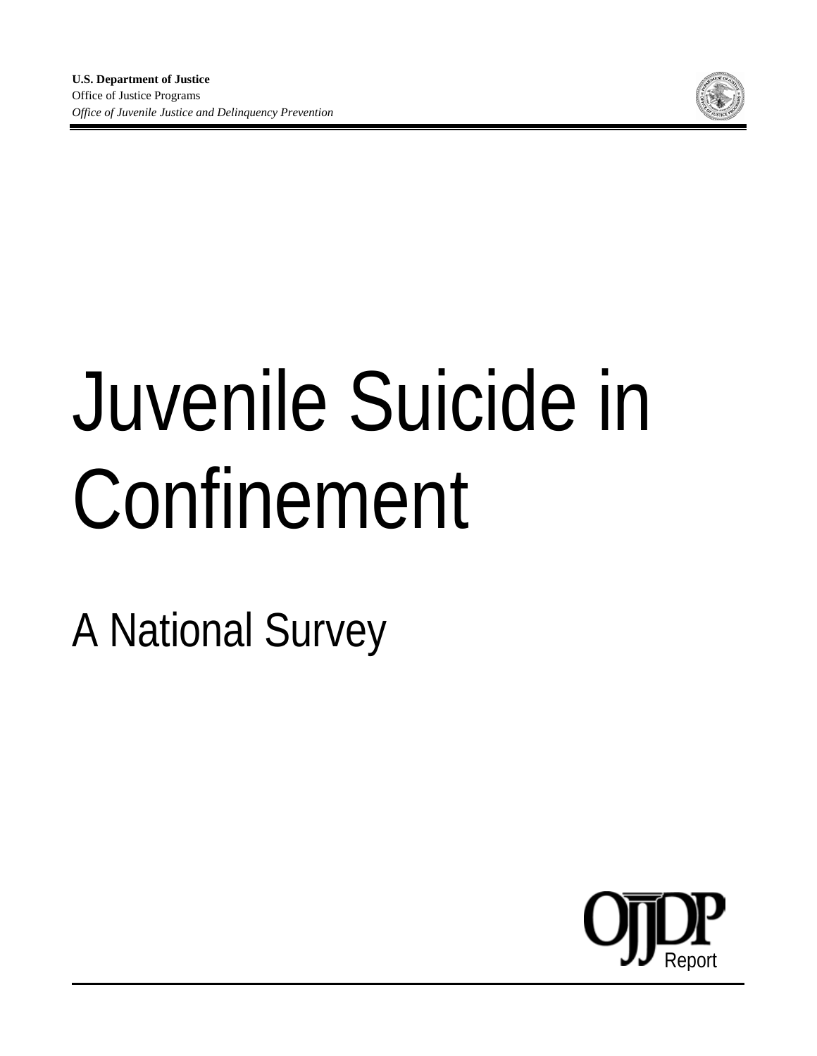**U.S. Department of Justice**
Office of Justice Programs
*Office of Juvenile Justice and Delinquency Prevention*

# Juvenile Suicide in Confinement

## A National Survey

OJJDP Report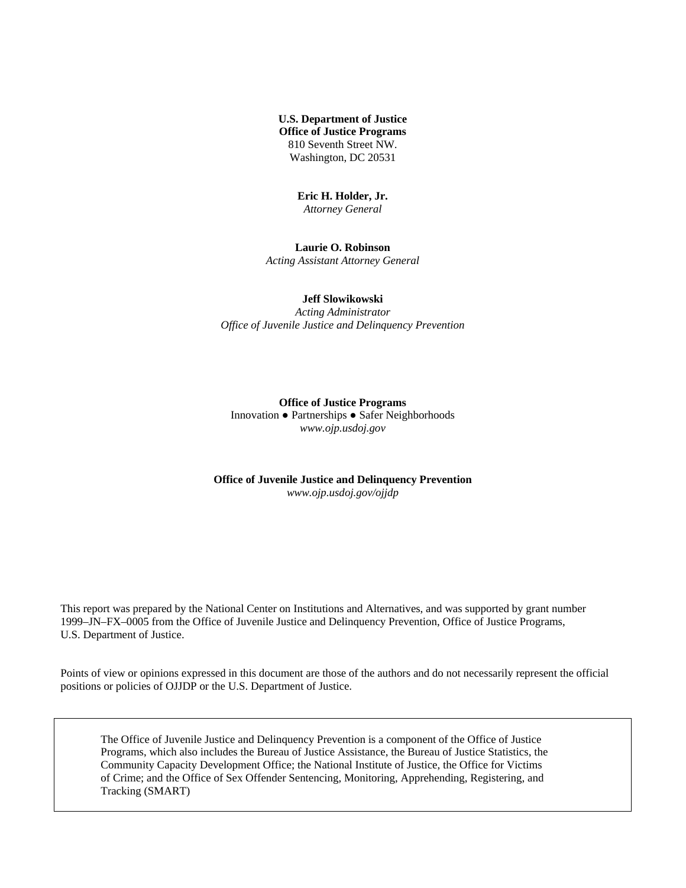**U.S. Department of Justice**
**Office of Justice Programs**
810 Seventh Street NW.
Washington, DC 20531

**Eric H. Holder, Jr.**
*Attorney General*

**Laurie O. Robinson**
*Acting Assistant Attorney General*

**Jeff Slowikowski**
*Acting Administrator*
*Office of Juvenile Justice and Delinquency Prevention*

**Office of Justice Programs**
Innovation ● Partnerships ● Safer Neighborhoods
*www.ojp.usdoj.gov*

**Office of Juvenile Justice and Delinquency Prevention**
*www.ojp.usdoj.gov/ojjdp*

This report was prepared by the National Center on Institutions and Alternatives, and was supported by grant number 1999–JN–FX–0005 from the Office of Juvenile Justice and Delinquency Prevention, Office of Justice Programs, U.S. Department of Justice.

Points of view or opinions expressed in this document are those of the authors and do not necessarily represent the official positions or policies of OJJDP or the U.S. Department of Justice.

The Office of Juvenile Justice and Delinquency Prevention is a component of the Office of Justice Programs, which also includes the Bureau of Justice Assistance, the Bureau of Justice Statistics, the Community Capacity Development Office; the National Institute of Justice, the Office for Victims of Crime; and the Office of Sex Offender Sentencing, Monitoring, Apprehending, Registering, and Tracking (SMART)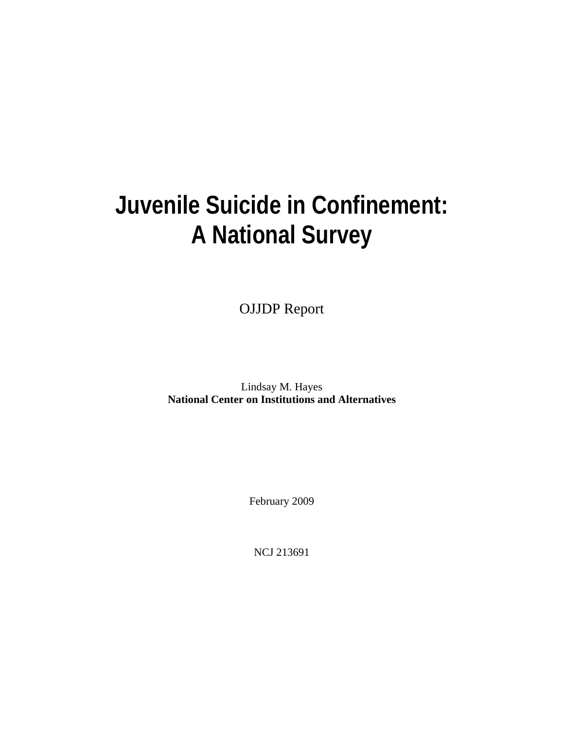# Juvenile Suicide in Confinement: A National Survey

OJJDP Report

Lindsay M. Hayes
**National Center on Institutions and Alternatives**

February 2009

NCJ 213691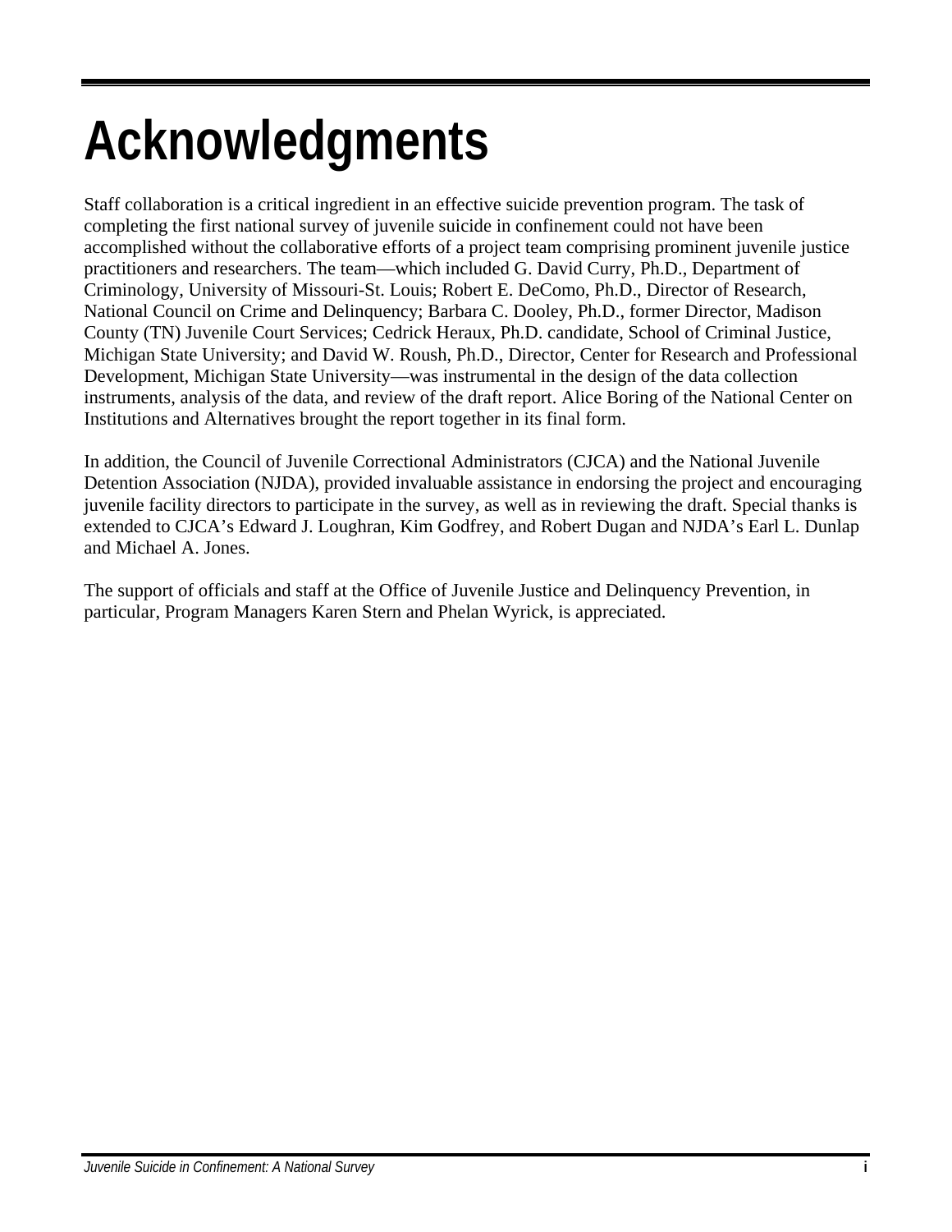# Acknowledgments

Staff collaboration is a critical ingredient in an effective suicide prevention program. The task of completing the first national survey of juvenile suicide in confinement could not have been accomplished without the collaborative efforts of a project team comprising prominent juvenile justice practitioners and researchers. The team—which included G. David Curry, Ph.D., Department of Criminology, University of Missouri-St. Louis; Robert E. DeComo, Ph.D., Director of Research, National Council on Crime and Delinquency; Barbara C. Dooley, Ph.D., former Director, Madison County (TN) Juvenile Court Services; Cedrick Heraux, Ph.D. candidate, School of Criminal Justice, Michigan State University; and David W. Roush, Ph.D., Director, Center for Research and Professional Development, Michigan State University—was instrumental in the design of the data collection instruments, analysis of the data, and review of the draft report. Alice Boring of the National Center on Institutions and Alternatives brought the report together in its final form.

In addition, the Council of Juvenile Correctional Administrators (CJCA) and the National Juvenile Detention Association (NJDA), provided invaluable assistance in endorsing the project and encouraging juvenile facility directors to participate in the survey, as well as in reviewing the draft. Special thanks is extended to CJCA's Edward J. Loughran, Kim Godfrey, and Robert Dugan and NJDA's Earl L. Dunlap and Michael A. Jones.

The support of officials and staff at the Office of Juvenile Justice and Delinquency Prevention, in particular, Program Managers Karen Stern and Phelan Wyrick, is appreciated.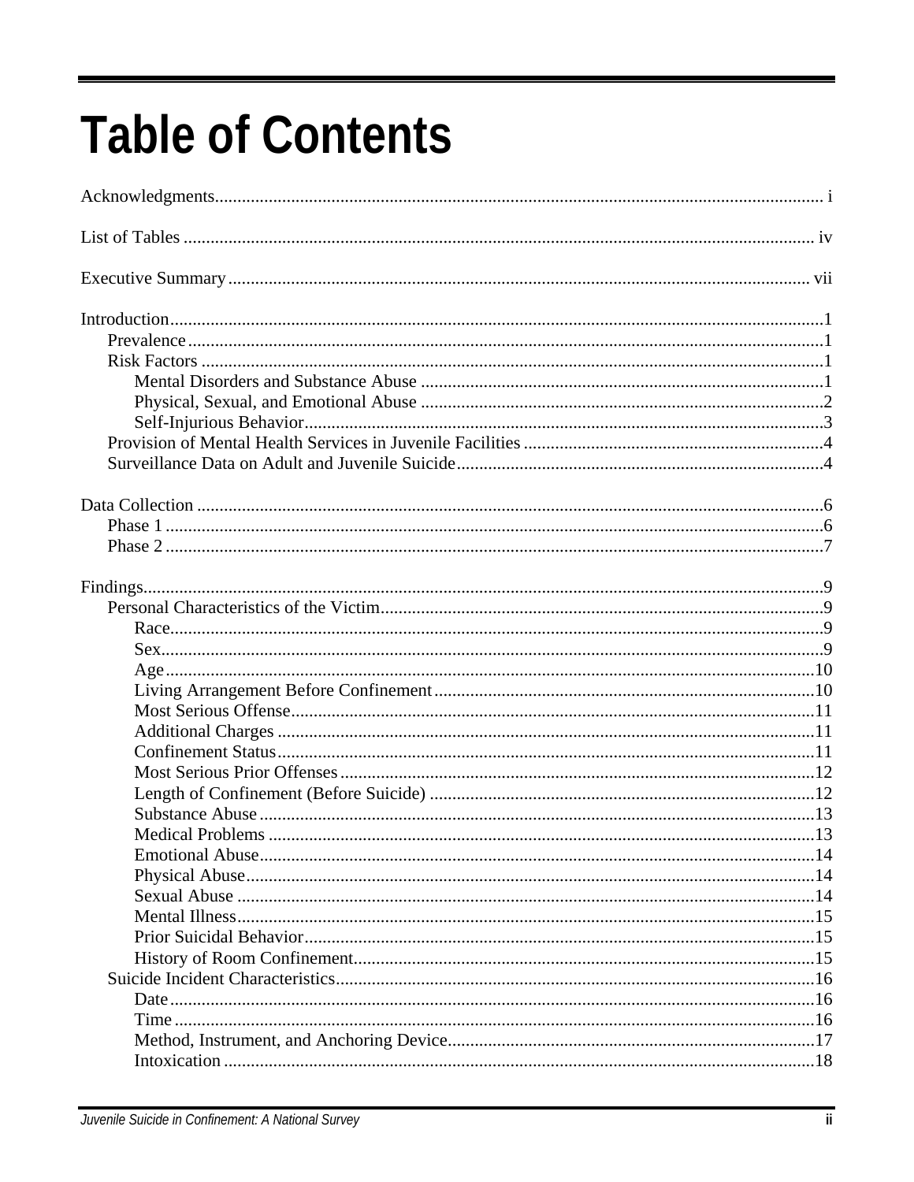# Table of Contents

Acknowledgments ..... i

List of Tables ..... iv

Executive Summary ..... vii

Introduction ..... 1
- Prevalence ..... 1
- Risk Factors ..... 1
  - Mental Disorders and Substance Abuse ..... 1
  - Physical, Sexual, and Emotional Abuse ..... 2
  - Self-Injurious Behavior ..... 3
- Provision of Mental Health Services in Juvenile Facilities ..... 4
- Surveillance Data on Adult and Juvenile Suicide ..... 4

Data Collection ..... 6
- Phase 1 ..... 6
- Phase 2 ..... 7

Findings ..... 9
- Personal Characteristics of the Victim ..... 9
  - Race ..... 9
  - Sex ..... 9
  - Age ..... 10
  - Living Arrangement Before Confinement ..... 10
  - Most Serious Offense ..... 11
  - Additional Charges ..... 11
  - Confinement Status ..... 11
  - Most Serious Prior Offenses ..... 12
  - Length of Confinement (Before Suicide) ..... 12
  - Substance Abuse ..... 13
  - Medical Problems ..... 13
  - Emotional Abuse ..... 14
  - Physical Abuse ..... 14
  - Sexual Abuse ..... 14
  - Mental Illness ..... 15
  - Prior Suicidal Behavior ..... 15
  - History of Room Confinement ..... 15
- Suicide Incident Characteristics ..... 16
  - Date ..... 16
  - Time ..... 16
  - Method, Instrument, and Anchoring Device ..... 17
  - Intoxication ..... 18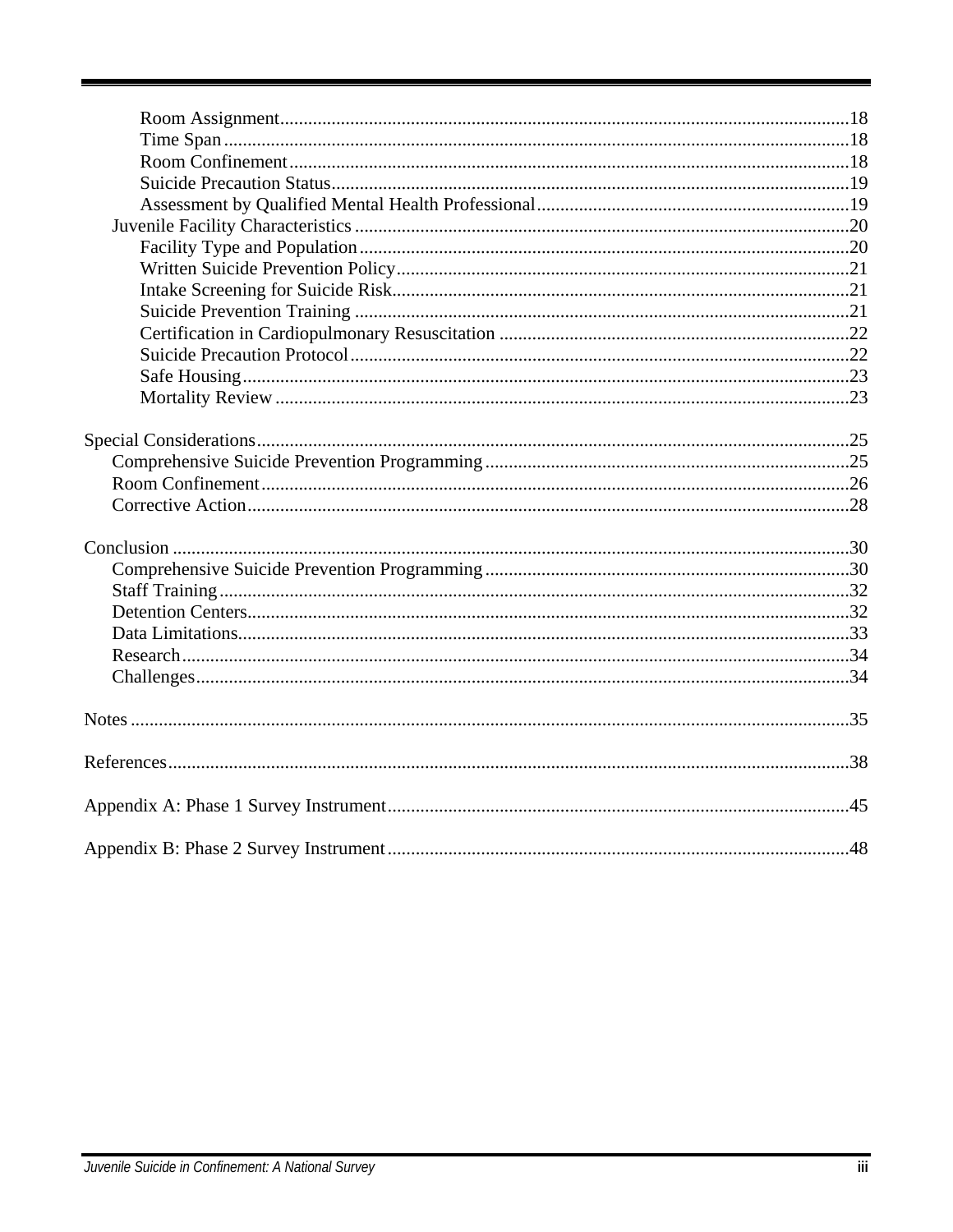- Room Assignment........................................................................................................18
    - Time Span...................................................................................................................18
    - Room Confinement.....................................................................................................18
    - Suicide Precaution Status...........................................................................................19
    - Assessment by Qualified Mental Health Professional................................................19
- Juvenile Facility Characteristics ..........................................................................................20
    - Facility Type and Population.......................................................................................20
    - Written Suicide Prevention Policy...............................................................................21
    - Intake Screening for Suicide Risk...............................................................................21
    - Suicide Prevention Training .......................................................................................21
    - Certification in Cardiopulmonary Resuscitation ........................................................22
    - Suicide Precaution Protocol........................................................................................22
    - Safe Housing...............................................................................................................23
    - Mortality Review ........................................................................................................23

Special Considerations..............................................................................................................25
- Comprehensive Suicide Prevention Programming.............................................................25
- Room Confinement............................................................................................................26
- Corrective Action...............................................................................................................28

Conclusion ...............................................................................................................................30
- Comprehensive Suicide Prevention Programming.............................................................30
- Staff Training.....................................................................................................................32
- Detention Centers...............................................................................................................32
- Data Limitations.................................................................................................................33
- Research.............................................................................................................................34
- Challenges..........................................................................................................................34

Notes ........................................................................................................................................35

References................................................................................................................................38

Appendix A: Phase 1 Survey Instrument.................................................................................45

Appendix B: Phase 2 Survey Instrument.................................................................................48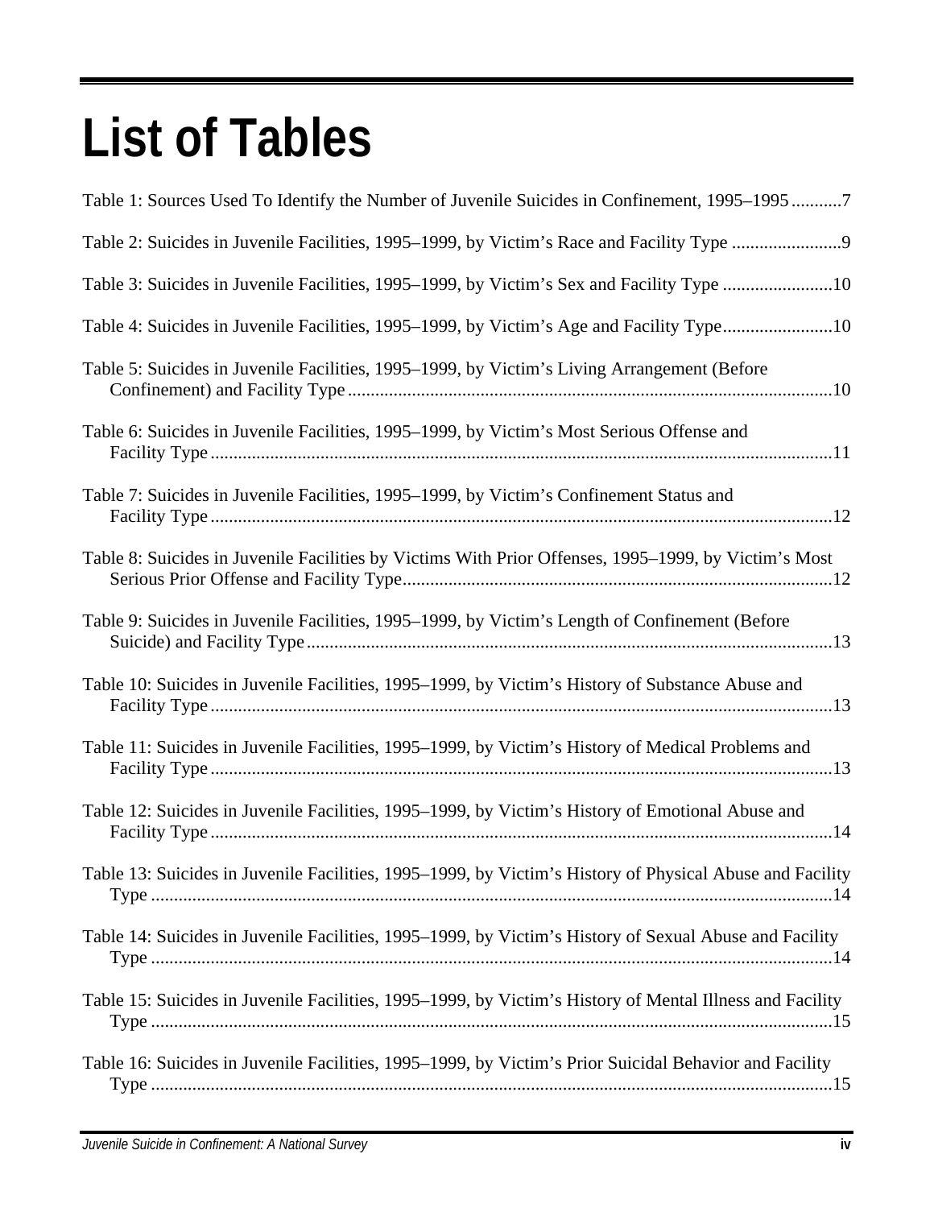# List of Tables

Table 1: Sources Used To Identify the Number of Juvenile Suicides in Confinement, 1995–1995 ...........7

Table 2: Suicides in Juvenile Facilities, 1995–1999, by Victim's Race and Facility Type ........................9

Table 3: Suicides in Juvenile Facilities, 1995–1999, by Victim's Sex and Facility Type ........................10

Table 4: Suicides in Juvenile Facilities, 1995–1999, by Victim's Age and Facility Type........................10

Table 5: Suicides in Juvenile Facilities, 1995–1999, by Victim's Living Arrangement (Before Confinement) and Facility Type ..........................................................................................................10

Table 6: Suicides in Juvenile Facilities, 1995–1999, by Victim's Most Serious Offense and Facility Type .......................................................................................................................................11

Table 7: Suicides in Juvenile Facilities, 1995–1999, by Victim's Confinement Status and Facility Type .......................................................................................................................................12

Table 8: Suicides in Juvenile Facilities by Victims With Prior Offenses, 1995–1999, by Victim's Most Serious Prior Offense and Facility Type.............................................................................................12

Table 9: Suicides in Juvenile Facilities, 1995–1999, by Victim's Length of Confinement (Before Suicide) and Facility Type..................................................................................................................13

Table 10: Suicides in Juvenile Facilities, 1995–1999, by Victim's History of Substance Abuse and Facility Type .......................................................................................................................................13

Table 11: Suicides in Juvenile Facilities, 1995–1999, by Victim's History of Medical Problems and Facility Type .......................................................................................................................................13

Table 12: Suicides in Juvenile Facilities, 1995–1999, by Victim's History of Emotional Abuse and Facility Type .......................................................................................................................................14

Table 13: Suicides in Juvenile Facilities, 1995–1999, by Victim's History of Physical Abuse and Facility Type ....................................................................................................................................................14

Table 14: Suicides in Juvenile Facilities, 1995–1999, by Victim's History of Sexual Abuse and Facility Type ....................................................................................................................................................14

Table 15: Suicides in Juvenile Facilities, 1995–1999, by Victim's History of Mental Illness and Facility Type ....................................................................................................................................................15

Table 16: Suicides in Juvenile Facilities, 1995–1999, by Victim's Prior Suicidal Behavior and Facility Type ....................................................................................................................................................15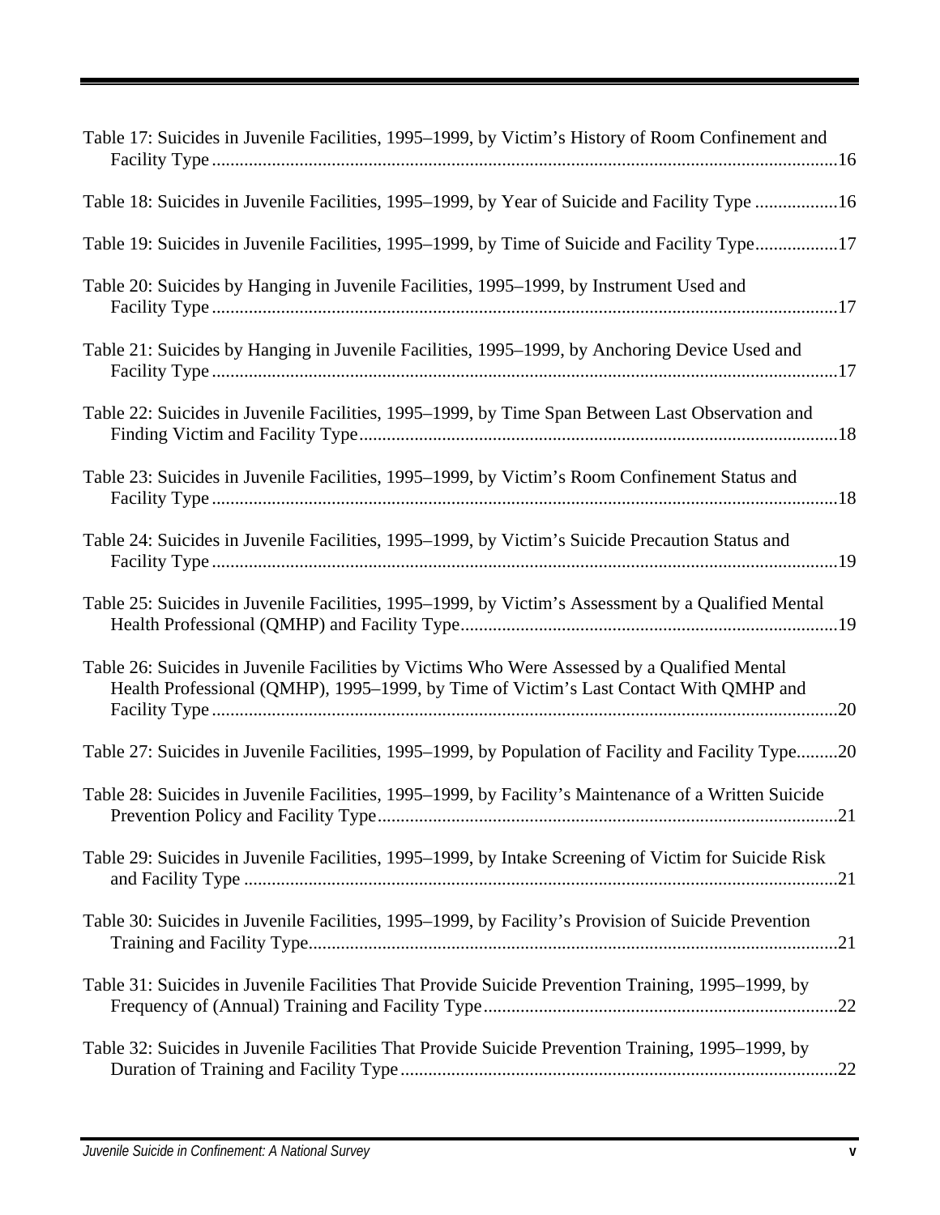Table 17: Suicides in Juvenile Facilities, 1995–1999, by Victim's History of Room Confinement and Facility Type ........................................................................................................................16

Table 18: Suicides in Juvenile Facilities, 1995–1999, by Year of Suicide and Facility Type ..................16

Table 19: Suicides in Juvenile Facilities, 1995–1999, by Time of Suicide and Facility Type..................17

Table 20: Suicides by Hanging in Juvenile Facilities, 1995–1999, by Instrument Used and Facility Type ........................................................................................................................17

Table 21: Suicides by Hanging in Juvenile Facilities, 1995–1999, by Anchoring Device Used and Facility Type ........................................................................................................................17

Table 22: Suicides in Juvenile Facilities, 1995–1999, by Time Span Between Last Observation and Finding Victim and Facility Type........................................................................................18

Table 23: Suicides in Juvenile Facilities, 1995–1999, by Victim's Room Confinement Status and Facility Type ........................................................................................................................18

Table 24: Suicides in Juvenile Facilities, 1995–1999, by Victim's Suicide Precaution Status and Facility Type ........................................................................................................................19

Table 25: Suicides in Juvenile Facilities, 1995–1999, by Victim's Assessment by a Qualified Mental Health Professional (QMHP) and Facility Type.................................................................19

Table 26: Suicides in Juvenile Facilities by Victims Who Were Assessed by a Qualified Mental Health Professional (QMHP), 1995–1999, by Time of Victim's Last Contact With QMHP and Facility Type ........................................................................................................................20

Table 27: Suicides in Juvenile Facilities, 1995–1999, by Population of Facility and Facility Type.........20

Table 28: Suicides in Juvenile Facilities, 1995–1999, by Facility's Maintenance of a Written Suicide Prevention Policy and Facility Type....................................................................................21

Table 29: Suicides in Juvenile Facilities, 1995–1999, by Intake Screening of Victim for Suicide Risk and Facility Type .................................................................................................................21

Table 30: Suicides in Juvenile Facilities, 1995–1999, by Facility's Provision of Suicide Prevention Training and Facility Type...................................................................................................21

Table 31: Suicides in Juvenile Facilities That Provide Suicide Prevention Training, 1995–1999, by Frequency of (Annual) Training and Facility Type.............................................................22

Table 32: Suicides in Juvenile Facilities That Provide Suicide Prevention Training, 1995–1999, by Duration of Training and Facility Type...............................................................................22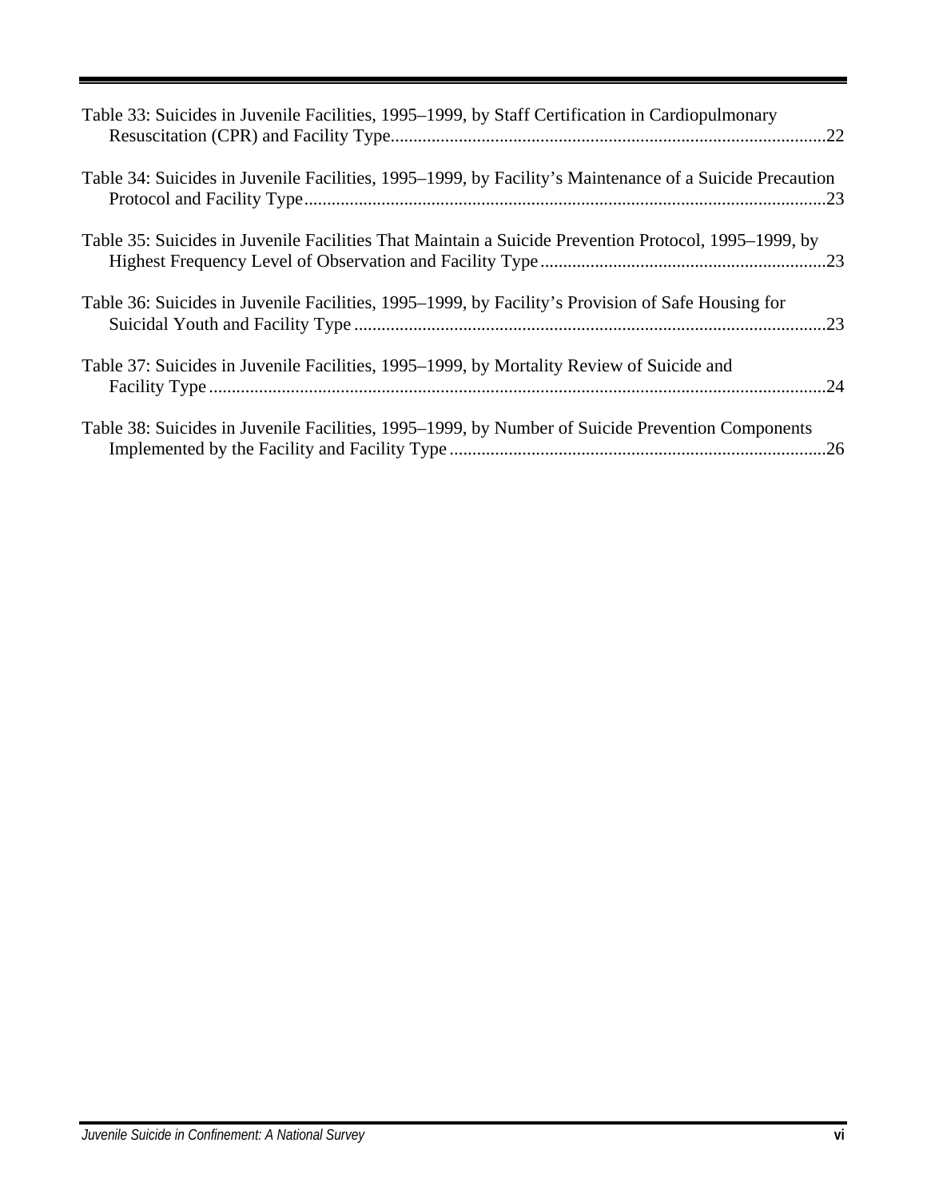Table 33: Suicides in Juvenile Facilities, 1995–1999, by Staff Certification in Cardiopulmonary Resuscitation (CPR) and Facility Type....22

Table 34: Suicides in Juvenile Facilities, 1995–1999, by Facility's Maintenance of a Suicide Precaution Protocol and Facility Type....23

Table 35: Suicides in Juvenile Facilities That Maintain a Suicide Prevention Protocol, 1995–1999, by Highest Frequency Level of Observation and Facility Type....23

Table 36: Suicides in Juvenile Facilities, 1995–1999, by Facility's Provision of Safe Housing for Suicidal Youth and Facility Type....23

Table 37: Suicides in Juvenile Facilities, 1995–1999, by Mortality Review of Suicide and Facility Type....24

Table 38: Suicides in Juvenile Facilities, 1995–1999, by Number of Suicide Prevention Components Implemented by the Facility and Facility Type....26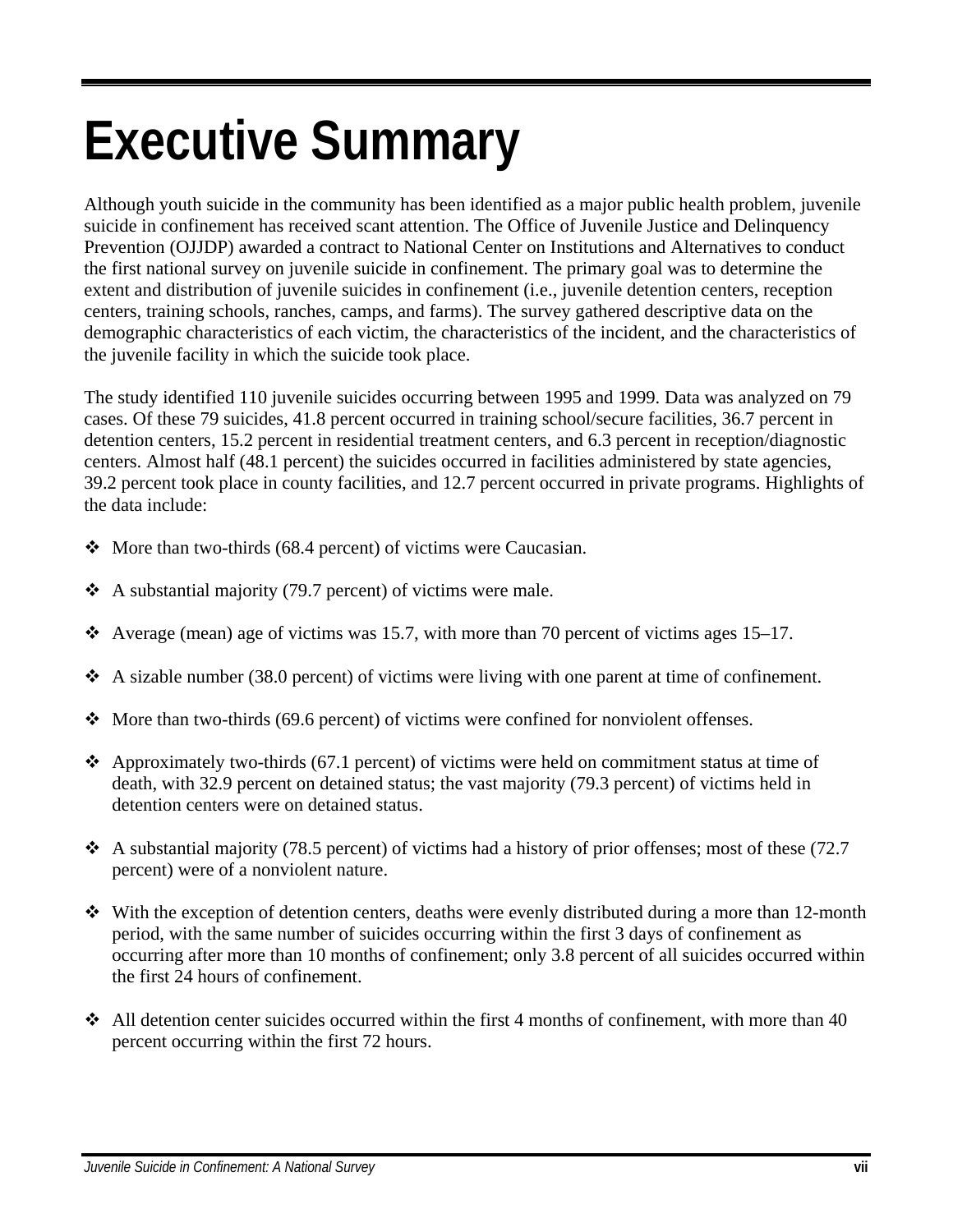# Executive Summary

Although youth suicide in the community has been identified as a major public health problem, juvenile suicide in confinement has received scant attention. The Office of Juvenile Justice and Delinquency Prevention (OJJDP) awarded a contract to National Center on Institutions and Alternatives to conduct the first national survey on juvenile suicide in confinement. The primary goal was to determine the extent and distribution of juvenile suicides in confinement (i.e., juvenile detention centers, reception centers, training schools, ranches, camps, and farms). The survey gathered descriptive data on the demographic characteristics of each victim, the characteristics of the incident, and the characteristics of the juvenile facility in which the suicide took place.

The study identified 110 juvenile suicides occurring between 1995 and 1999. Data was analyzed on 79 cases. Of these 79 suicides, 41.8 percent occurred in training school/secure facilities, 36.7 percent in detention centers, 15.2 percent in residential treatment centers, and 6.3 percent in reception/diagnostic centers. Almost half (48.1 percent) the suicides occurred in facilities administered by state agencies, 39.2 percent took place in county facilities, and 12.7 percent occurred in private programs. Highlights of the data include:

- More than two-thirds (68.4 percent) of victims were Caucasian.
- A substantial majority (79.7 percent) of victims were male.
- Average (mean) age of victims was 15.7, with more than 70 percent of victims ages 15–17.
- A sizable number (38.0 percent) of victims were living with one parent at time of confinement.
- More than two-thirds (69.6 percent) of victims were confined for nonviolent offenses.
- Approximately two-thirds (67.1 percent) of victims were held on commitment status at time of death, with 32.9 percent on detained status; the vast majority (79.3 percent) of victims held in detention centers were on detained status.
- A substantial majority (78.5 percent) of victims had a history of prior offenses; most of these (72.7 percent) were of a nonviolent nature.
- With the exception of detention centers, deaths were evenly distributed during a more than 12-month period, with the same number of suicides occurring within the first 3 days of confinement as occurring after more than 10 months of confinement; only 3.8 percent of all suicides occurred within the first 24 hours of confinement.
- All detention center suicides occurred within the first 4 months of confinement, with more than 40 percent occurring within the first 72 hours.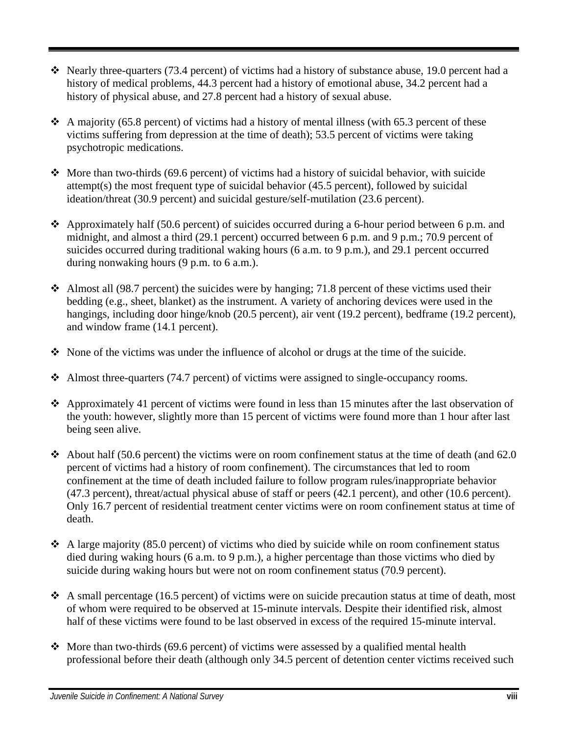- Nearly three-quarters (73.4 percent) of victims had a history of substance abuse, 19.0 percent had a history of medical problems, 44.3 percent had a history of emotional abuse, 34.2 percent had a history of physical abuse, and 27.8 percent had a history of sexual abuse.

- A majority (65.8 percent) of victims had a history of mental illness (with 65.3 percent of these victims suffering from depression at the time of death); 53.5 percent of victims were taking psychotropic medications.

- More than two-thirds (69.6 percent) of victims had a history of suicidal behavior, with suicide attempt(s) the most frequent type of suicidal behavior (45.5 percent), followed by suicidal ideation/threat (30.9 percent) and suicidal gesture/self-mutilation (23.6 percent).

- Approximately half (50.6 percent) of suicides occurred during a 6-hour period between 6 p.m. and midnight, and almost a third (29.1 percent) occurred between 6 p.m. and 9 p.m.; 70.9 percent of suicides occurred during traditional waking hours (6 a.m. to 9 p.m.), and 29.1 percent occurred during nonwaking hours (9 p.m. to 6 a.m.).

- Almost all (98.7 percent) the suicides were by hanging; 71.8 percent of these victims used their bedding (e.g., sheet, blanket) as the instrument. A variety of anchoring devices were used in the hangings, including door hinge/knob (20.5 percent), air vent (19.2 percent), bedframe (19.2 percent), and window frame (14.1 percent).

- None of the victims was under the influence of alcohol or drugs at the time of the suicide.

- Almost three-quarters (74.7 percent) of victims were assigned to single-occupancy rooms.

- Approximately 41 percent of victims were found in less than 15 minutes after the last observation of the youth: however, slightly more than 15 percent of victims were found more than 1 hour after last being seen alive.

- About half (50.6 percent) the victims were on room confinement status at the time of death (and 62.0 percent of victims had a history of room confinement). The circumstances that led to room confinement at the time of death included failure to follow program rules/inappropriate behavior (47.3 percent), threat/actual physical abuse of staff or peers (42.1 percent), and other (10.6 percent). Only 16.7 percent of residential treatment center victims were on room confinement status at time of death.

- A large majority (85.0 percent) of victims who died by suicide while on room confinement status died during waking hours (6 a.m. to 9 p.m.), a higher percentage than those victims who died by suicide during waking hours but were not on room confinement status (70.9 percent).

- A small percentage (16.5 percent) of victims were on suicide precaution status at time of death, most of whom were required to be observed at 15-minute intervals. Despite their identified risk, almost half of these victims were found to be last observed in excess of the required 15-minute interval.

- More than two-thirds (69.6 percent) of victims were assessed by a qualified mental health professional before their death (although only 34.5 percent of detention center victims received such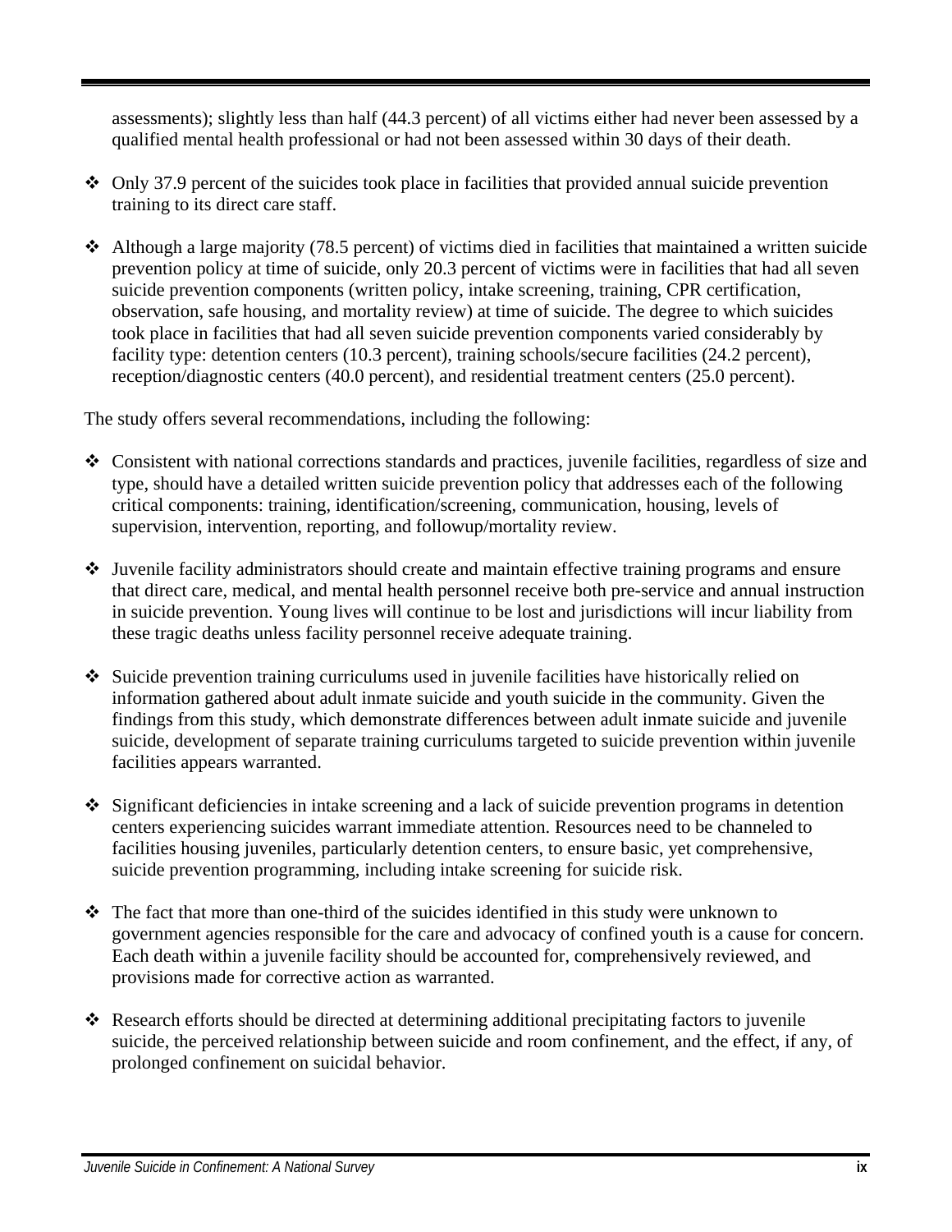assessments); slightly less than half (44.3 percent) of all victims either had never been assessed by a qualified mental health professional or had not been assessed within 30 days of their death.

- Only 37.9 percent of the suicides took place in facilities that provided annual suicide prevention training to its direct care staff.
- Although a large majority (78.5 percent) of victims died in facilities that maintained a written suicide prevention policy at time of suicide, only 20.3 percent of victims were in facilities that had all seven suicide prevention components (written policy, intake screening, training, CPR certification, observation, safe housing, and mortality review) at time of suicide. The degree to which suicides took place in facilities that had all seven suicide prevention components varied considerably by facility type: detention centers (10.3 percent), training schools/secure facilities (24.2 percent), reception/diagnostic centers (40.0 percent), and residential treatment centers (25.0 percent).

The study offers several recommendations, including the following:

- Consistent with national corrections standards and practices, juvenile facilities, regardless of size and type, should have a detailed written suicide prevention policy that addresses each of the following critical components: training, identification/screening, communication, housing, levels of supervision, intervention, reporting, and followup/mortality review.
- Juvenile facility administrators should create and maintain effective training programs and ensure that direct care, medical, and mental health personnel receive both pre-service and annual instruction in suicide prevention. Young lives will continue to be lost and jurisdictions will incur liability from these tragic deaths unless facility personnel receive adequate training.
- Suicide prevention training curriculums used in juvenile facilities have historically relied on information gathered about adult inmate suicide and youth suicide in the community. Given the findings from this study, which demonstrate differences between adult inmate suicide and juvenile suicide, development of separate training curriculums targeted to suicide prevention within juvenile facilities appears warranted.
- Significant deficiencies in intake screening and a lack of suicide prevention programs in detention centers experiencing suicides warrant immediate attention. Resources need to be channeled to facilities housing juveniles, particularly detention centers, to ensure basic, yet comprehensive, suicide prevention programming, including intake screening for suicide risk.
- The fact that more than one-third of the suicides identified in this study were unknown to government agencies responsible for the care and advocacy of confined youth is a cause for concern. Each death within a juvenile facility should be accounted for, comprehensively reviewed, and provisions made for corrective action as warranted.
- Research efforts should be directed at determining additional precipitating factors to juvenile suicide, the perceived relationship between suicide and room confinement, and the effect, if any, of prolonged confinement on suicidal behavior.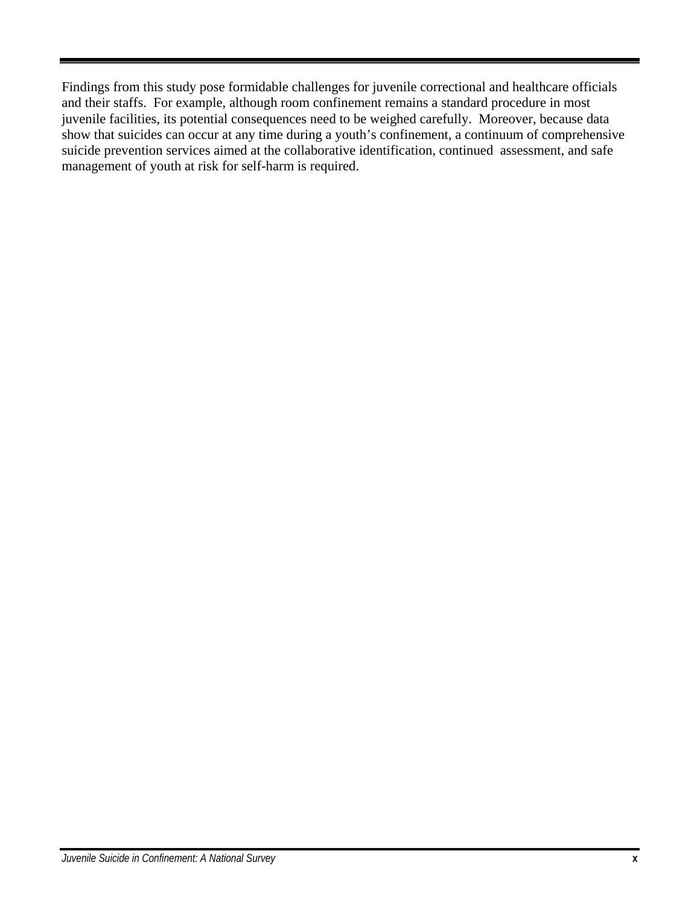Findings from this study pose formidable challenges for juvenile correctional and healthcare officials and their staffs. For example, although room confinement remains a standard procedure in most juvenile facilities, its potential consequences need to be weighed carefully. Moreover, because data show that suicides can occur at any time during a youth's confinement, a continuum of comprehensive suicide prevention services aimed at the collaborative identification, continued assessment, and safe management of youth at risk for self-harm is required.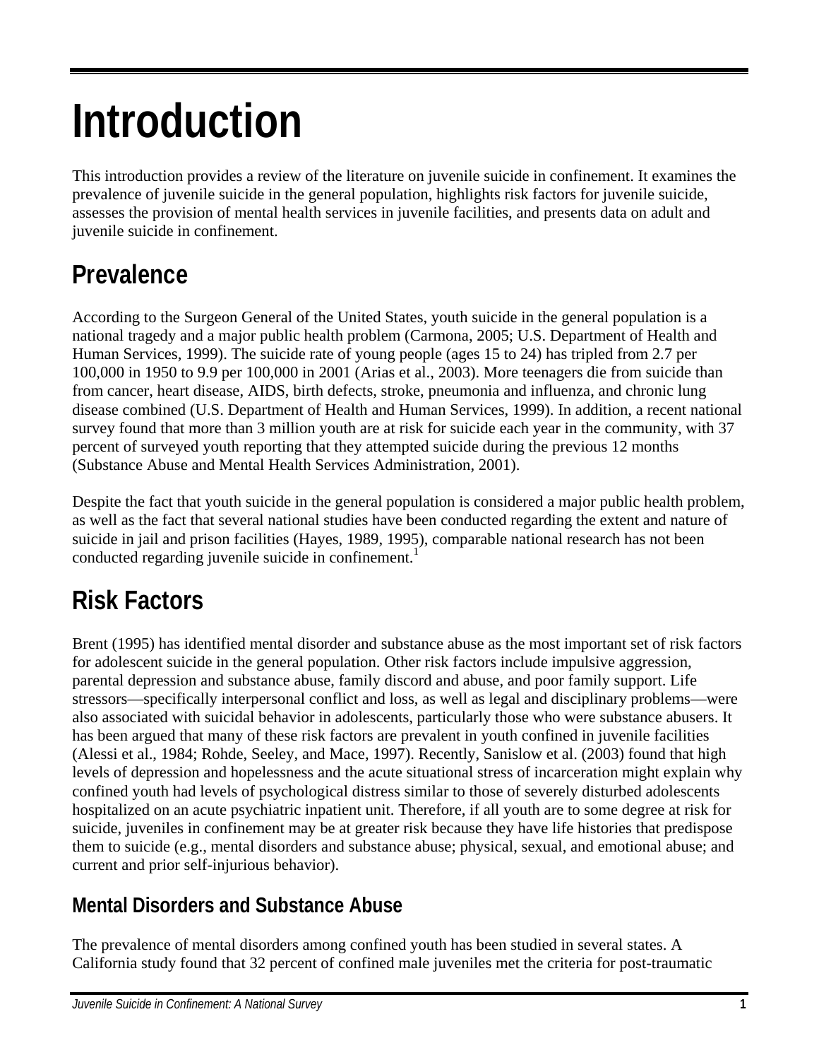# Introduction

This introduction provides a review of the literature on juvenile suicide in confinement. It examines the prevalence of juvenile suicide in the general population, highlights risk factors for juvenile suicide, assesses the provision of mental health services in juvenile facilities, and presents data on adult and juvenile suicide in confinement.

## Prevalence

According to the Surgeon General of the United States, youth suicide in the general population is a national tragedy and a major public health problem (Carmona, 2005; U.S. Department of Health and Human Services, 1999). The suicide rate of young people (ages 15 to 24) has tripled from 2.7 per 100,000 in 1950 to 9.9 per 100,000 in 2001 (Arias et al., 2003). More teenagers die from suicide than from cancer, heart disease, AIDS, birth defects, stroke, pneumonia and influenza, and chronic lung disease combined (U.S. Department of Health and Human Services, 1999). In addition, a recent national survey found that more than 3 million youth are at risk for suicide each year in the community, with 37 percent of surveyed youth reporting that they attempted suicide during the previous 12 months (Substance Abuse and Mental Health Services Administration, 2001).

Despite the fact that youth suicide in the general population is considered a major public health problem, as well as the fact that several national studies have been conducted regarding the extent and nature of suicide in jail and prison facilities (Hayes, 1989, 1995), comparable national research has not been conducted regarding juvenile suicide in confinement.[1]

## Risk Factors

Brent (1995) has identified mental disorder and substance abuse as the most important set of risk factors for adolescent suicide in the general population. Other risk factors include impulsive aggression, parental depression and substance abuse, family discord and abuse, and poor family support. Life stressors—specifically interpersonal conflict and loss, as well as legal and disciplinary problems—were also associated with suicidal behavior in adolescents, particularly those who were substance abusers. It has been argued that many of these risk factors are prevalent in youth confined in juvenile facilities (Alessi et al., 1984; Rohde, Seeley, and Mace, 1997). Recently, Sanislow et al. (2003) found that high levels of depression and hopelessness and the acute situational stress of incarceration might explain why confined youth had levels of psychological distress similar to those of severely disturbed adolescents hospitalized on an acute psychiatric inpatient unit. Therefore, if all youth are to some degree at risk for suicide, juveniles in confinement may be at greater risk because they have life histories that predispose them to suicide (e.g., mental disorders and substance abuse; physical, sexual, and emotional abuse; and current and prior self-injurious behavior).

### Mental Disorders and Substance Abuse

The prevalence of mental disorders among confined youth has been studied in several states. A California study found that 32 percent of confined male juveniles met the criteria for post-traumatic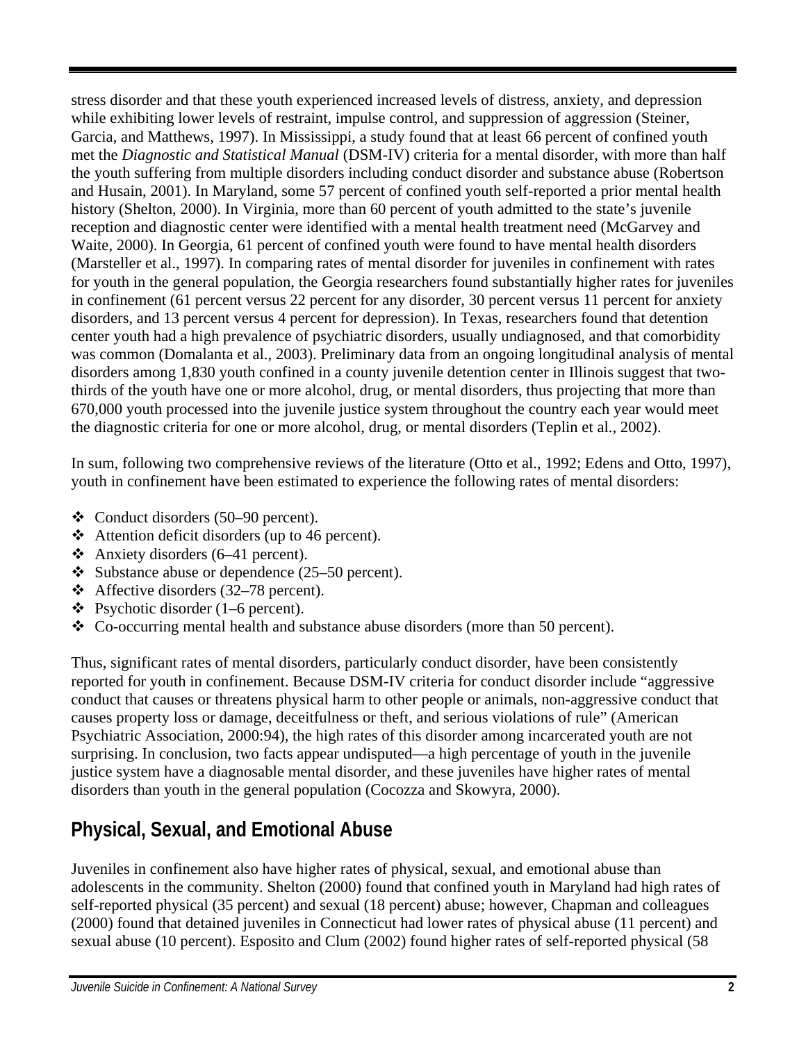stress disorder and that these youth experienced increased levels of distress, anxiety, and depression while exhibiting lower levels of restraint, impulse control, and suppression of aggression (Steiner, Garcia, and Matthews, 1997). In Mississippi, a study found that at least 66 percent of confined youth met the *Diagnostic and Statistical Manual* (DSM-IV) criteria for a mental disorder, with more than half the youth suffering from multiple disorders including conduct disorder and substance abuse (Robertson and Husain, 2001). In Maryland, some 57 percent of confined youth self-reported a prior mental health history (Shelton, 2000). In Virginia, more than 60 percent of youth admitted to the state's juvenile reception and diagnostic center were identified with a mental health treatment need (McGarvey and Waite, 2000). In Georgia, 61 percent of confined youth were found to have mental health disorders (Marsteller et al., 1997). In comparing rates of mental disorder for juveniles in confinement with rates for youth in the general population, the Georgia researchers found substantially higher rates for juveniles in confinement (61 percent versus 22 percent for any disorder, 30 percent versus 11 percent for anxiety disorders, and 13 percent versus 4 percent for depression). In Texas, researchers found that detention center youth had a high prevalence of psychiatric disorders, usually undiagnosed, and that comorbidity was common (Domalanta et al., 2003). Preliminary data from an ongoing longitudinal analysis of mental disorders among 1,830 youth confined in a county juvenile detention center in Illinois suggest that two-thirds of the youth have one or more alcohol, drug, or mental disorders, thus projecting that more than 670,000 youth processed into the juvenile justice system throughout the country each year would meet the diagnostic criteria for one or more alcohol, drug, or mental disorders (Teplin et al., 2002).

In sum, following two comprehensive reviews of the literature (Otto et al., 1992; Edens and Otto, 1997), youth in confinement have been estimated to experience the following rates of mental disorders:

- Conduct disorders (50–90 percent).
- Attention deficit disorders (up to 46 percent).
- Anxiety disorders (6–41 percent).
- Substance abuse or dependence (25–50 percent).
- Affective disorders (32–78 percent).
- Psychotic disorder (1–6 percent).
- Co-occurring mental health and substance abuse disorders (more than 50 percent).

Thus, significant rates of mental disorders, particularly conduct disorder, have been consistently reported for youth in confinement. Because DSM-IV criteria for conduct disorder include "aggressive conduct that causes or threatens physical harm to other people or animals, non-aggressive conduct that causes property loss or damage, deceitfulness or theft, and serious violations of rule" (American Psychiatric Association, 2000:94), the high rates of this disorder among incarcerated youth are not surprising. In conclusion, two facts appear undisputed—a high percentage of youth in the juvenile justice system have a diagnosable mental disorder, and these juveniles have higher rates of mental disorders than youth in the general population (Cocozza and Skowyra, 2000).

## Physical, Sexual, and Emotional Abuse

Juveniles in confinement also have higher rates of physical, sexual, and emotional abuse than adolescents in the community. Shelton (2000) found that confined youth in Maryland had high rates of self-reported physical (35 percent) and sexual (18 percent) abuse; however, Chapman and colleagues (2000) found that detained juveniles in Connecticut had lower rates of physical abuse (11 percent) and sexual abuse (10 percent). Esposito and Clum (2002) found higher rates of self-reported physical (58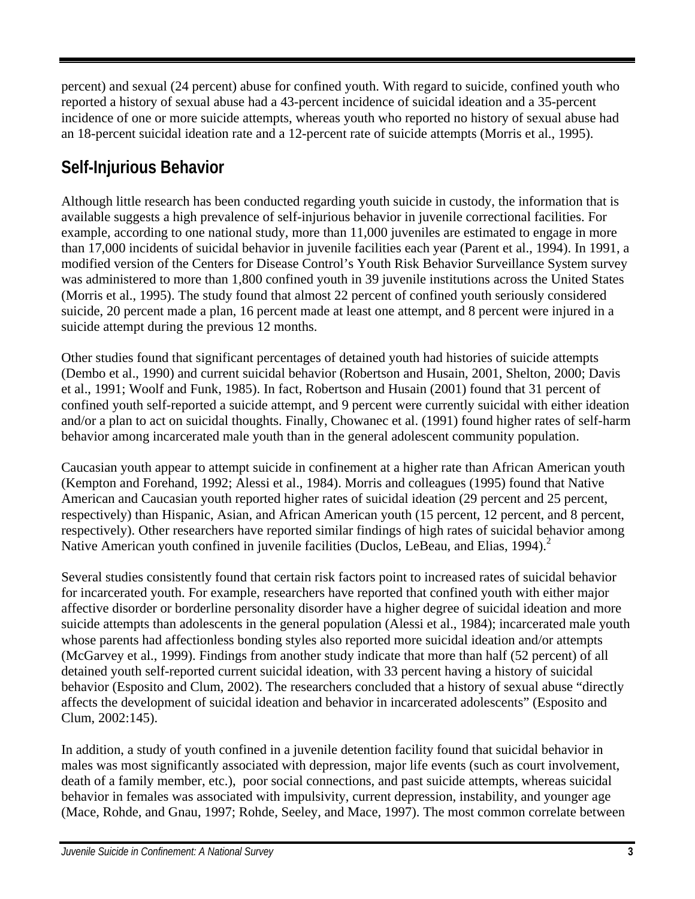percent) and sexual (24 percent) abuse for confined youth. With regard to suicide, confined youth who reported a history of sexual abuse had a 43-percent incidence of suicidal ideation and a 35-percent incidence of one or more suicide attempts, whereas youth who reported no history of sexual abuse had an 18-percent suicidal ideation rate and a 12-percent rate of suicide attempts (Morris et al., 1995).

## Self-Injurious Behavior

Although little research has been conducted regarding youth suicide in custody, the information that is available suggests a high prevalence of self-injurious behavior in juvenile correctional facilities. For example, according to one national study, more than 11,000 juveniles are estimated to engage in more than 17,000 incidents of suicidal behavior in juvenile facilities each year (Parent et al., 1994). In 1991, a modified version of the Centers for Disease Control's Youth Risk Behavior Surveillance System survey was administered to more than 1,800 confined youth in 39 juvenile institutions across the United States (Morris et al., 1995). The study found that almost 22 percent of confined youth seriously considered suicide, 20 percent made a plan, 16 percent made at least one attempt, and 8 percent were injured in a suicide attempt during the previous 12 months.

Other studies found that significant percentages of detained youth had histories of suicide attempts (Dembo et al., 1990) and current suicidal behavior (Robertson and Husain, 2001, Shelton, 2000; Davis et al., 1991; Woolf and Funk, 1985). In fact, Robertson and Husain (2001) found that 31 percent of confined youth self-reported a suicide attempt, and 9 percent were currently suicidal with either ideation and/or a plan to act on suicidal thoughts. Finally, Chowanec et al. (1991) found higher rates of self-harm behavior among incarcerated male youth than in the general adolescent community population.

Caucasian youth appear to attempt suicide in confinement at a higher rate than African American youth (Kempton and Forehand, 1992; Alessi et al., 1984). Morris and colleagues (1995) found that Native American and Caucasian youth reported higher rates of suicidal ideation (29 percent and 25 percent, respectively) than Hispanic, Asian, and African American youth (15 percent, 12 percent, and 8 percent, respectively). Other researchers have reported similar findings of high rates of suicidal behavior among Native American youth confined in juvenile facilities (Duclos, LeBeau, and Elias, 1994).[2]

Several studies consistently found that certain risk factors point to increased rates of suicidal behavior for incarcerated youth. For example, researchers have reported that confined youth with either major affective disorder or borderline personality disorder have a higher degree of suicidal ideation and more suicide attempts than adolescents in the general population (Alessi et al., 1984); incarcerated male youth whose parents had affectionless bonding styles also reported more suicidal ideation and/or attempts (McGarvey et al., 1999). Findings from another study indicate that more than half (52 percent) of all detained youth self-reported current suicidal ideation, with 33 percent having a history of suicidal behavior (Esposito and Clum, 2002). The researchers concluded that a history of sexual abuse "directly affects the development of suicidal ideation and behavior in incarcerated adolescents" (Esposito and Clum, 2002:145).

In addition, a study of youth confined in a juvenile detention facility found that suicidal behavior in males was most significantly associated with depression, major life events (such as court involvement, death of a family member, etc.), poor social connections, and past suicide attempts, whereas suicidal behavior in females was associated with impulsivity, current depression, instability, and younger age (Mace, Rohde, and Gnau, 1997; Rohde, Seeley, and Mace, 1997). The most common correlate between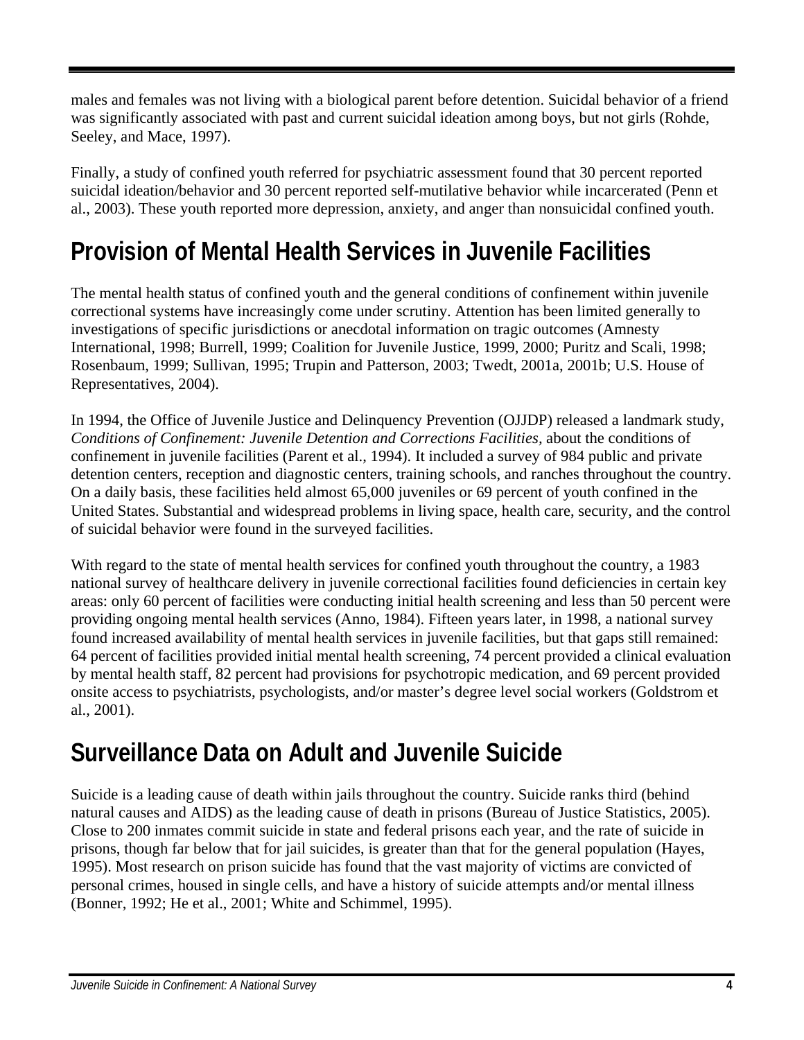males and females was not living with a biological parent before detention. Suicidal behavior of a friend was significantly associated with past and current suicidal ideation among boys, but not girls (Rohde, Seeley, and Mace, 1997).

Finally, a study of confined youth referred for psychiatric assessment found that 30 percent reported suicidal ideation/behavior and 30 percent reported self-mutilative behavior while incarcerated (Penn et al., 2003). These youth reported more depression, anxiety, and anger than nonsuicidal confined youth.

## Provision of Mental Health Services in Juvenile Facilities

The mental health status of confined youth and the general conditions of confinement within juvenile correctional systems have increasingly come under scrutiny. Attention has been limited generally to investigations of specific jurisdictions or anecdotal information on tragic outcomes (Amnesty International, 1998; Burrell, 1999; Coalition for Juvenile Justice, 1999, 2000; Puritz and Scali, 1998; Rosenbaum, 1999; Sullivan, 1995; Trupin and Patterson, 2003; Twedt, 2001a, 2001b; U.S. House of Representatives, 2004).

In 1994, the Office of Juvenile Justice and Delinquency Prevention (OJJDP) released a landmark study, *Conditions of Confinement: Juvenile Detention and Corrections Facilities,* about the conditions of confinement in juvenile facilities (Parent et al., 1994). It included a survey of 984 public and private detention centers, reception and diagnostic centers, training schools, and ranches throughout the country. On a daily basis, these facilities held almost 65,000 juveniles or 69 percent of youth confined in the United States. Substantial and widespread problems in living space, health care, security, and the control of suicidal behavior were found in the surveyed facilities.

With regard to the state of mental health services for confined youth throughout the country, a 1983 national survey of healthcare delivery in juvenile correctional facilities found deficiencies in certain key areas: only 60 percent of facilities were conducting initial health screening and less than 50 percent were providing ongoing mental health services (Anno, 1984). Fifteen years later, in 1998, a national survey found increased availability of mental health services in juvenile facilities, but that gaps still remained: 64 percent of facilities provided initial mental health screening, 74 percent provided a clinical evaluation by mental health staff, 82 percent had provisions for psychotropic medication, and 69 percent provided onsite access to psychiatrists, psychologists, and/or master's degree level social workers (Goldstrom et al., 2001).

## Surveillance Data on Adult and Juvenile Suicide

Suicide is a leading cause of death within jails throughout the country. Suicide ranks third (behind natural causes and AIDS) as the leading cause of death in prisons (Bureau of Justice Statistics, 2005). Close to 200 inmates commit suicide in state and federal prisons each year, and the rate of suicide in prisons, though far below that for jail suicides, is greater than that for the general population (Hayes, 1995). Most research on prison suicide has found that the vast majority of victims are convicted of personal crimes, housed in single cells, and have a history of suicide attempts and/or mental illness (Bonner, 1992; He et al., 2001; White and Schimmel, 1995).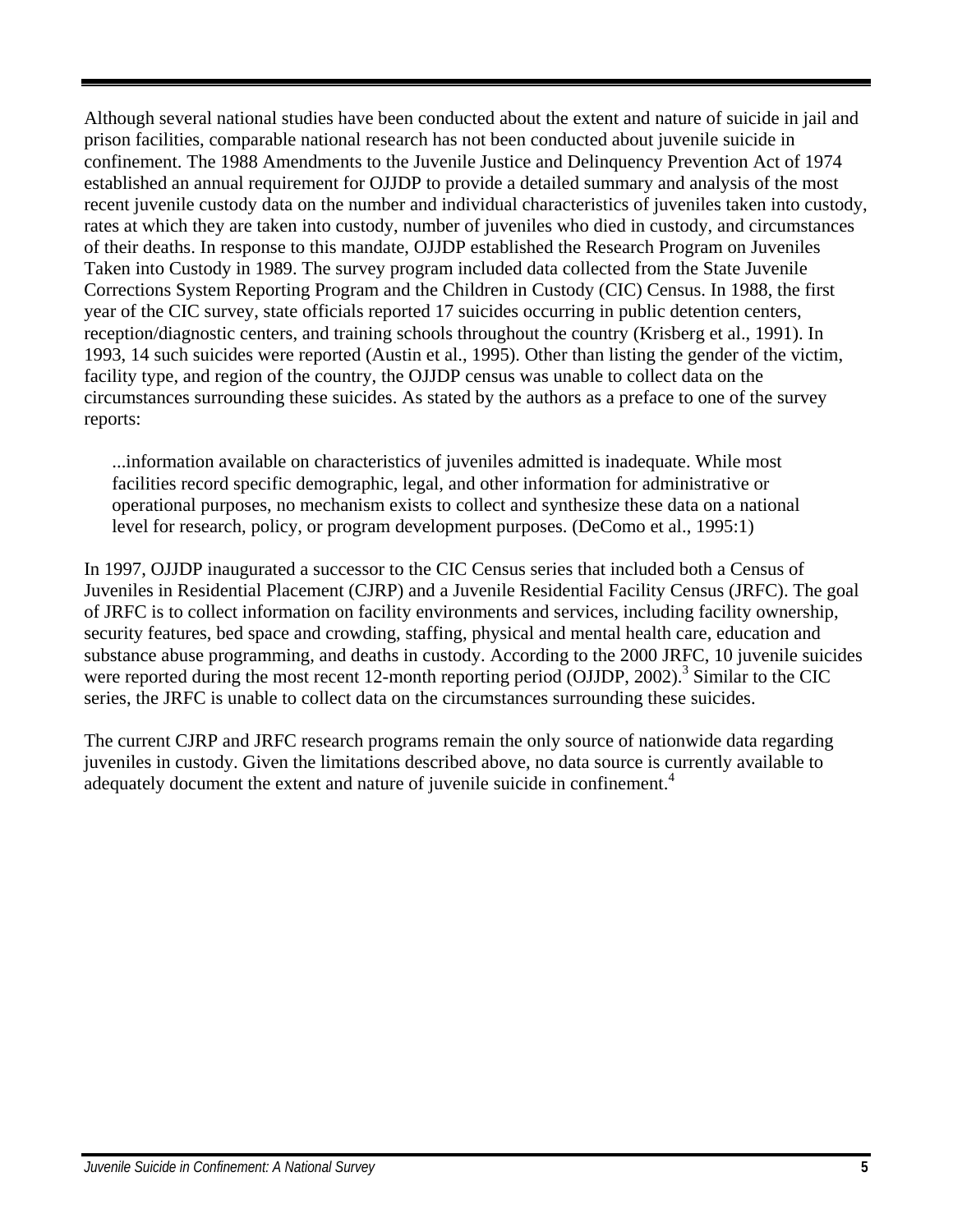Although several national studies have been conducted about the extent and nature of suicide in jail and prison facilities, comparable national research has not been conducted about juvenile suicide in confinement. The 1988 Amendments to the Juvenile Justice and Delinquency Prevention Act of 1974 established an annual requirement for OJJDP to provide a detailed summary and analysis of the most recent juvenile custody data on the number and individual characteristics of juveniles taken into custody, rates at which they are taken into custody, number of juveniles who died in custody, and circumstances of their deaths. In response to this mandate, OJJDP established the Research Program on Juveniles Taken into Custody in 1989. The survey program included data collected from the State Juvenile Corrections System Reporting Program and the Children in Custody (CIC) Census. In 1988, the first year of the CIC survey, state officials reported 17 suicides occurring in public detention centers, reception/diagnostic centers, and training schools throughout the country (Krisberg et al., 1991). In 1993, 14 such suicides were reported (Austin et al., 1995). Other than listing the gender of the victim, facility type, and region of the country, the OJJDP census was unable to collect data on the circumstances surrounding these suicides. As stated by the authors as a preface to one of the survey reports:

> ...information available on characteristics of juveniles admitted is inadequate. While most facilities record specific demographic, legal, and other information for administrative or operational purposes, no mechanism exists to collect and synthesize these data on a national level for research, policy, or program development purposes. (DeComo et al., 1995:1)

In 1997, OJJDP inaugurated a successor to the CIC Census series that included both a Census of Juveniles in Residential Placement (CJRP) and a Juvenile Residential Facility Census (JRFC). The goal of JRFC is to collect information on facility environments and services, including facility ownership, security features, bed space and crowding, staffing, physical and mental health care, education and substance abuse programming, and deaths in custody. According to the 2000 JRFC, 10 juvenile suicides were reported during the most recent 12-month reporting period (OJJDP, 2002).[3] Similar to the CIC series, the JRFC is unable to collect data on the circumstances surrounding these suicides.

The current CJRP and JRFC research programs remain the only source of nationwide data regarding juveniles in custody. Given the limitations described above, no data source is currently available to adequately document the extent and nature of juvenile suicide in confinement.[4]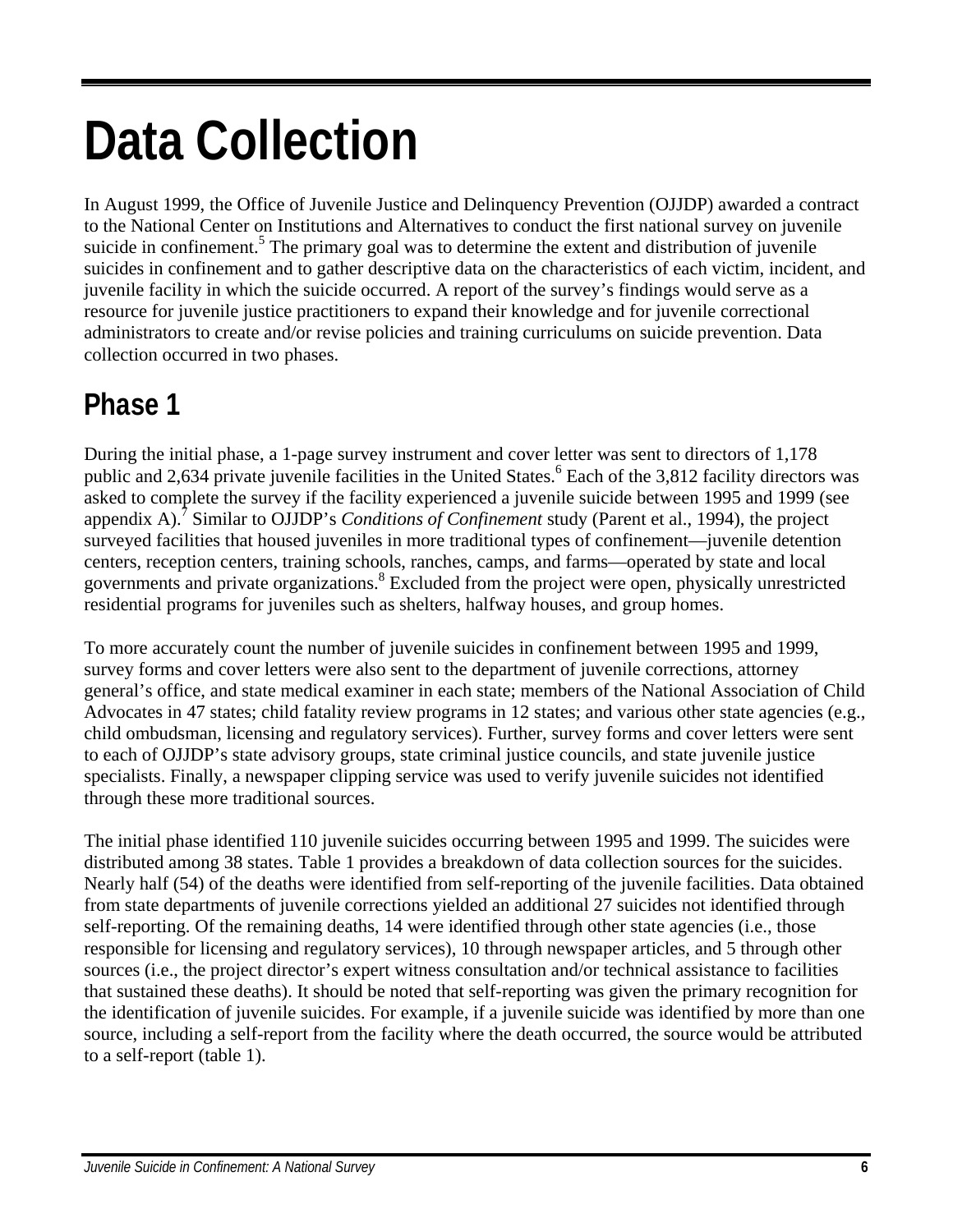# Data Collection

In August 1999, the Office of Juvenile Justice and Delinquency Prevention (OJJDP) awarded a contract to the National Center on Institutions and Alternatives to conduct the first national survey on juvenile suicide in confinement.[5] The primary goal was to determine the extent and distribution of juvenile suicides in confinement and to gather descriptive data on the characteristics of each victim, incident, and juvenile facility in which the suicide occurred. A report of the survey's findings would serve as a resource for juvenile justice practitioners to expand their knowledge and for juvenile correctional administrators to create and/or revise policies and training curriculums on suicide prevention. Data collection occurred in two phases.

## Phase 1

During the initial phase, a 1-page survey instrument and cover letter was sent to directors of 1,178 public and 2,634 private juvenile facilities in the United States.[6] Each of the 3,812 facility directors was asked to complete the survey if the facility experienced a juvenile suicide between 1995 and 1999 (see appendix A).[7] Similar to OJJDP's *Conditions of Confinement* study (Parent et al., 1994), the project surveyed facilities that housed juveniles in more traditional types of confinement—juvenile detention centers, reception centers, training schools, ranches, camps, and farms—operated by state and local governments and private organizations.[8] Excluded from the project were open, physically unrestricted residential programs for juveniles such as shelters, halfway houses, and group homes.

To more accurately count the number of juvenile suicides in confinement between 1995 and 1999, survey forms and cover letters were also sent to the department of juvenile corrections, attorney general's office, and state medical examiner in each state; members of the National Association of Child Advocates in 47 states; child fatality review programs in 12 states; and various other state agencies (e.g., child ombudsman, licensing and regulatory services). Further, survey forms and cover letters were sent to each of OJJDP's state advisory groups, state criminal justice councils, and state juvenile justice specialists. Finally, a newspaper clipping service was used to verify juvenile suicides not identified through these more traditional sources.

The initial phase identified 110 juvenile suicides occurring between 1995 and 1999. The suicides were distributed among 38 states. Table 1 provides a breakdown of data collection sources for the suicides. Nearly half (54) of the deaths were identified from self-reporting of the juvenile facilities. Data obtained from state departments of juvenile corrections yielded an additional 27 suicides not identified through self-reporting. Of the remaining deaths, 14 were identified through other state agencies (i.e., those responsible for licensing and regulatory services), 10 through newspaper articles, and 5 through other sources (i.e., the project director's expert witness consultation and/or technical assistance to facilities that sustained these deaths). It should be noted that self-reporting was given the primary recognition for the identification of juvenile suicides. For example, if a juvenile suicide was identified by more than one source, including a self-report from the facility where the death occurred, the source would be attributed to a self-report (table 1).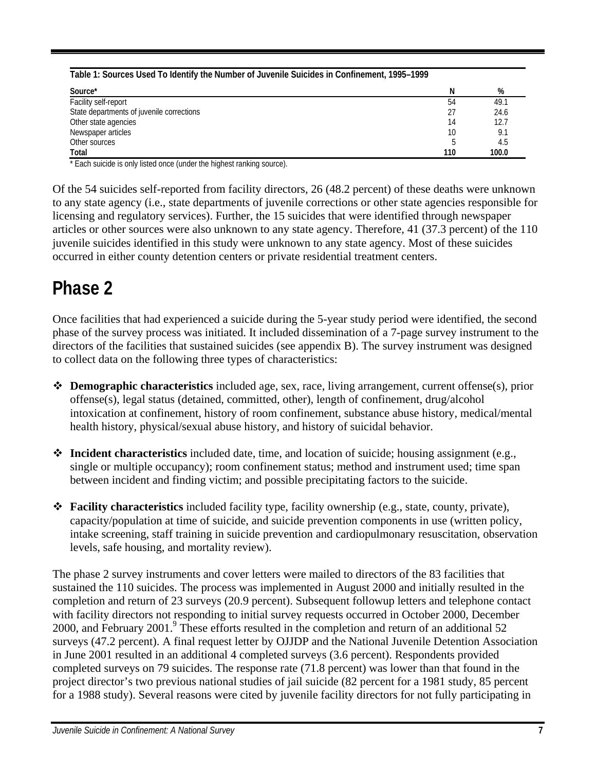**Table 1: Sources Used To Identify the Number of Juvenile Suicides in Confinement, 1995–1999**

| Source* | N | % |
|---|---|---|
| Facility self-report | 54 | 49.1 |
| State departments of juvenile corrections | 27 | 24.6 |
| Other state agencies | 14 | 12.7 |
| Newspaper articles | 10 | 9.1 |
| Other sources | 5 | 4.5 |
| **Total** | **110** | **100.0** |

* Each suicide is only listed once (under the highest ranking source).

Of the 54 suicides self-reported from facility directors, 26 (48.2 percent) of these deaths were unknown to any state agency (i.e., state departments of juvenile corrections or other state agencies responsible for licensing and regulatory services). Further, the 15 suicides that were identified through newspaper articles or other sources were also unknown to any state agency. Therefore, 41 (37.3 percent) of the 110 juvenile suicides identified in this study were unknown to any state agency. Most of these suicides occurred in either county detention centers or private residential treatment centers.

# Phase 2

Once facilities that had experienced a suicide during the 5-year study period were identified, the second phase of the survey process was initiated. It included dissemination of a 7-page survey instrument to the directors of the facilities that sustained suicides (see appendix B). The survey instrument was designed to collect data on the following three types of characteristics:

- **Demographic characteristics** included age, sex, race, living arrangement, current offense(s), prior offense(s), legal status (detained, committed, other), length of confinement, drug/alcohol intoxication at confinement, history of room confinement, substance abuse history, medical/mental health history, physical/sexual abuse history, and history of suicidal behavior.
- **Incident characteristics** included date, time, and location of suicide; housing assignment (e.g., single or multiple occupancy); room confinement status; method and instrument used; time span between incident and finding victim; and possible precipitating factors to the suicide.
- **Facility characteristics** included facility type, facility ownership (e.g., state, county, private), capacity/population at time of suicide, and suicide prevention components in use (written policy, intake screening, staff training in suicide prevention and cardiopulmonary resuscitation, observation levels, safe housing, and mortality review).

The phase 2 survey instruments and cover letters were mailed to directors of the 83 facilities that sustained the 110 suicides. The process was implemented in August 2000 and initially resulted in the completion and return of 23 surveys (20.9 percent). Subsequent followup letters and telephone contact with facility directors not responding to initial survey requests occurred in October 2000, December 2000, and February 2001.[9] These efforts resulted in the completion and return of an additional 52 surveys (47.2 percent). A final request letter by OJJDP and the National Juvenile Detention Association in June 2001 resulted in an additional 4 completed surveys (3.6 percent). Respondents provided completed surveys on 79 suicides. The response rate (71.8 percent) was lower than that found in the project director's two previous national studies of jail suicide (82 percent for a 1981 study, 85 percent for a 1988 study). Several reasons were cited by juvenile facility directors for not fully participating in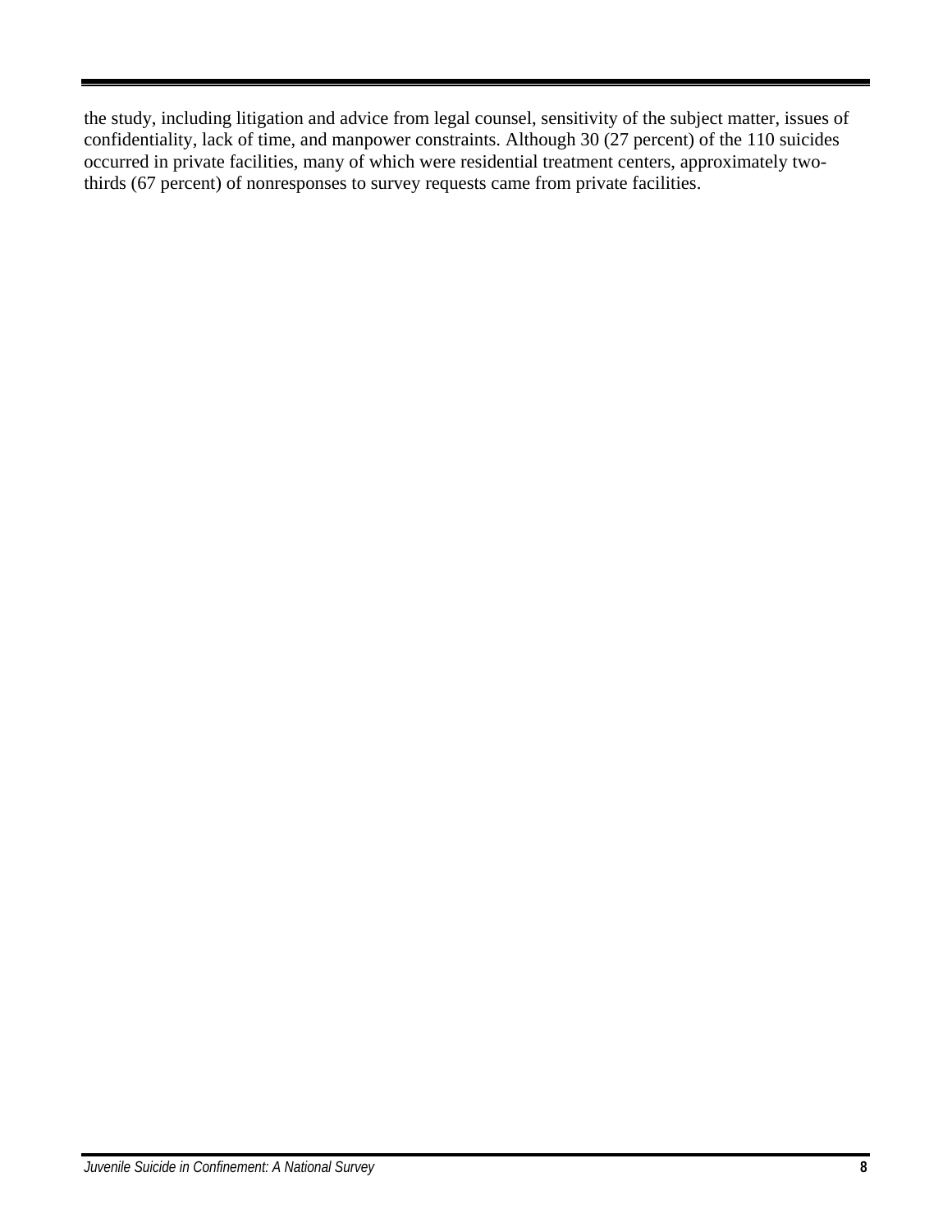the study, including litigation and advice from legal counsel, sensitivity of the subject matter, issues of confidentiality, lack of time, and manpower constraints. Although 30 (27 percent) of the 110 suicides occurred in private facilities, many of which were residential treatment centers, approximately two-thirds (67 percent) of nonresponses to survey requests came from private facilities.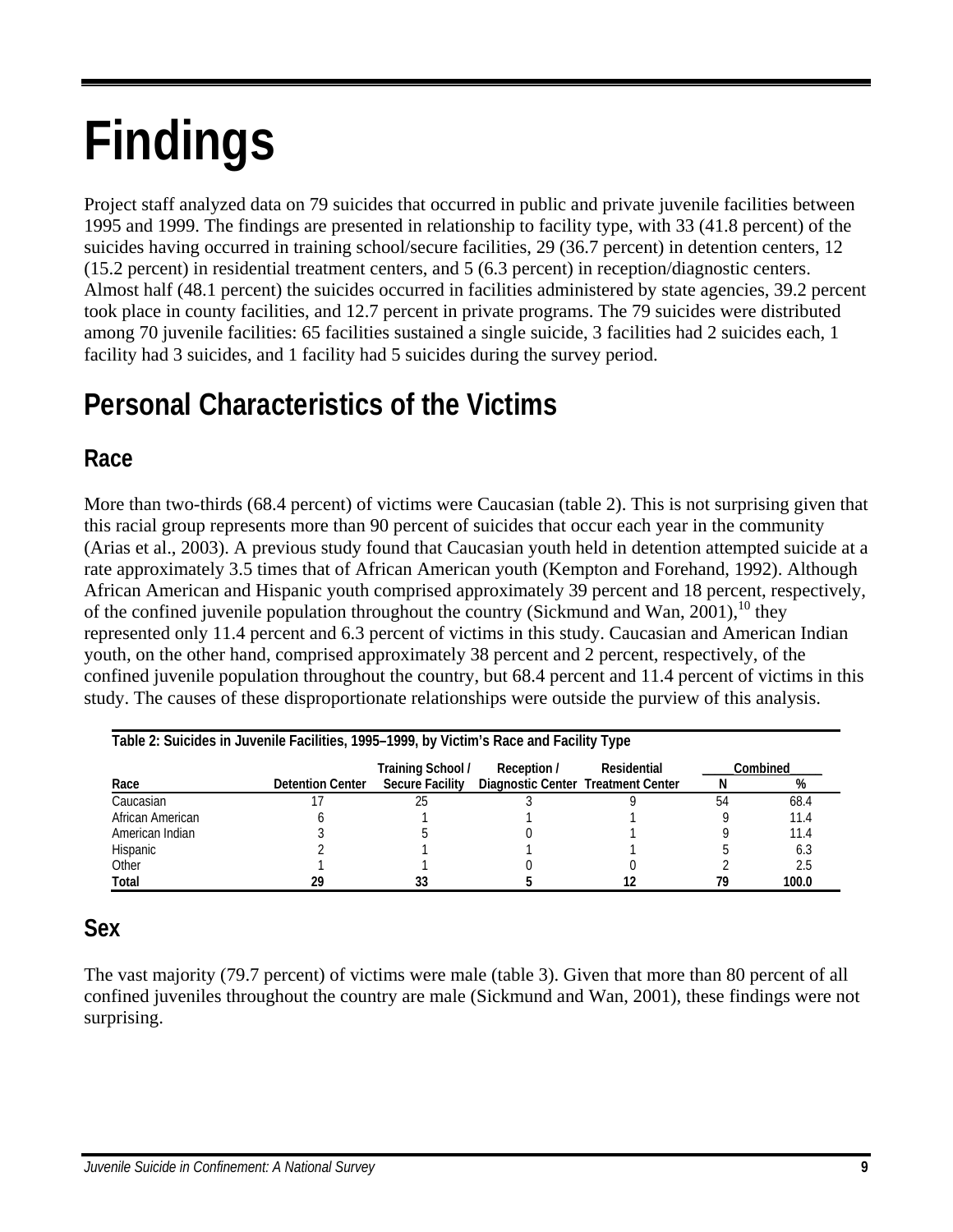# Findings

Project staff analyzed data on 79 suicides that occurred in public and private juvenile facilities between 1995 and 1999. The findings are presented in relationship to facility type, with 33 (41.8 percent) of the suicides having occurred in training school/secure facilities, 29 (36.7 percent) in detention centers, 12 (15.2 percent) in residential treatment centers, and 5 (6.3 percent) in reception/diagnostic centers. Almost half (48.1 percent) the suicides occurred in facilities administered by state agencies, 39.2 percent took place in county facilities, and 12.7 percent in private programs. The 79 suicides were distributed among 70 juvenile facilities: 65 facilities sustained a single suicide, 3 facilities had 2 suicides each, 1 facility had 3 suicides, and 1 facility had 5 suicides during the survey period.

## Personal Characteristics of the Victims

### Race

More than two-thirds (68.4 percent) of victims were Caucasian (table 2). This is not surprising given that this racial group represents more than 90 percent of suicides that occur each year in the community (Arias et al., 2003). A previous study found that Caucasian youth held in detention attempted suicide at a rate approximately 3.5 times that of African American youth (Kempton and Forehand, 1992). Although African American and Hispanic youth comprised approximately 39 percent and 18 percent, respectively, of the confined juvenile population throughout the country (Sickmund and Wan, 2001),[10] they represented only 11.4 percent and 6.3 percent of victims in this study. Caucasian and American Indian youth, on the other hand, comprised approximately 38 percent and 2 percent, respectively, of the confined juvenile population throughout the country, but 68.4 percent and 11.4 percent of victims in this study. The causes of these disproportionate relationships were outside the purview of this analysis.

**Table 2: Suicides in Juvenile Facilities, 1995–1999, by Victim's Race and Facility Type**

| Race | Detention Center | Training School / Secure Facility | Reception / Diagnostic Center | Residential Treatment Center | Combined N | Combined % |
|---|---|---|---|---|---|---|
| Caucasian | 17 | 25 | 3 | 9 | 54 | 68.4 |
| African American | 6 | 1 | 1 | 1 | 9 | 11.4 |
| American Indian | 3 | 5 | 0 | 1 | 9 | 11.4 |
| Hispanic | 2 | 1 | 1 | 1 | 5 | 6.3 |
| Other | 1 | 1 | 0 | 0 | 2 | 2.5 |
| **Total** | **29** | **33** | **5** | **12** | **79** | **100.0** |

### Sex

The vast majority (79.7 percent) of victims were male (table 3). Given that more than 80 percent of all confined juveniles throughout the country are male (Sickmund and Wan, 2001), these findings were not surprising.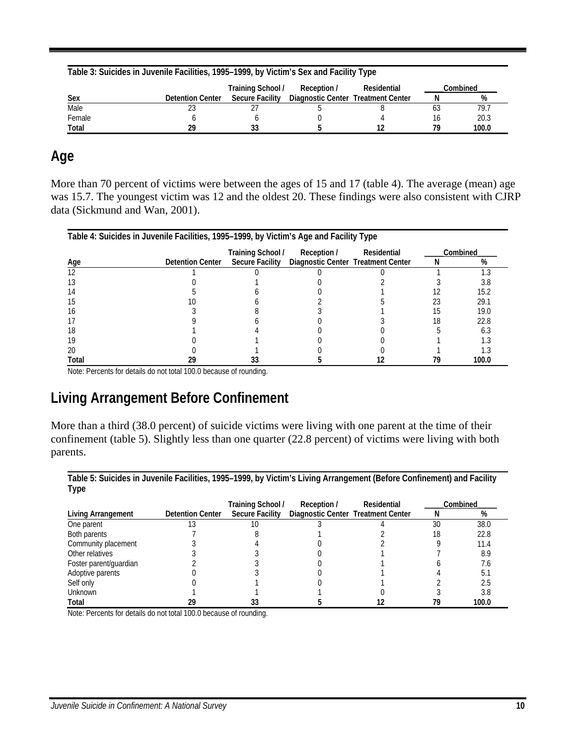**Table 3: Suicides in Juvenile Facilities, 1995–1999, by Victim's Sex and Facility Type**

| Sex | Detention Center | Training School / Secure Facility | Reception / Diagnostic Center | Residential Treatment Center | Combined N | Combined % |
|---|---|---|---|---|---|---|
| Male | 23 | 27 | 5 | 8 | 63 | 79.7 |
| Female | 6 | 6 | 0 | 4 | 16 | 20.3 |
| **Total** | **29** | **33** | **5** | **12** | **79** | **100.0** |

## Age

More than 70 percent of victims were between the ages of 15 and 17 (table 4). The average (mean) age was 15.7. The youngest victim was 12 and the oldest 20. These findings were also consistent with CJRP data (Sickmund and Wan, 2001).

**Table 4: Suicides in Juvenile Facilities, 1995–1999, by Victim's Age and Facility Type**

| Age | Detention Center | Training School / Secure Facility | Reception / Diagnostic Center | Residential Treatment Center | Combined N | Combined % |
|---|---|---|---|---|---|---|
| 12 | 1 | 0 | 0 | 0 | 1 | 1.3 |
| 13 | 0 | 1 | 0 | 2 | 3 | 3.8 |
| 14 | 5 | 6 | 0 | 1 | 12 | 15.2 |
| 15 | 10 | 6 | 2 | 5 | 23 | 29.1 |
| 16 | 3 | 8 | 3 | 1 | 15 | 19.0 |
| 17 | 9 | 6 | 0 | 3 | 18 | 22.8 |
| 18 | 1 | 4 | 0 | 0 | 5 | 6.3 |
| 19 | 0 | 1 | 0 | 0 | 1 | 1.3 |
| 20 | 0 | 1 | 0 | 0 | 1 | 1.3 |
| **Total** | **29** | **33** | **5** | **12** | **79** | **100.0** |

Note: Percents for details do not total 100.0 because of rounding.

## Living Arrangement Before Confinement

More than a third (38.0 percent) of suicide victims were living with one parent at the time of their confinement (table 5). Slightly less than one quarter (22.8 percent) of victims were living with both parents.

**Table 5: Suicides in Juvenile Facilities, 1995–1999, by Victim's Living Arrangement (Before Confinement) and Facility Type**

| Living Arrangement | Detention Center | Training School / Secure Facility | Reception / Diagnostic Center | Residential Treatment Center | Combined N | Combined % |
|---|---|---|---|---|---|---|
| One parent | 13 | 10 | 3 | 4 | 30 | 38.0 |
| Both parents | 7 | 8 | 1 | 2 | 18 | 22.8 |
| Community placement | 3 | 4 | 0 | 2 | 9 | 11.4 |
| Other relatives | 3 | 3 | 0 | 1 | 7 | 8.9 |
| Foster parent/guardian | 2 | 3 | 0 | 1 | 6 | 7.6 |
| Adoptive parents | 0 | 3 | 0 | 1 | 4 | 5.1 |
| Self only | 0 | 1 | 0 | 1 | 2 | 2.5 |
| Unknown | 1 | 1 | 1 | 0 | 3 | 3.8 |
| **Total** | **29** | **33** | **5** | **12** | **79** | **100.0** |

Note: Percents for details do not total 100.0 because of rounding.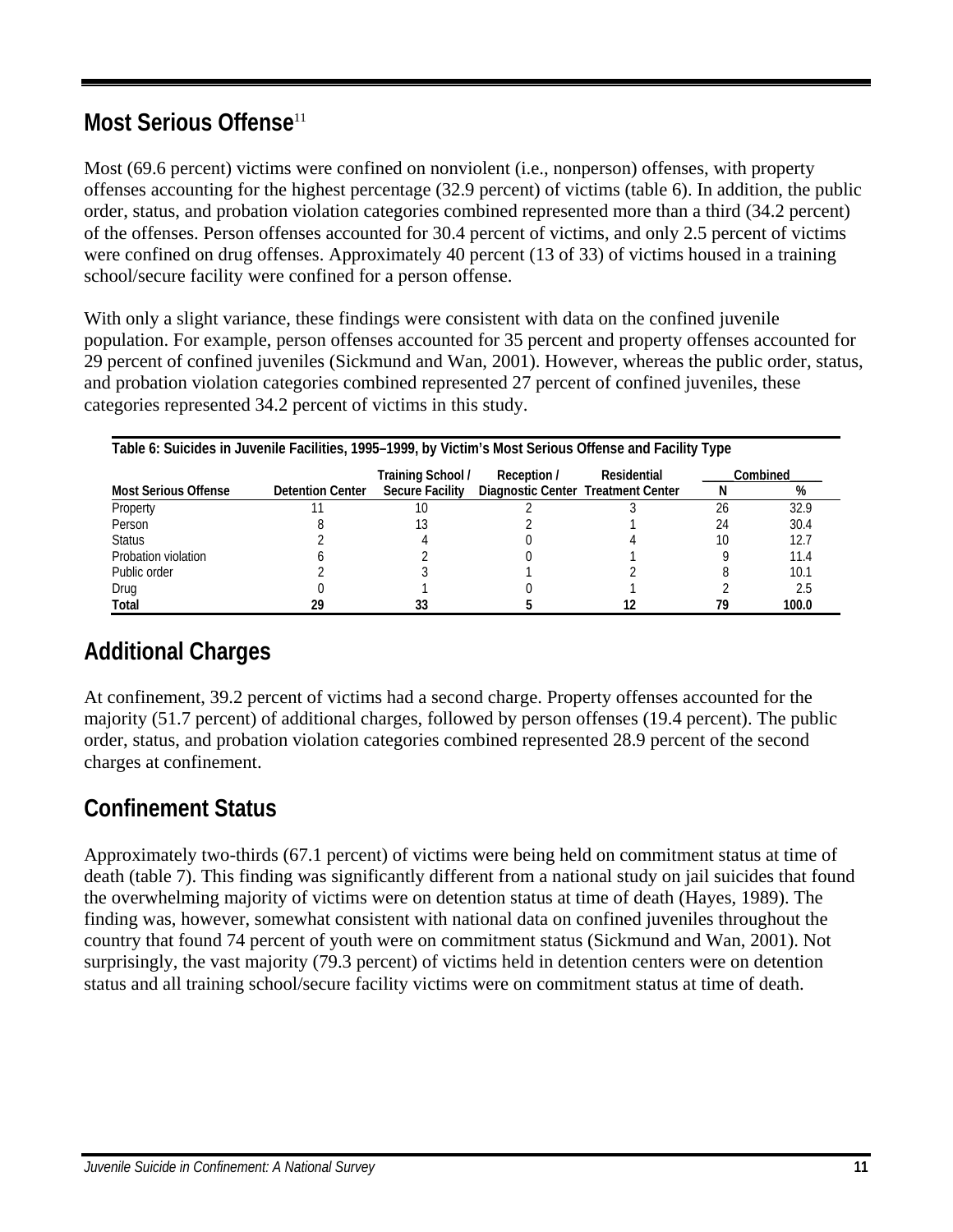## Most Serious Offense[11]

Most (69.6 percent) victims were confined on nonviolent (i.e., nonperson) offenses, with property offenses accounting for the highest percentage (32.9 percent) of victims (table 6). In addition, the public order, status, and probation violation categories combined represented more than a third (34.2 percent) of the offenses. Person offenses accounted for 30.4 percent of victims, and only 2.5 percent of victims were confined on drug offenses. Approximately 40 percent (13 of 33) of victims housed in a training school/secure facility were confined for a person offense.

With only a slight variance, these findings were consistent with data on the confined juvenile population. For example, person offenses accounted for 35 percent and property offenses accounted for 29 percent of confined juveniles (Sickmund and Wan, 2001). However, whereas the public order, status, and probation violation categories combined represented 27 percent of confined juveniles, these categories represented 34.2 percent of victims in this study.

**Table 6: Suicides in Juvenile Facilities, 1995–1999, by Victim's Most Serious Offense and Facility Type**

| Most Serious Offense | Detention Center | Training School / Secure Facility | Reception / Diagnostic Center | Residential Treatment Center | Combined N | Combined % |
|---|---|---|---|---|---|---|
| Property | 11 | 10 | 2 | 3 | 26 | 32.9 |
| Person | 8 | 13 | 2 | 1 | 24 | 30.4 |
| Status | 2 | 4 | 0 | 4 | 10 | 12.7 |
| Probation violation | 6 | 2 | 0 | 1 | 9 | 11.4 |
| Public order | 2 | 3 | 1 | 2 | 8 | 10.1 |
| Drug | 0 | 1 | 0 | 1 | 2 | 2.5 |
| **Total** | **29** | **33** | **5** | **12** | **79** | **100.0** |

## Additional Charges

At confinement, 39.2 percent of victims had a second charge. Property offenses accounted for the majority (51.7 percent) of additional charges, followed by person offenses (19.4 percent). The public order, status, and probation violation categories combined represented 28.9 percent of the second charges at confinement.

## Confinement Status

Approximately two-thirds (67.1 percent) of victims were being held on commitment status at time of death (table 7). This finding was significantly different from a national study on jail suicides that found the overwhelming majority of victims were on detention status at time of death (Hayes, 1989). The finding was, however, somewhat consistent with national data on confined juveniles throughout the country that found 74 percent of youth were on commitment status (Sickmund and Wan, 2001). Not surprisingly, the vast majority (79.3 percent) of victims held in detention centers were on detention status and all training school/secure facility victims were on commitment status at time of death.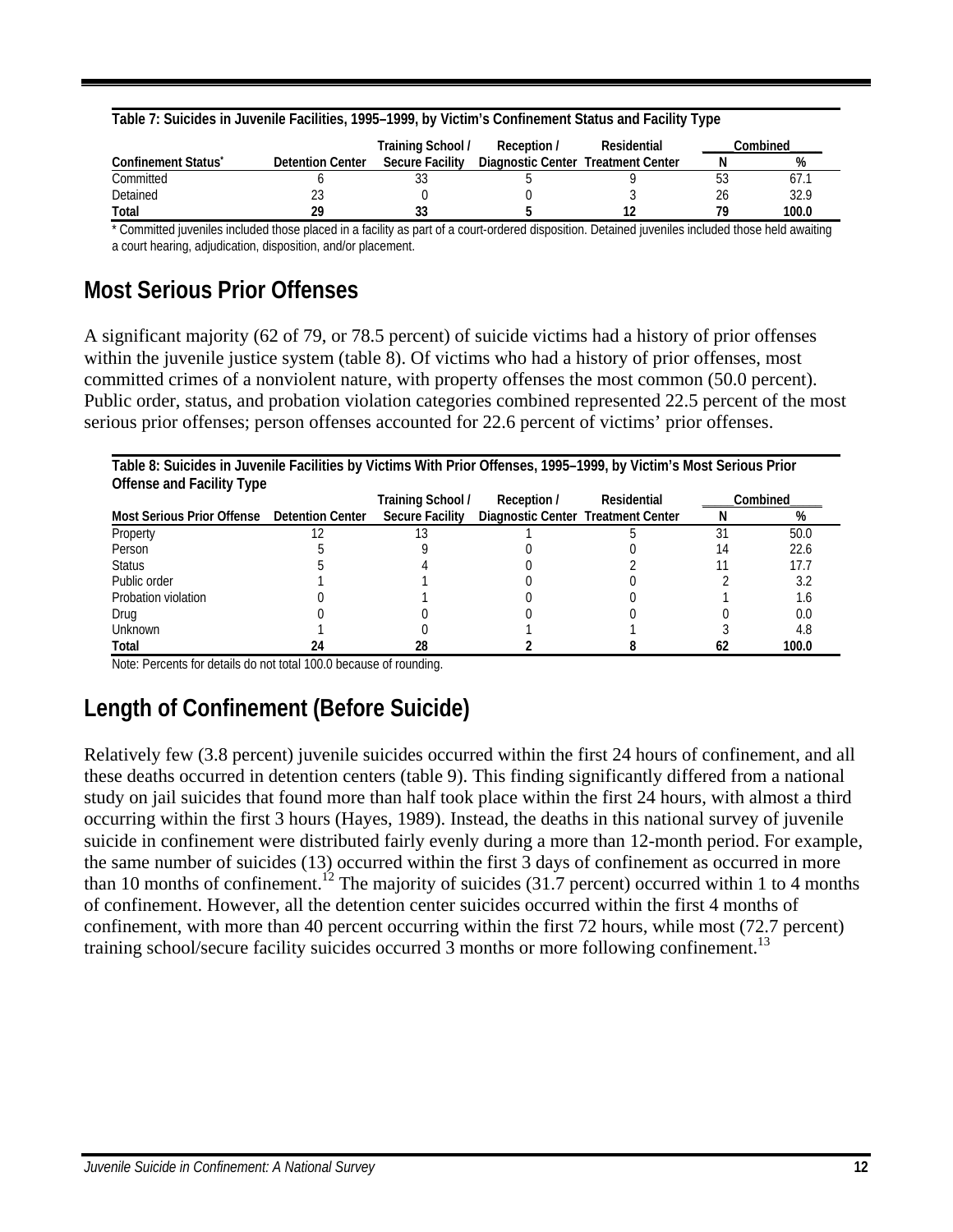**Table 7: Suicides in Juvenile Facilities, 1995–1999, by Victim's Confinement Status and Facility Type**

| Confinement Status* | Detention Center | Training School / Secure Facility | Reception / Diagnostic Center | Residential Treatment Center | Combined N | Combined % |
|---|---|---|---|---|---|---|
| Committed | 6 | 33 | 5 | 9 | 53 | 67.1 |
| Detained | 23 | 0 | 0 | 3 | 26 | 32.9 |
| **Total** | **29** | **33** | **5** | **12** | **79** | **100.0** |

\* Committed juveniles included those placed in a facility as part of a court-ordered disposition. Detained juveniles included those held awaiting a court hearing, adjudication, disposition, and/or placement.

## Most Serious Prior Offenses

A significant majority (62 of 79, or 78.5 percent) of suicide victims had a history of prior offenses within the juvenile justice system (table 8). Of victims who had a history of prior offenses, most committed crimes of a nonviolent nature, with property offenses the most common (50.0 percent). Public order, status, and probation violation categories combined represented 22.5 percent of the most serious prior offenses; person offenses accounted for 22.6 percent of victims' prior offenses.

**Table 8: Suicides in Juvenile Facilities by Victims With Prior Offenses, 1995–1999, by Victim's Most Serious Prior Offense and Facility Type**

| Most Serious Prior Offense | Detention Center | Training School / Secure Facility | Reception / Diagnostic Center | Residential Treatment Center | Combined N | Combined % |
|---|---|---|---|---|---|---|
| Property | 12 | 13 | 1 | 5 | 31 | 50.0 |
| Person | 5 | 9 | 0 | 0 | 14 | 22.6 |
| Status | 5 | 4 | 0 | 2 | 11 | 17.7 |
| Public order | 1 | 1 | 0 | 0 | 2 | 3.2 |
| Probation violation | 0 | 1 | 0 | 0 | 1 | 1.6 |
| Drug | 0 | 0 | 0 | 0 | 0 | 0.0 |
| Unknown | 1 | 0 | 1 | 1 | 3 | 4.8 |
| **Total** | **24** | **28** | **2** | **8** | **62** | **100.0** |

Note: Percents for details do not total 100.0 because of rounding.

## Length of Confinement (Before Suicide)

Relatively few (3.8 percent) juvenile suicides occurred within the first 24 hours of confinement, and all these deaths occurred in detention centers (table 9). This finding significantly differed from a national study on jail suicides that found more than half took place within the first 24 hours, with almost a third occurring within the first 3 hours (Hayes, 1989). Instead, the deaths in this national survey of juvenile suicide in confinement were distributed fairly evenly during a more than 12-month period. For example, the same number of suicides (13) occurred within the first 3 days of confinement as occurred in more than 10 months of confinement.[12] The majority of suicides (31.7 percent) occurred within 1 to 4 months of confinement. However, all the detention center suicides occurred within the first 4 months of confinement, with more than 40 percent occurring within the first 72 hours, while most (72.7 percent) training school/secure facility suicides occurred 3 months or more following confinement.[13]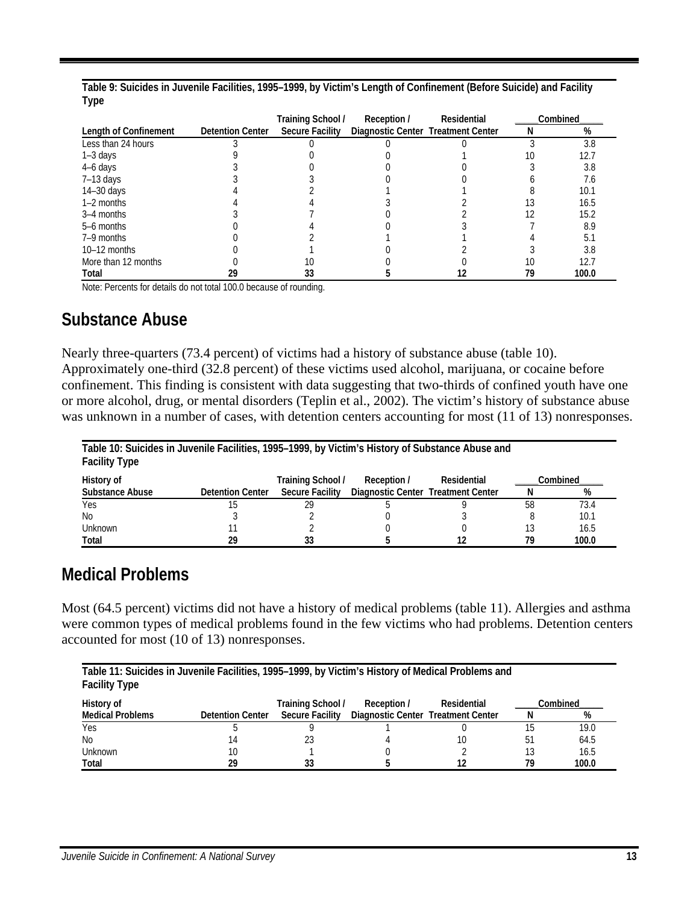**Table 9: Suicides in Juvenile Facilities, 1995–1999, by Victim's Length of Confinement (Before Suicide) and Facility Type**

| Length of Confinement | Detention Center | Training School / Secure Facility | Reception / Diagnostic Center | Residential Treatment Center | Combined N | Combined % |
|---|---|---|---|---|---|---|
| Less than 24 hours | 3 | 0 | 0 | 0 | 3 | 3.8 |
| 1–3 days | 9 | 0 | 0 | 1 | 10 | 12.7 |
| 4–6 days | 3 | 0 | 0 | 0 | 3 | 3.8 |
| 7–13 days | 3 | 3 | 0 | 0 | 6 | 7.6 |
| 14–30 days | 4 | 2 | 1 | 1 | 8 | 10.1 |
| 1–2 months | 4 | 4 | 3 | 2 | 13 | 16.5 |
| 3–4 months | 3 | 7 | 0 | 2 | 12 | 15.2 |
| 5–6 months | 0 | 4 | 0 | 3 | 7 | 8.9 |
| 7–9 months | 0 | 2 | 1 | 1 | 4 | 5.1 |
| 10–12 months | 0 | 1 | 0 | 2 | 3 | 3.8 |
| More than 12 months | 0 | 10 | 0 | 0 | 10 | 12.7 |
| **Total** | **29** | **33** | **5** | **12** | **79** | **100.0** |

Note: Percents for details do not total 100.0 because of rounding.

## Substance Abuse

Nearly three-quarters (73.4 percent) of victims had a history of substance abuse (table 10). Approximately one-third (32.8 percent) of these victims used alcohol, marijuana, or cocaine before confinement. This finding is consistent with data suggesting that two-thirds of confined youth have one or more alcohol, drug, or mental disorders (Teplin et al., 2002). The victim's history of substance abuse was unknown in a number of cases, with detention centers accounting for most (11 of 13) nonresponses.

**Table 10: Suicides in Juvenile Facilities, 1995–1999, by Victim's History of Substance Abuse and Facility Type**

| History of Substance Abuse | Detention Center | Training School / Secure Facility | Reception / Diagnostic Center | Residential Treatment Center | Combined N | Combined % |
|---|---|---|---|---|---|---|
| Yes | 15 | 29 | 5 | 9 | 58 | 73.4 |
| No | 3 | 2 | 0 | 3 | 8 | 10.1 |
| Unknown | 11 | 2 | 0 | 0 | 13 | 16.5 |
| **Total** | **29** | **33** | **5** | **12** | **79** | **100.0** |

## Medical Problems

Most (64.5 percent) victims did not have a history of medical problems (table 11). Allergies and asthma were common types of medical problems found in the few victims who had problems. Detention centers accounted for most (10 of 13) nonresponses.

**Table 11: Suicides in Juvenile Facilities, 1995–1999, by Victim's History of Medical Problems and Facility Type**

| History of Medical Problems | Detention Center | Training School / Secure Facility | Reception / Diagnostic Center | Residential Treatment Center | Combined N | Combined % |
|---|---|---|---|---|---|---|
| Yes | 5 | 9 | 1 | 0 | 15 | 19.0 |
| No | 14 | 23 | 4 | 10 | 51 | 64.5 |
| Unknown | 10 | 1 | 0 | 2 | 13 | 16.5 |
| **Total** | **29** | **33** | **5** | **12** | **79** | **100.0** |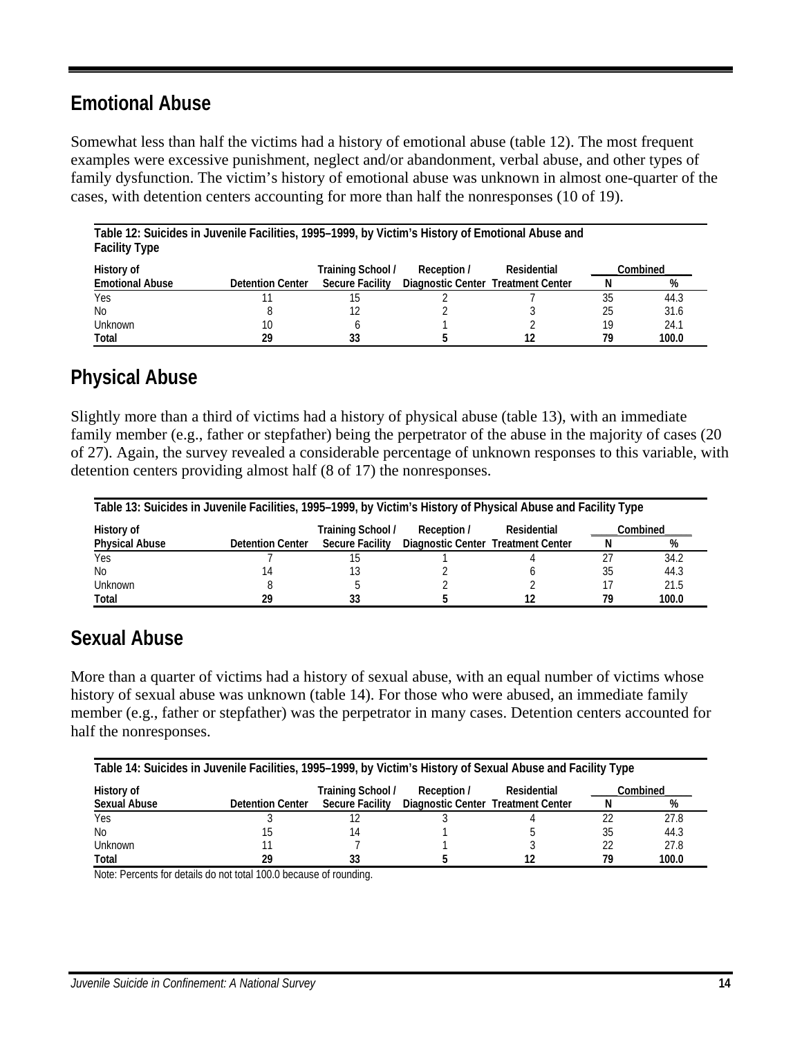## Emotional Abuse

Somewhat less than half the victims had a history of emotional abuse (table 12). The most frequent examples were excessive punishment, neglect and/or abandonment, verbal abuse, and other types of family dysfunction. The victim's history of emotional abuse was unknown in almost one-quarter of the cases, with detention centers accounting for more than half the nonresponses (10 of 19).

**Table 12: Suicides in Juvenile Facilities, 1995–1999, by Victim's History of Emotional Abuse and Facility Type**

| History of Emotional Abuse | Detention Center | Training School / Secure Facility | Reception / Diagnostic Center | Residential Treatment Center | Combined N | Combined % |
|---|---|---|---|---|---|---|
| Yes | 11 | 15 | 2 | 7 | 35 | 44.3 |
| No | 8 | 12 | 2 | 3 | 25 | 31.6 |
| Unknown | 10 | 6 | 1 | 2 | 19 | 24.1 |
| **Total** | **29** | **33** | **5** | **12** | **79** | **100.0** |

## Physical Abuse

Slightly more than a third of victims had a history of physical abuse (table 13), with an immediate family member (e.g., father or stepfather) being the perpetrator of the abuse in the majority of cases (20 of 27). Again, the survey revealed a considerable percentage of unknown responses to this variable, with detention centers providing almost half (8 of 17) the nonresponses.

**Table 13: Suicides in Juvenile Facilities, 1995–1999, by Victim's History of Physical Abuse and Facility Type**

| History of Physical Abuse | Detention Center | Training School / Secure Facility | Reception / Diagnostic Center | Residential Treatment Center | Combined N | Combined % |
|---|---|---|---|---|---|---|
| Yes | 7 | 15 | 1 | 4 | 27 | 34.2 |
| No | 14 | 13 | 2 | 6 | 35 | 44.3 |
| Unknown | 8 | 5 | 2 | 2 | 17 | 21.5 |
| **Total** | **29** | **33** | **5** | **12** | **79** | **100.0** |

## Sexual Abuse

More than a quarter of victims had a history of sexual abuse, with an equal number of victims whose history of sexual abuse was unknown (table 14). For those who were abused, an immediate family member (e.g., father or stepfather) was the perpetrator in many cases. Detention centers accounted for half the nonresponses.

**Table 14: Suicides in Juvenile Facilities, 1995–1999, by Victim's History of Sexual Abuse and Facility Type**

| History of Sexual Abuse | Detention Center | Training School / Secure Facility | Reception / Diagnostic Center | Residential Treatment Center | Combined N | Combined % |
|---|---|---|---|---|---|---|
| Yes | 3 | 12 | 3 | 4 | 22 | 27.8 |
| No | 15 | 14 | 1 | 5 | 35 | 44.3 |
| Unknown | 11 | 7 | 1 | 3 | 22 | 27.8 |
| **Total** | **29** | **33** | **5** | **12** | **79** | **100.0** |

Note: Percents for details do not total 100.0 because of rounding.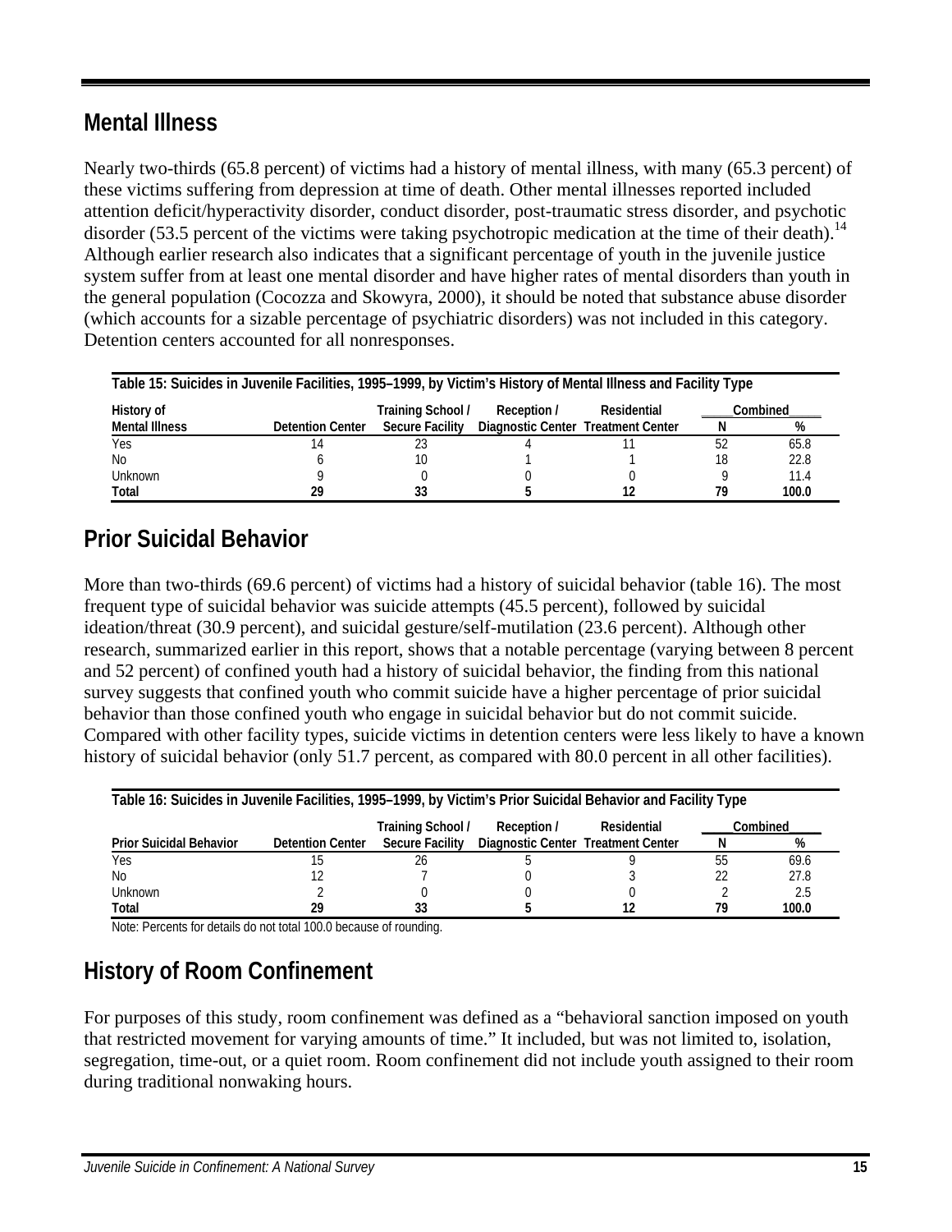## Mental Illness

Nearly two-thirds (65.8 percent) of victims had a history of mental illness, with many (65.3 percent) of these victims suffering from depression at time of death. Other mental illnesses reported included attention deficit/hyperactivity disorder, conduct disorder, post-traumatic stress disorder, and psychotic disorder (53.5 percent of the victims were taking psychotropic medication at the time of their death).[14] Although earlier research also indicates that a significant percentage of youth in the juvenile justice system suffer from at least one mental disorder and have higher rates of mental disorders than youth in the general population (Cocozza and Skowyra, 2000), it should be noted that substance abuse disorder (which accounts for a sizable percentage of psychiatric disorders) was not included in this category. Detention centers accounted for all nonresponses.

**Table 15: Suicides in Juvenile Facilities, 1995–1999, by Victim's History of Mental Illness and Facility Type**

| History of Mental Illness | Detention Center | Training School / Secure Facility | Reception / Diagnostic Center | Residential Treatment Center | Combined | |
|---|---|---|---|---|---|---|
| | | | | | N | % |
| Yes | 14 | 23 | 4 | 11 | 52 | 65.8 |
| No | 6 | 10 | 1 | 1 | 18 | 22.8 |
| Unknown | 9 | 0 | 0 | 0 | 9 | 11.4 |
| **Total** | **29** | **33** | **5** | **12** | **79** | **100.0** |

## Prior Suicidal Behavior

More than two-thirds (69.6 percent) of victims had a history of suicidal behavior (table 16). The most frequent type of suicidal behavior was suicide attempts (45.5 percent), followed by suicidal ideation/threat (30.9 percent), and suicidal gesture/self-mutilation (23.6 percent). Although other research, summarized earlier in this report, shows that a notable percentage (varying between 8 percent and 52 percent) of confined youth had a history of suicidal behavior, the finding from this national survey suggests that confined youth who commit suicide have a higher percentage of prior suicidal behavior than those confined youth who engage in suicidal behavior but do not commit suicide. Compared with other facility types, suicide victims in detention centers were less likely to have a known history of suicidal behavior (only 51.7 percent, as compared with 80.0 percent in all other facilities).

**Table 16: Suicides in Juvenile Facilities, 1995–1999, by Victim's Prior Suicidal Behavior and Facility Type**

| Prior Suicidal Behavior | Detention Center | Training School / Secure Facility | Reception / Diagnostic Center | Residential Treatment Center | Combined | |
|---|---|---|---|---|---|---|
| | | | | | N | % |
| Yes | 15 | 26 | 5 | 9 | 55 | 69.6 |
| No | 12 | 7 | 0 | 3 | 22 | 27.8 |
| Unknown | 2 | 0 | 0 | 0 | 2 | 2.5 |
| **Total** | **29** | **33** | **5** | **12** | **79** | **100.0** |

Note: Percents for details do not total 100.0 because of rounding.

## History of Room Confinement

For purposes of this study, room confinement was defined as a "behavioral sanction imposed on youth that restricted movement for varying amounts of time." It included, but was not limited to, isolation, segregation, time-out, or a quiet room. Room confinement did not include youth assigned to their room during traditional nonwaking hours.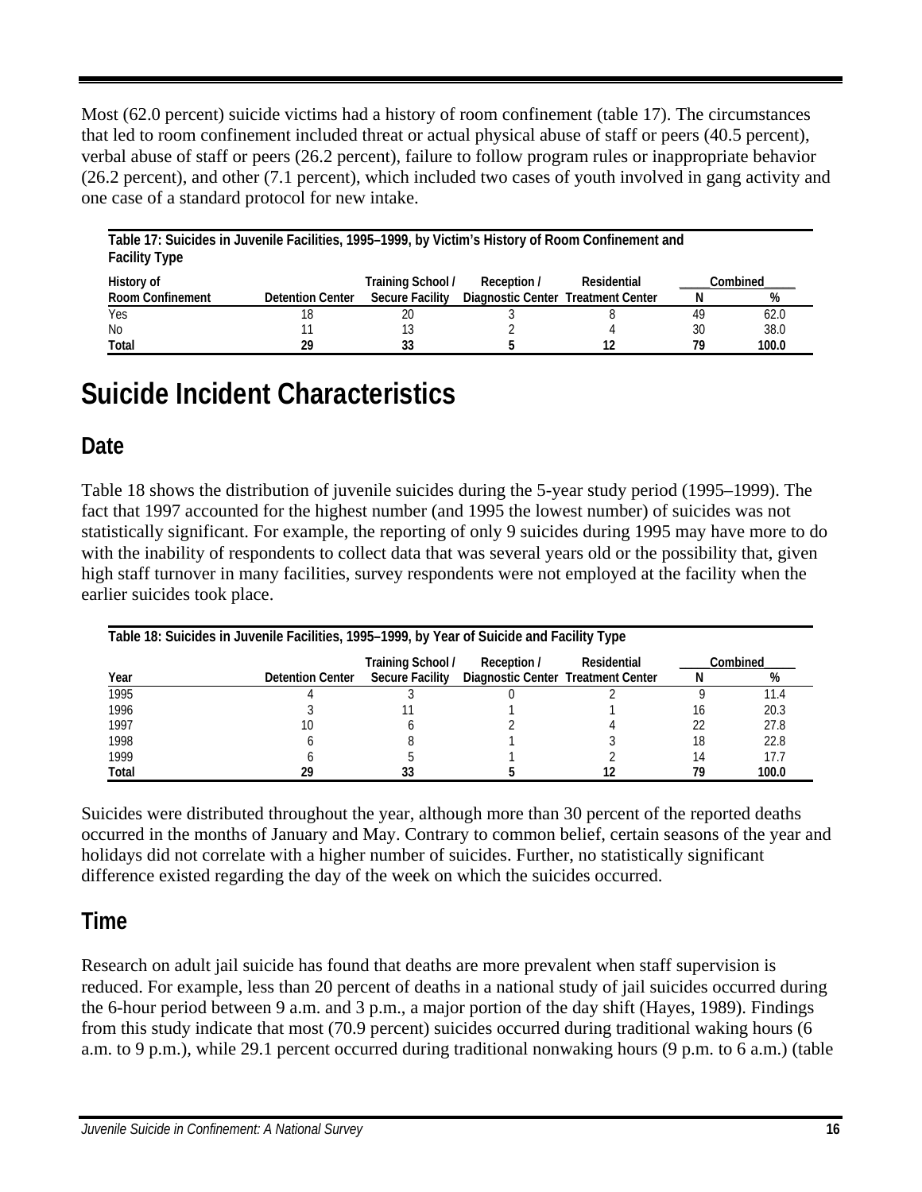Most (62.0 percent) suicide victims had a history of room confinement (table 17). The circumstances that led to room confinement included threat or actual physical abuse of staff or peers (40.5 percent), verbal abuse of staff or peers (26.2 percent), failure to follow program rules or inappropriate behavior (26.2 percent), and other (7.1 percent), which included two cases of youth involved in gang activity and one case of a standard protocol for new intake.

**Table 17: Suicides in Juvenile Facilities, 1995–1999, by Victim's History of Room Confinement and Facility Type**

| History of Room Confinement | Detention Center | Training School / Secure Facility | Reception / Diagnostic Center | Residential Treatment Center | Combined | |
|---|---|---|---|---|---|---|
| | | | | | N | % |
| Yes | 18 | 20 | 3 | 8 | 49 | 62.0 |
| No | 11 | 13 | 2 | 4 | 30 | 38.0 |
| **Total** | **29** | **33** | **5** | **12** | **79** | **100.0** |

# Suicide Incident Characteristics

## Date

Table 18 shows the distribution of juvenile suicides during the 5-year study period (1995–1999). The fact that 1997 accounted for the highest number (and 1995 the lowest number) of suicides was not statistically significant. For example, the reporting of only 9 suicides during 1995 may have more to do with the inability of respondents to collect data that was several years old or the possibility that, given high staff turnover in many facilities, survey respondents were not employed at the facility when the earlier suicides took place.

**Table 18: Suicides in Juvenile Facilities, 1995–1999, by Year of Suicide and Facility Type**

| Year | Detention Center | Training School / Secure Facility | Reception / Diagnostic Center | Residential Treatment Center | Combined | |
|---|---|---|---|---|---|---|
| | | | | | N | % |
| 1995 | 4 | 3 | 0 | 2 | 9 | 11.4 |
| 1996 | 3 | 11 | 1 | 1 | 16 | 20.3 |
| 1997 | 10 | 6 | 2 | 4 | 22 | 27.8 |
| 1998 | 6 | 8 | 1 | 3 | 18 | 22.8 |
| 1999 | 6 | 5 | 1 | 2 | 14 | 17.7 |
| **Total** | **29** | **33** | **5** | **12** | **79** | **100.0** |

Suicides were distributed throughout the year, although more than 30 percent of the reported deaths occurred in the months of January and May. Contrary to common belief, certain seasons of the year and holidays did not correlate with a higher number of suicides. Further, no statistically significant difference existed regarding the day of the week on which the suicides occurred.

## Time

Research on adult jail suicide has found that deaths are more prevalent when staff supervision is reduced. For example, less than 20 percent of deaths in a national study of jail suicides occurred during the 6-hour period between 9 a.m. and 3 p.m., a major portion of the day shift (Hayes, 1989). Findings from this study indicate that most (70.9 percent) suicides occurred during traditional waking hours (6 a.m. to 9 p.m.), while 29.1 percent occurred during traditional nonwaking hours (9 p.m. to 6 a.m.) (table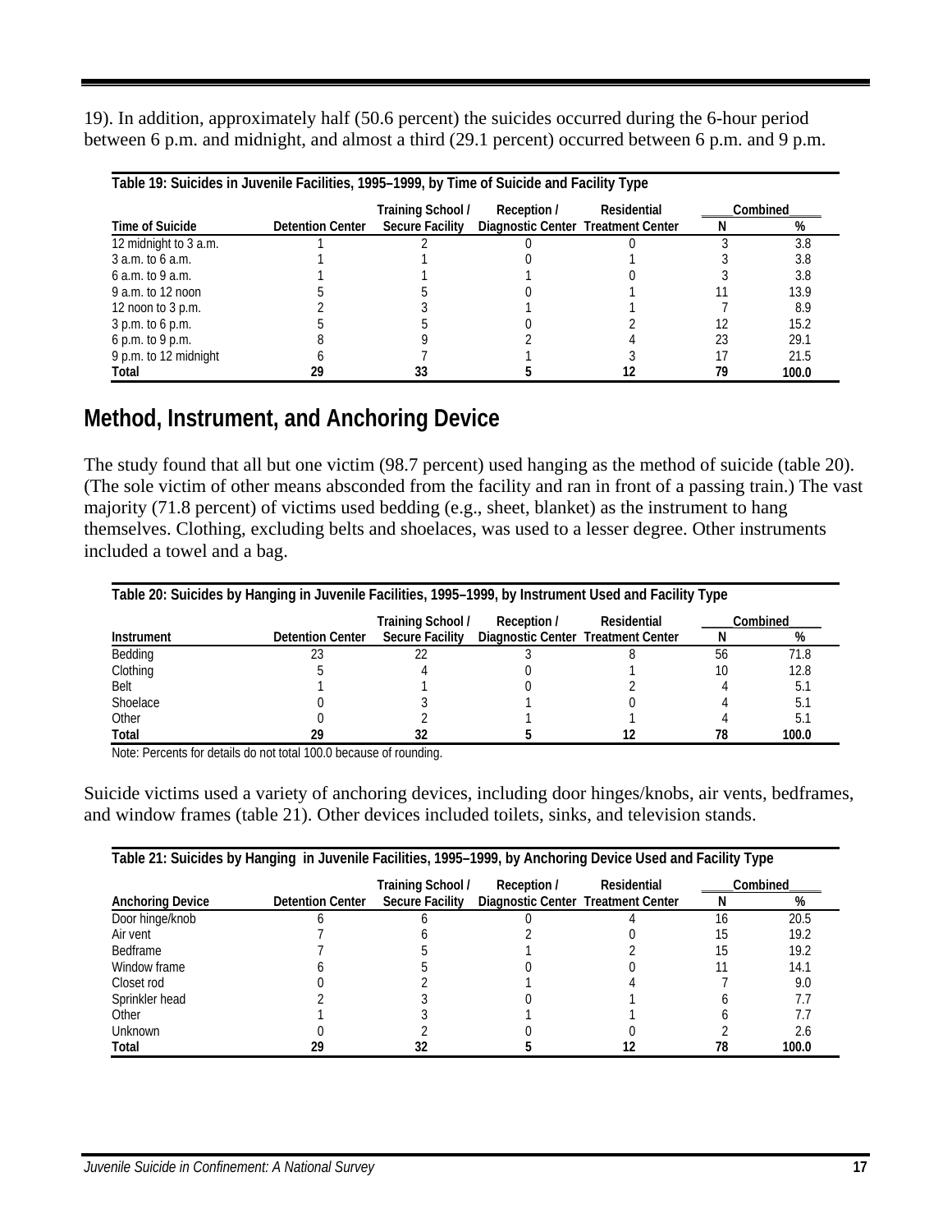19). In addition, approximately half (50.6 percent) the suicides occurred during the 6-hour period between 6 p.m. and midnight, and almost a third (29.1 percent) occurred between 6 p.m. and 9 p.m.

**Table 19: Suicides in Juvenile Facilities, 1995–1999, by Time of Suicide and Facility Type**

| Time of Suicide | Detention Center | Training School / Secure Facility | Reception / Diagnostic Center | Residential Treatment Center | Combined | |
|---|---|---|---|---|---|---|
| | | | | | N | % |
| 12 midnight to 3 a.m. | 1 | 2 | 0 | 0 | 3 | 3.8 |
| 3 a.m. to 6 a.m. | 1 | 1 | 0 | 1 | 3 | 3.8 |
| 6 a.m. to 9 a.m. | 1 | 1 | 1 | 0 | 3 | 3.8 |
| 9 a.m. to 12 noon | 5 | 5 | 0 | 1 | 11 | 13.9 |
| 12 noon to 3 p.m. | 2 | 3 | 1 | 1 | 7 | 8.9 |
| 3 p.m. to 6 p.m. | 5 | 5 | 0 | 2 | 12 | 15.2 |
| 6 p.m. to 9 p.m. | 8 | 9 | 2 | 4 | 23 | 29.1 |
| 9 p.m. to 12 midnight | 6 | 7 | 1 | 3 | 17 | 21.5 |
| **Total** | **29** | **33** | **5** | **12** | **79** | **100.0** |

## Method, Instrument, and Anchoring Device

The study found that all but one victim (98.7 percent) used hanging as the method of suicide (table 20). (The sole victim of other means absconded from the facility and ran in front of a passing train.) The vast majority (71.8 percent) of victims used bedding (e.g., sheet, blanket) as the instrument to hang themselves. Clothing, excluding belts and shoelaces, was used to a lesser degree. Other instruments included a towel and a bag.

**Table 20: Suicides by Hanging in Juvenile Facilities, 1995–1999, by Instrument Used and Facility Type**

| Instrument | Detention Center | Training School / Secure Facility | Reception / Diagnostic Center | Residential Treatment Center | Combined | |
|---|---|---|---|---|---|---|
| | | | | | N | % |
| Bedding | 23 | 22 | 3 | 8 | 56 | 71.8 |
| Clothing | 5 | 4 | 0 | 1 | 10 | 12.8 |
| Belt | 1 | 1 | 0 | 2 | 4 | 5.1 |
| Shoelace | 0 | 3 | 1 | 0 | 4 | 5.1 |
| Other | 0 | 2 | 1 | 1 | 4 | 5.1 |
| **Total** | **29** | **32** | **5** | **12** | **78** | **100.0** |

Note: Percents for details do not total 100.0 because of rounding.

Suicide victims used a variety of anchoring devices, including door hinges/knobs, air vents, bedframes, and window frames (table 21). Other devices included toilets, sinks, and television stands.

**Table 21: Suicides by Hanging in Juvenile Facilities, 1995–1999, by Anchoring Device Used and Facility Type**

| Anchoring Device | Detention Center | Training School / Secure Facility | Reception / Diagnostic Center | Residential Treatment Center | Combined | |
|---|---|---|---|---|---|---|
| | | | | | N | % |
| Door hinge/knob | 6 | 6 | 0 | 4 | 16 | 20.5 |
| Air vent | 7 | 6 | 2 | 0 | 15 | 19.2 |
| Bedframe | 7 | 5 | 1 | 2 | 15 | 19.2 |
| Window frame | 6 | 5 | 0 | 0 | 11 | 14.1 |
| Closet rod | 0 | 2 | 1 | 4 | 7 | 9.0 |
| Sprinkler head | 2 | 3 | 0 | 1 | 6 | 7.7 |
| Other | 1 | 3 | 1 | 1 | 6 | 7.7 |
| Unknown | 0 | 2 | 0 | 0 | 2 | 2.6 |
| **Total** | **29** | **32** | **5** | **12** | **78** | **100.0** |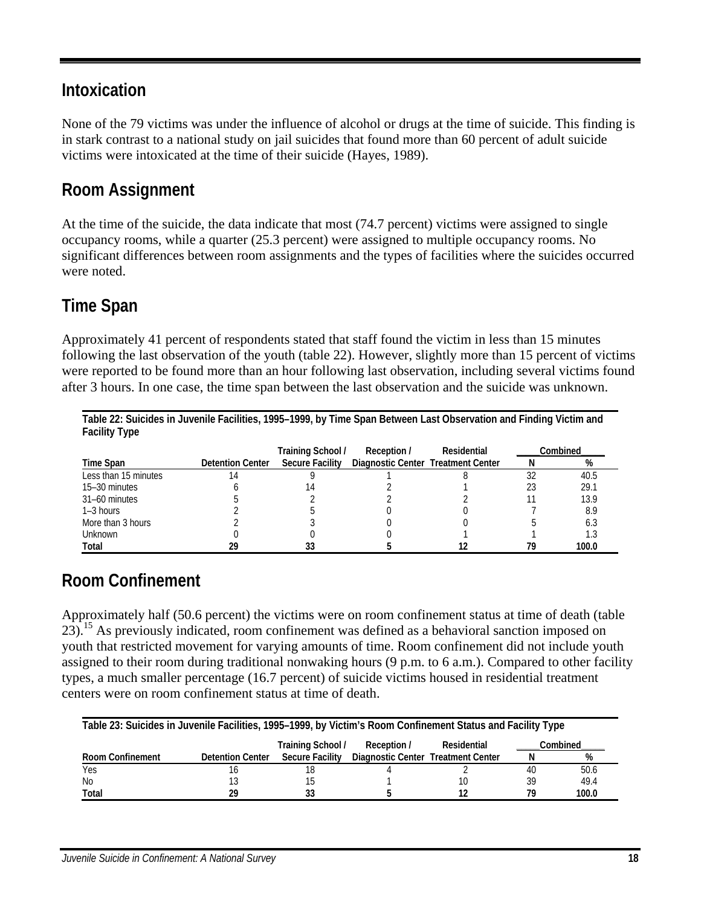## Intoxication

None of the 79 victims was under the influence of alcohol or drugs at the time of suicide. This finding is in stark contrast to a national study on jail suicides that found more than 60 percent of adult suicide victims were intoxicated at the time of their suicide (Hayes, 1989).

## Room Assignment

At the time of the suicide, the data indicate that most (74.7 percent) victims were assigned to single occupancy rooms, while a quarter (25.3 percent) were assigned to multiple occupancy rooms. No significant differences between room assignments and the types of facilities where the suicides occurred were noted.

## Time Span

Approximately 41 percent of respondents stated that staff found the victim in less than 15 minutes following the last observation of the youth (table 22). However, slightly more than 15 percent of victims were reported to be found more than an hour following last observation, including several victims found after 3 hours. In one case, the time span between the last observation and the suicide was unknown.

**Table 22: Suicides in Juvenile Facilities, 1995–1999, by Time Span Between Last Observation and Finding Victim and Facility Type**

| Time Span | Detention Center | Training School / Secure Facility | Reception / Diagnostic Center | Residential Treatment Center | Combined N | Combined % |
|---|---|---|---|---|---|---|
| Less than 15 minutes | 14 | 9 | 1 | 8 | 32 | 40.5 |
| 15–30 minutes | 6 | 14 | 2 | 1 | 23 | 29.1 |
| 31–60 minutes | 5 | 2 | 2 | 2 | 11 | 13.9 |
| 1–3 hours | 2 | 5 | 0 | 0 | 7 | 8.9 |
| More than 3 hours | 2 | 3 | 0 | 0 | 5 | 6.3 |
| Unknown | 0 | 0 | 0 | 1 | 1 | 1.3 |
| **Total** | **29** | **33** | **5** | **12** | **79** | **100.0** |

## Room Confinement

Approximately half (50.6 percent) the victims were on room confinement status at time of death (table 23).[15] As previously indicated, room confinement was defined as a behavioral sanction imposed on youth that restricted movement for varying amounts of time. Room confinement did not include youth assigned to their room during traditional nonwaking hours (9 p.m. to 6 a.m.). Compared to other facility types, a much smaller percentage (16.7 percent) of suicide victims housed in residential treatment centers were on room confinement status at time of death.

**Table 23: Suicides in Juvenile Facilities, 1995–1999, by Victim's Room Confinement Status and Facility Type**

| Room Confinement | Detention Center | Training School / Secure Facility | Reception / Diagnostic Center | Residential Treatment Center | Combined N | Combined % |
|---|---|---|---|---|---|---|
| Yes | 16 | 18 | 4 | 2 | 40 | 50.6 |
| No | 13 | 15 | 1 | 10 | 39 | 49.4 |
| **Total** | **29** | **33** | **5** | **12** | **79** | **100.0** |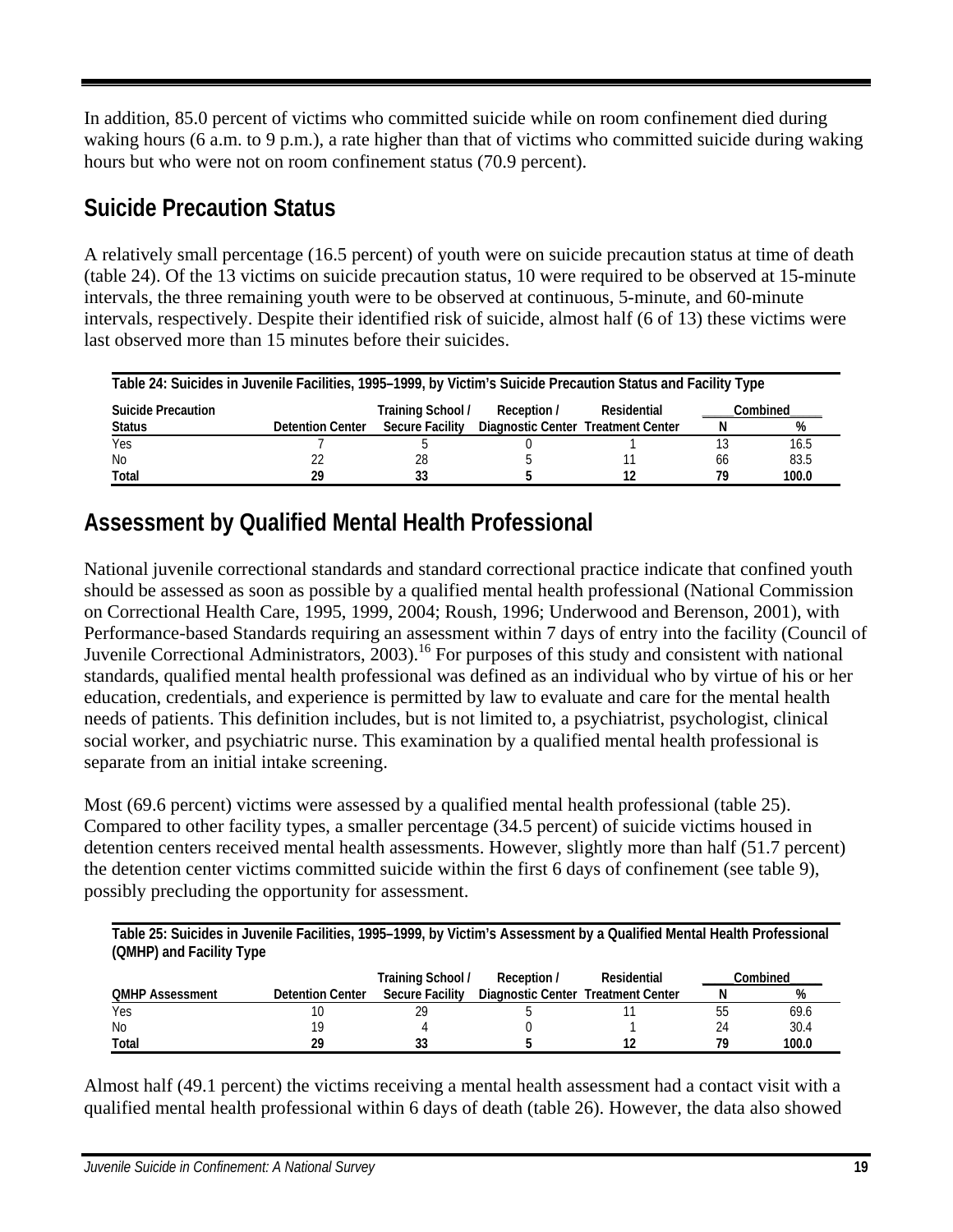In addition, 85.0 percent of victims who committed suicide while on room confinement died during waking hours (6 a.m. to 9 p.m.), a rate higher than that of victims who committed suicide during waking hours but who were not on room confinement status (70.9 percent).

## Suicide Precaution Status

A relatively small percentage (16.5 percent) of youth were on suicide precaution status at time of death (table 24). Of the 13 victims on suicide precaution status, 10 were required to be observed at 15-minute intervals, the three remaining youth were to be observed at continuous, 5-minute, and 60-minute intervals, respectively. Despite their identified risk of suicide, almost half (6 of 13) these victims were last observed more than 15 minutes before their suicides.

**Table 24: Suicides in Juvenile Facilities, 1995–1999, by Victim's Suicide Precaution Status and Facility Type**

| Suicide Precaution Status | Detention Center | Training School / Secure Facility | Reception / Diagnostic Center | Residential Treatment Center | Combined | |
|---|---|---|---|---|---|---|
| | | | | | N | % |
| Yes | 7 | 5 | 0 | 1 | 13 | 16.5 |
| No | 22 | 28 | 5 | 11 | 66 | 83.5 |
| **Total** | **29** | **33** | **5** | **12** | **79** | **100.0** |

## Assessment by Qualified Mental Health Professional

National juvenile correctional standards and standard correctional practice indicate that confined youth should be assessed as soon as possible by a qualified mental health professional (National Commission on Correctional Health Care, 1995, 1999, 2004; Roush, 1996; Underwood and Berenson, 2001), with Performance-based Standards requiring an assessment within 7 days of entry into the facility (Council of Juvenile Correctional Administrators, 2003).[16] For purposes of this study and consistent with national standards, qualified mental health professional was defined as an individual who by virtue of his or her education, credentials, and experience is permitted by law to evaluate and care for the mental health needs of patients. This definition includes, but is not limited to, a psychiatrist, psychologist, clinical social worker, and psychiatric nurse. This examination by a qualified mental health professional is separate from an initial intake screening.

Most (69.6 percent) victims were assessed by a qualified mental health professional (table 25). Compared to other facility types, a smaller percentage (34.5 percent) of suicide victims housed in detention centers received mental health assessments. However, slightly more than half (51.7 percent) the detention center victims committed suicide within the first 6 days of confinement (see table 9), possibly precluding the opportunity for assessment.

**Table 25: Suicides in Juvenile Facilities, 1995–1999, by Victim's Assessment by a Qualified Mental Health Professional (QMHP) and Facility Type**

| QMHP Assessment | Detention Center | Training School / Secure Facility | Reception / Diagnostic Center | Residential Treatment Center | Combined | |
|---|---|---|---|---|---|---|
| | | | | | N | % |
| Yes | 10 | 29 | 5 | 11 | 55 | 69.6 |
| No | 19 | 4 | 0 | 1 | 24 | 30.4 |
| **Total** | **29** | **33** | **5** | **12** | **79** | **100.0** |

Almost half (49.1 percent) the victims receiving a mental health assessment had a contact visit with a qualified mental health professional within 6 days of death (table 26). However, the data also showed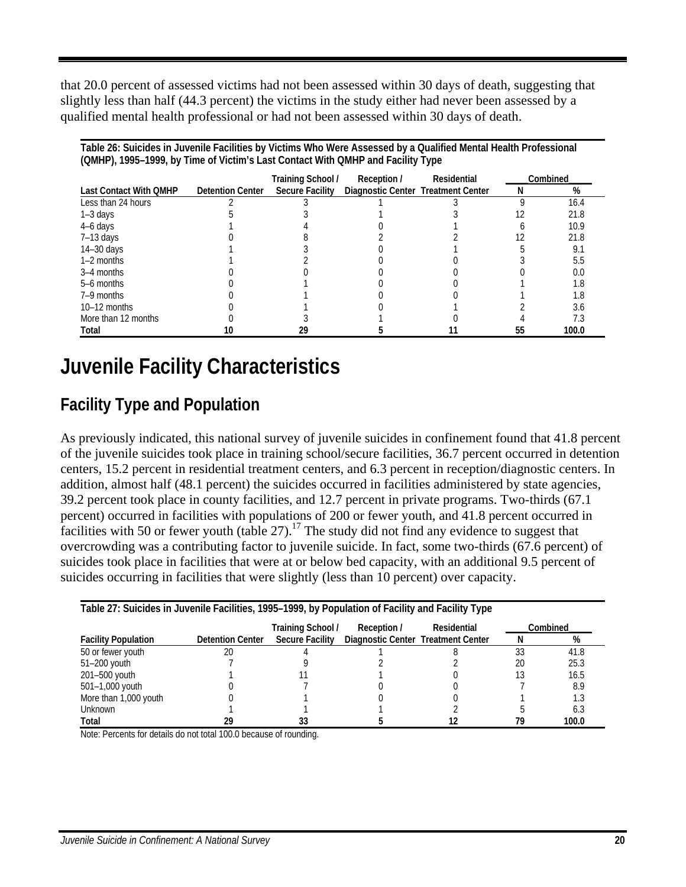that 20.0 percent of assessed victims had not been assessed within 30 days of death, suggesting that slightly less than half (44.3 percent) the victims in the study either had never been assessed by a qualified mental health professional or had not been assessed within 30 days of death.

**Table 26: Suicides in Juvenile Facilities by Victims Who Were Assessed by a Qualified Mental Health Professional (QMHP), 1995–1999, by Time of Victim's Last Contact With QMHP and Facility Type**

| Last Contact With QMHP | Detention Center | Training School / Secure Facility | Reception / Diagnostic Center | Residential Treatment Center | Combined N | Combined % |
|---|---|---|---|---|---|---|
| Less than 24 hours | 2 | 3 | 1 | 3 | 9 | 16.4 |
| 1–3 days | 5 | 3 | 1 | 3 | 12 | 21.8 |
| 4–6 days | 1 | 4 | 0 | 1 | 6 | 10.9 |
| 7–13 days | 0 | 8 | 2 | 2 | 12 | 21.8 |
| 14–30 days | 1 | 3 | 0 | 1 | 5 | 9.1 |
| 1–2 months | 1 | 2 | 0 | 0 | 3 | 5.5 |
| 3–4 months | 0 | 0 | 0 | 0 | 0 | 0.0 |
| 5–6 months | 0 | 1 | 0 | 0 | 1 | 1.8 |
| 7–9 months | 0 | 1 | 0 | 0 | 1 | 1.8 |
| 10–12 months | 0 | 1 | 0 | 1 | 2 | 3.6 |
| More than 12 months | 0 | 3 | 1 | 0 | 4 | 7.3 |
| **Total** | **10** | **29** | **5** | **11** | **55** | **100.0** |

# Juvenile Facility Characteristics

## Facility Type and Population

As previously indicated, this national survey of juvenile suicides in confinement found that 41.8 percent of the juvenile suicides took place in training school/secure facilities, 36.7 percent occurred in detention centers, 15.2 percent in residential treatment centers, and 6.3 percent in reception/diagnostic centers. In addition, almost half (48.1 percent) the suicides occurred in facilities administered by state agencies, 39.2 percent took place in county facilities, and 12.7 percent in private programs. Two-thirds (67.1 percent) occurred in facilities with populations of 200 or fewer youth, and 41.8 percent occurred in facilities with 50 or fewer youth (table 27).[17] The study did not find any evidence to suggest that overcrowding was a contributing factor to juvenile suicide. In fact, some two-thirds (67.6 percent) of suicides took place in facilities that were at or below bed capacity, with an additional 9.5 percent of suicides occurring in facilities that were slightly (less than 10 percent) over capacity.

**Table 27: Suicides in Juvenile Facilities, 1995–1999, by Population of Facility and Facility Type**

| Facility Population | Detention Center | Training School / Secure Facility | Reception / Diagnostic Center | Residential Treatment Center | Combined N | Combined % |
|---|---|---|---|---|---|---|
| 50 or fewer youth | 20 | 4 | 1 | 8 | 33 | 41.8 |
| 51–200 youth | 7 | 9 | 2 | 2 | 20 | 25.3 |
| 201–500 youth | 1 | 11 | 1 | 0 | 13 | 16.5 |
| 501–1,000 youth | 0 | 7 | 0 | 0 | 7 | 8.9 |
| More than 1,000 youth | 0 | 1 | 0 | 0 | 1 | 1.3 |
| Unknown | 1 | 1 | 1 | 2 | 5 | 6.3 |
| **Total** | **29** | **33** | **5** | **12** | **79** | **100.0** |

Note: Percents for details do not total 100.0 because of rounding.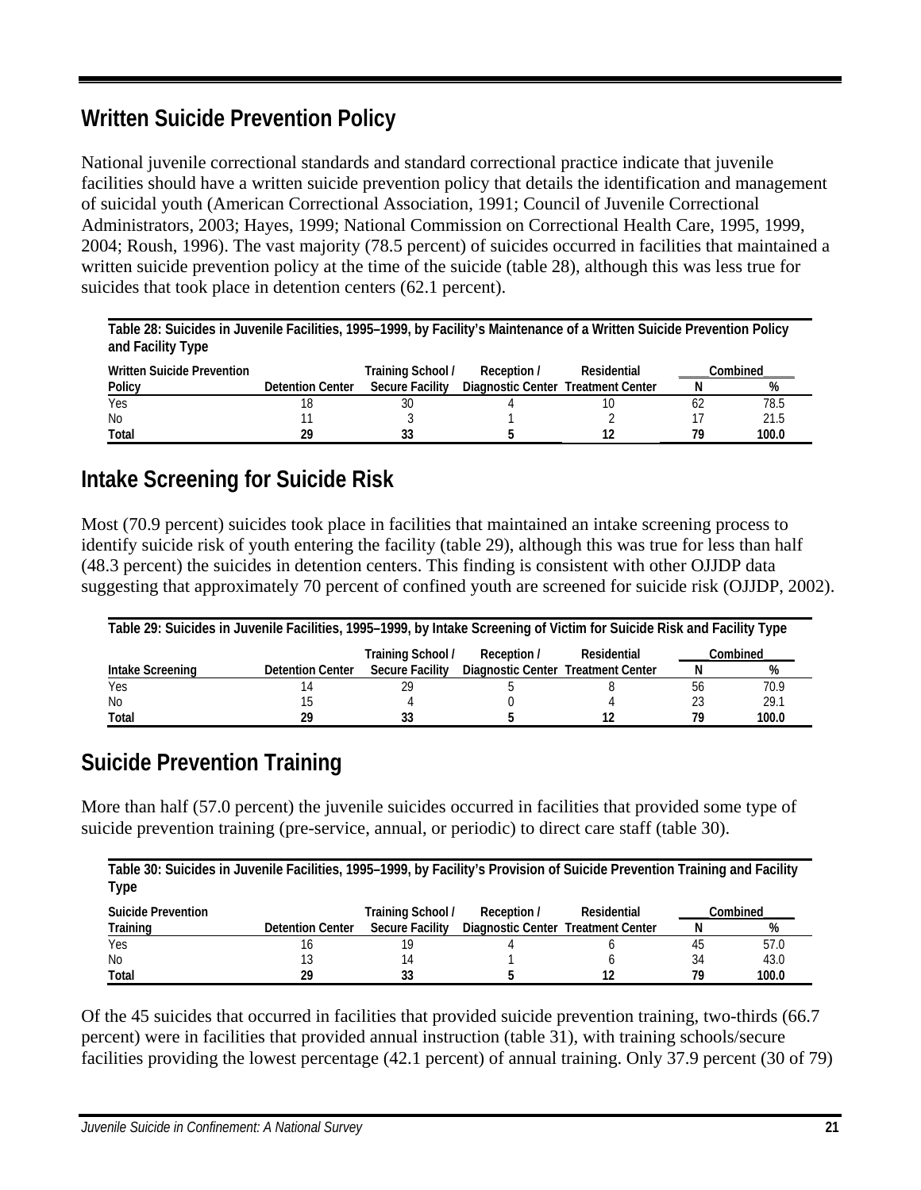## Written Suicide Prevention Policy

National juvenile correctional standards and standard correctional practice indicate that juvenile facilities should have a written suicide prevention policy that details the identification and management of suicidal youth (American Correctional Association, 1991; Council of Juvenile Correctional Administrators, 2003; Hayes, 1999; National Commission on Correctional Health Care, 1995, 1999, 2004; Roush, 1996). The vast majority (78.5 percent) of suicides occurred in facilities that maintained a written suicide prevention policy at the time of the suicide (table 28), although this was less true for suicides that took place in detention centers (62.1 percent).

**Table 28: Suicides in Juvenile Facilities, 1995–1999, by Facility's Maintenance of a Written Suicide Prevention Policy and Facility Type**

| Written Suicide Prevention Policy | Detention Center | Training School / Secure Facility | Reception / Diagnostic Center | Residential Treatment Center | Combined | |
|---|---|---|---|---|---|---|
| | | | | | N | % |
| Yes | 18 | 30 | 4 | 10 | 62 | 78.5 |
| No | 11 | 3 | 1 | 2 | 17 | 21.5 |
| **Total** | **29** | **33** | **5** | **12** | **79** | **100.0** |

## Intake Screening for Suicide Risk

Most (70.9 percent) suicides took place in facilities that maintained an intake screening process to identify suicide risk of youth entering the facility (table 29), although this was true for less than half (48.3 percent) the suicides in detention centers. This finding is consistent with other OJJDP data suggesting that approximately 70 percent of confined youth are screened for suicide risk (OJJDP, 2002).

**Table 29: Suicides in Juvenile Facilities, 1995–1999, by Intake Screening of Victim for Suicide Risk and Facility Type**

| Intake Screening | Detention Center | Training School / Secure Facility | Reception / Diagnostic Center | Residential Treatment Center | Combined | |
|---|---|---|---|---|---|---|
| | | | | | N | % |
| Yes | 14 | 29 | 5 | 8 | 56 | 70.9 |
| No | 15 | 4 | 0 | 4 | 23 | 29.1 |
| **Total** | **29** | **33** | **5** | **12** | **79** | **100.0** |

## Suicide Prevention Training

More than half (57.0 percent) the juvenile suicides occurred in facilities that provided some type of suicide prevention training (pre-service, annual, or periodic) to direct care staff (table 30).

**Table 30: Suicides in Juvenile Facilities, 1995–1999, by Facility's Provision of Suicide Prevention Training and Facility Type**

| Suicide Prevention Training | Detention Center | Training School / Secure Facility | Reception / Diagnostic Center | Residential Treatment Center | Combined | |
|---|---|---|---|---|---|---|
| | | | | | N | % |
| Yes | 16 | 19 | 4 | 6 | 45 | 57.0 |
| No | 13 | 14 | 1 | 6 | 34 | 43.0 |
| **Total** | **29** | **33** | **5** | **12** | **79** | **100.0** |

Of the 45 suicides that occurred in facilities that provided suicide prevention training, two-thirds (66.7 percent) were in facilities that provided annual instruction (table 31), with training schools/secure facilities providing the lowest percentage (42.1 percent) of annual training. Only 37.9 percent (30 of 79)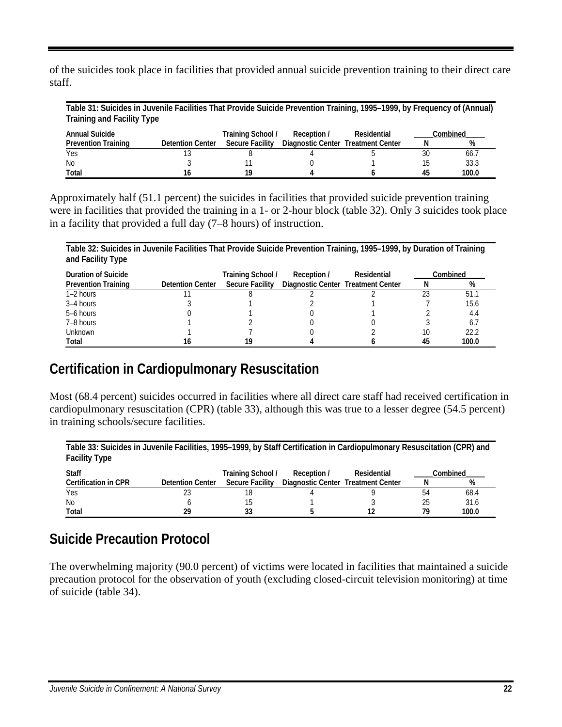of the suicides took place in facilities that provided annual suicide prevention training to their direct care staff.

**Table 31: Suicides in Juvenile Facilities That Provide Suicide Prevention Training, 1995–1999, by Frequency of (Annual) Training and Facility Type**

| Annual Suicide Prevention Training | Detention Center | Training School / Secure Facility | Reception / Diagnostic Center | Residential Treatment Center | Combined N | Combined % |
|---|---|---|---|---|---|---|
| Yes | 13 | 8 | 4 | 5 | 30 | 66.7 |
| No | 3 | 11 | 0 | 1 | 15 | 33.3 |
| **Total** | **16** | **19** | **4** | **6** | **45** | **100.0** |

Approximately half (51.1 percent) the suicides in facilities that provided suicide prevention training were in facilities that provided the training in a 1- or 2-hour block (table 32). Only 3 suicides took place in a facility that provided a full day (7–8 hours) of instruction.

**Table 32: Suicides in Juvenile Facilities That Provide Suicide Prevention Training, 1995–1999, by Duration of Training and Facility Type**

| Duration of Suicide Prevention Training | Detention Center | Training School / Secure Facility | Reception / Diagnostic Center | Residential Treatment Center | Combined N | Combined % |
|---|---|---|---|---|---|---|
| 1–2 hours | 11 | 8 | 2 | 2 | 23 | 51.1 |
| 3–4 hours | 3 | 1 | 2 | 1 | 7 | 15.6 |
| 5–6 hours | 0 | 1 | 0 | 1 | 2 | 4.4 |
| 7–8 hours | 1 | 2 | 0 | 0 | 3 | 6.7 |
| Unknown | 1 | 7 | 0 | 2 | 10 | 22.2 |
| **Total** | **16** | **19** | **4** | **6** | **45** | **100.0** |

## Certification in Cardiopulmonary Resuscitation

Most (68.4 percent) suicides occurred in facilities where all direct care staff had received certification in cardiopulmonary resuscitation (CPR) (table 33), although this was true to a lesser degree (54.5 percent) in training schools/secure facilities.

**Table 33: Suicides in Juvenile Facilities, 1995–1999, by Staff Certification in Cardiopulmonary Resuscitation (CPR) and Facility Type**

| Staff Certification in CPR | Detention Center | Training School / Secure Facility | Reception / Diagnostic Center | Residential Treatment Center | Combined N | Combined % |
|---|---|---|---|---|---|---|
| Yes | 23 | 18 | 4 | 9 | 54 | 68.4 |
| No | 6 | 15 | 1 | 3 | 25 | 31.6 |
| **Total** | **29** | **33** | **5** | **12** | **79** | **100.0** |

## Suicide Precaution Protocol

The overwhelming majority (90.0 percent) of victims were located in facilities that maintained a suicide precaution protocol for the observation of youth (excluding closed-circuit television monitoring) at time of suicide (table 34).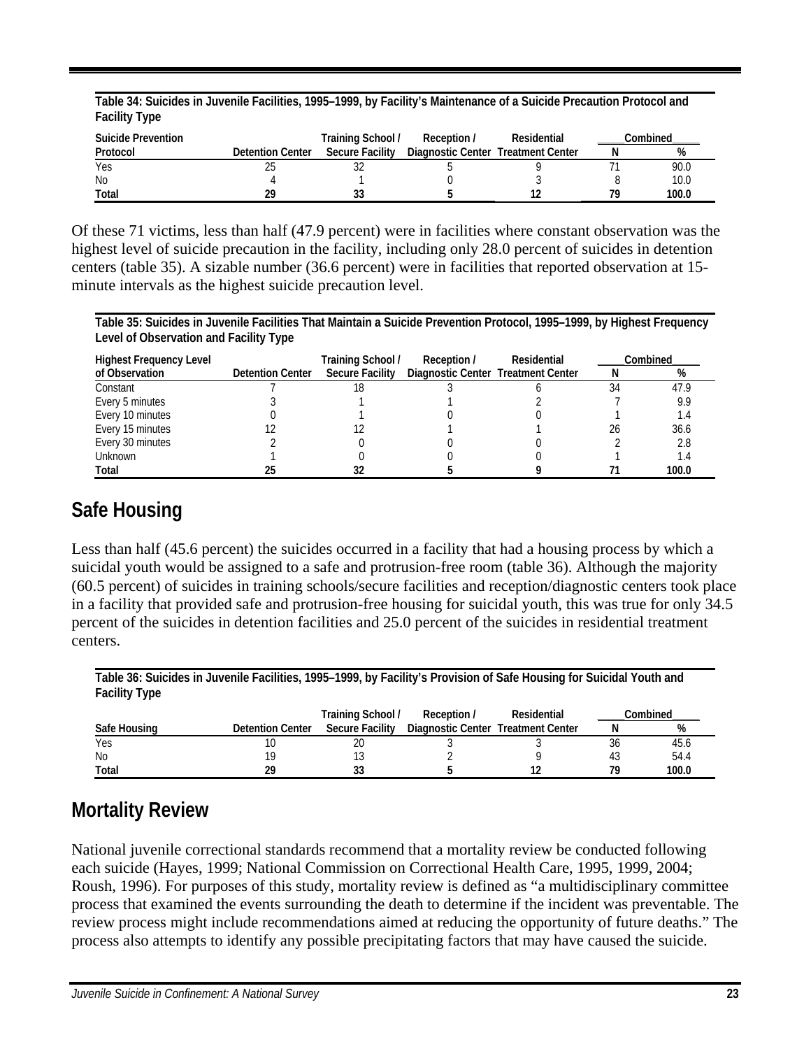**Table 34: Suicides in Juvenile Facilities, 1995–1999, by Facility's Maintenance of a Suicide Precaution Protocol and Facility Type**

| Suicide Prevention Protocol | Detention Center | Training School / Secure Facility | Reception / Diagnostic Center | Residential Treatment Center | Combined N | Combined % |
|---|---|---|---|---|---|---|
| Yes | 25 | 32 | 5 | 9 | 71 | 90.0 |
| No | 4 | 1 | 0 | 3 | 8 | 10.0 |
| **Total** | **29** | **33** | **5** | **12** | **79** | **100.0** |

Of these 71 victims, less than half (47.9 percent) were in facilities where constant observation was the highest level of suicide precaution in the facility, including only 28.0 percent of suicides in detention centers (table 35). A sizable number (36.6 percent) were in facilities that reported observation at 15-minute intervals as the highest suicide precaution level.

**Table 35: Suicides in Juvenile Facilities That Maintain a Suicide Prevention Protocol, 1995–1999, by Highest Frequency Level of Observation and Facility Type**

| Highest Frequency Level of Observation | Detention Center | Training School / Secure Facility | Reception / Diagnostic Center | Residential Treatment Center | Combined N | Combined % |
|---|---|---|---|---|---|---|
| Constant | 7 | 18 | 3 | 6 | 34 | 47.9 |
| Every 5 minutes | 3 | 1 | 1 | 2 | 7 | 9.9 |
| Every 10 minutes | 0 | 1 | 0 | 0 | 1 | 1.4 |
| Every 15 minutes | 12 | 12 | 1 | 1 | 26 | 36.6 |
| Every 30 minutes | 2 | 0 | 0 | 0 | 2 | 2.8 |
| Unknown | 1 | 0 | 0 | 0 | 1 | 1.4 |
| **Total** | **25** | **32** | **5** | **9** | **71** | **100.0** |

## Safe Housing

Less than half (45.6 percent) the suicides occurred in a facility that had a housing process by which a suicidal youth would be assigned to a safe and protrusion-free room (table 36). Although the majority (60.5 percent) of suicides in training schools/secure facilities and reception/diagnostic centers took place in a facility that provided safe and protrusion-free housing for suicidal youth, this was true for only 34.5 percent of the suicides in detention facilities and 25.0 percent of the suicides in residential treatment centers.

**Table 36: Suicides in Juvenile Facilities, 1995–1999, by Facility's Provision of Safe Housing for Suicidal Youth and Facility Type**

| Safe Housing | Detention Center | Training School / Secure Facility | Reception / Diagnostic Center | Residential Treatment Center | Combined N | Combined % |
|---|---|---|---|---|---|---|
| Yes | 10 | 20 | 3 | 3 | 36 | 45.6 |
| No | 19 | 13 | 2 | 9 | 43 | 54.4 |
| **Total** | **29** | **33** | **5** | **12** | **79** | **100.0** |

## Mortality Review

National juvenile correctional standards recommend that a mortality review be conducted following each suicide (Hayes, 1999; National Commission on Correctional Health Care, 1995, 1999, 2004; Roush, 1996). For purposes of this study, mortality review is defined as "a multidisciplinary committee process that examined the events surrounding the death to determine if the incident was preventable. The review process might include recommendations aimed at reducing the opportunity of future deaths." The process also attempts to identify any possible precipitating factors that may have caused the suicide.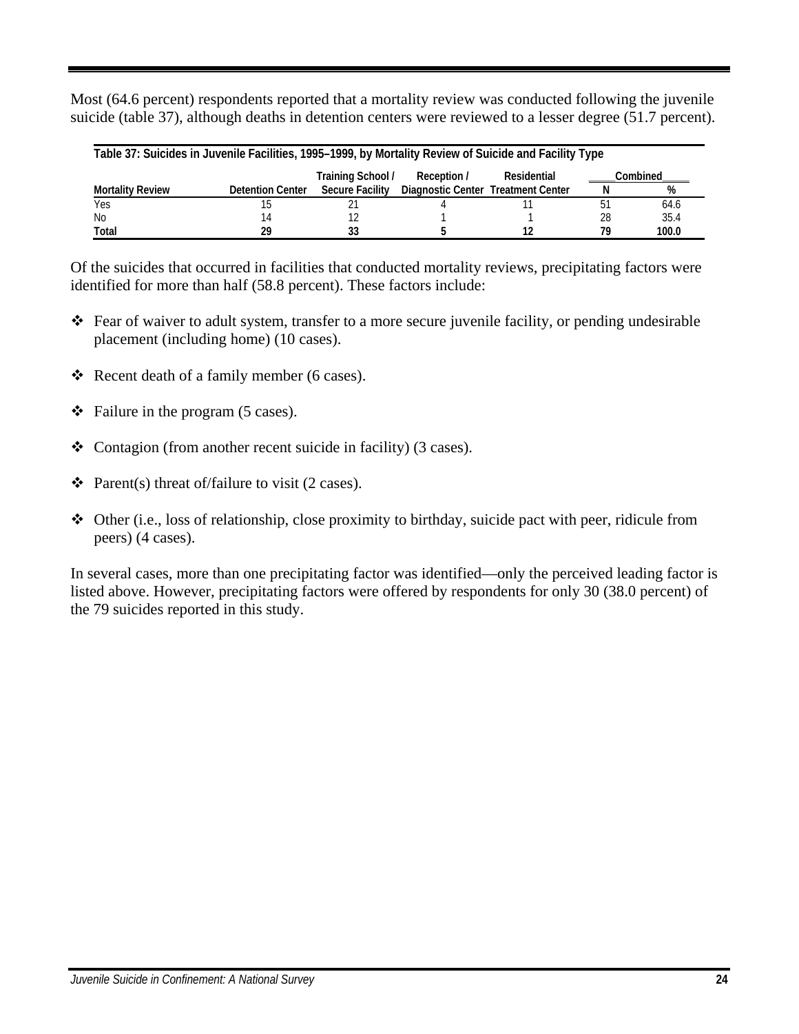Most (64.6 percent) respondents reported that a mortality review was conducted following the juvenile suicide (table 37), although deaths in detention centers were reviewed to a lesser degree (51.7 percent).

**Table 37: Suicides in Juvenile Facilities, 1995–1999, by Mortality Review of Suicide and Facility Type**

| Mortality Review | Detention Center | Training School / Secure Facility | Reception / Diagnostic Center | Residential Treatment Center | Combined N | Combined % |
|---|---|---|---|---|---|---|
| Yes | 15 | 21 | 4 | 11 | 51 | 64.6 |
| No | 14 | 12 | 1 | 1 | 28 | 35.4 |
| **Total** | **29** | **33** | **5** | **12** | **79** | **100.0** |

Of the suicides that occurred in facilities that conducted mortality reviews, precipitating factors were identified for more than half (58.8 percent). These factors include:

- Fear of waiver to adult system, transfer to a more secure juvenile facility, or pending undesirable placement (including home) (10 cases).
- Recent death of a family member (6 cases).
- Failure in the program (5 cases).
- Contagion (from another recent suicide in facility) (3 cases).
- Parent(s) threat of/failure to visit (2 cases).
- Other (i.e., loss of relationship, close proximity to birthday, suicide pact with peer, ridicule from peers) (4 cases).

In several cases, more than one precipitating factor was identified—only the perceived leading factor is listed above. However, precipitating factors were offered by respondents for only 30 (38.0 percent) of the 79 suicides reported in this study.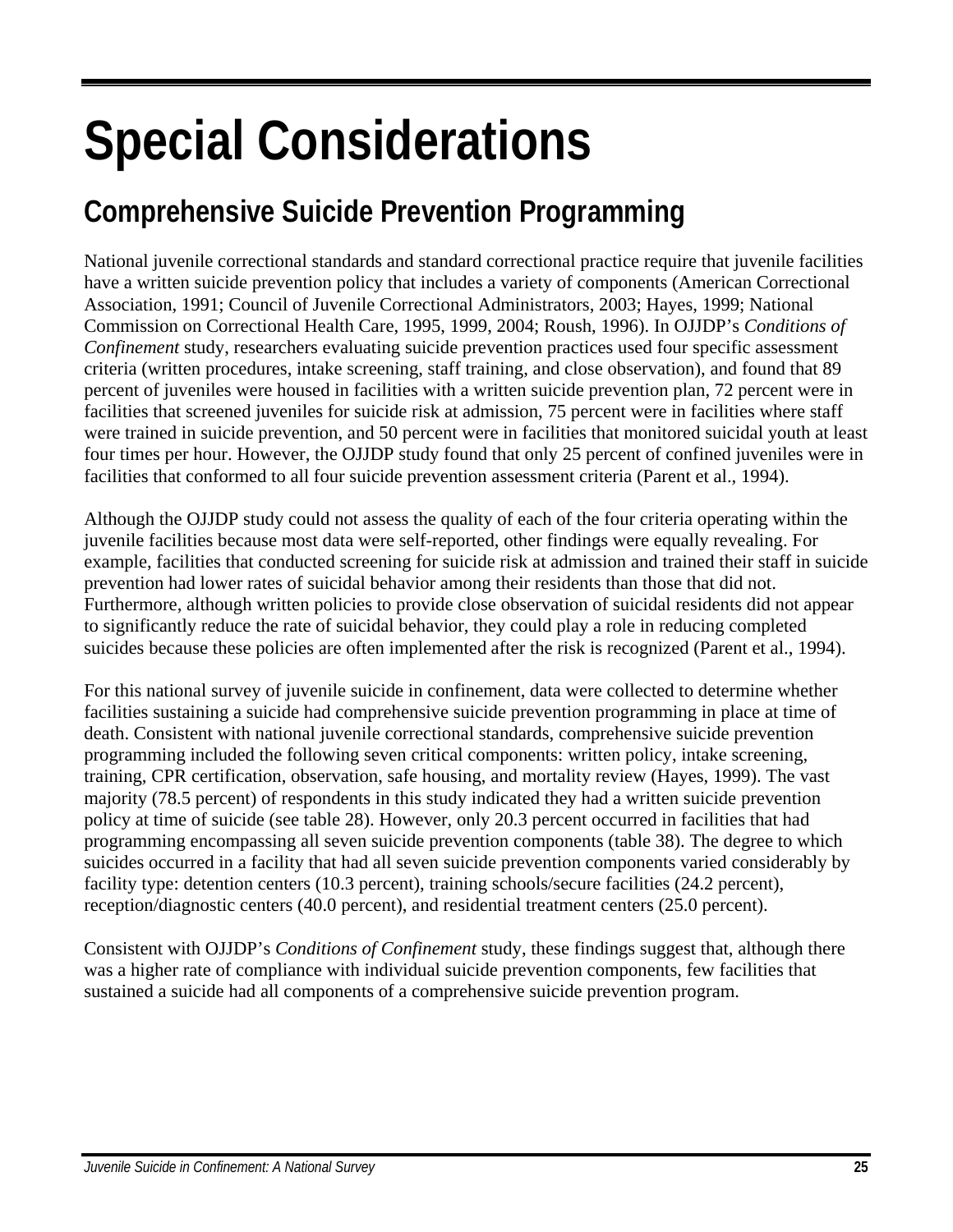# Special Considerations

## Comprehensive Suicide Prevention Programming

National juvenile correctional standards and standard correctional practice require that juvenile facilities have a written suicide prevention policy that includes a variety of components (American Correctional Association, 1991; Council of Juvenile Correctional Administrators, 2003; Hayes, 1999; National Commission on Correctional Health Care, 1995, 1999, 2004; Roush, 1996). In OJJDP's *Conditions of Confinement* study, researchers evaluating suicide prevention practices used four specific assessment criteria (written procedures, intake screening, staff training, and close observation), and found that 89 percent of juveniles were housed in facilities with a written suicide prevention plan, 72 percent were in facilities that screened juveniles for suicide risk at admission, 75 percent were in facilities where staff were trained in suicide prevention, and 50 percent were in facilities that monitored suicidal youth at least four times per hour. However, the OJJDP study found that only 25 percent of confined juveniles were in facilities that conformed to all four suicide prevention assessment criteria (Parent et al., 1994).

Although the OJJDP study could not assess the quality of each of the four criteria operating within the juvenile facilities because most data were self-reported, other findings were equally revealing. For example, facilities that conducted screening for suicide risk at admission and trained their staff in suicide prevention had lower rates of suicidal behavior among their residents than those that did not. Furthermore, although written policies to provide close observation of suicidal residents did not appear to significantly reduce the rate of suicidal behavior, they could play a role in reducing completed suicides because these policies are often implemented after the risk is recognized (Parent et al., 1994).

For this national survey of juvenile suicide in confinement, data were collected to determine whether facilities sustaining a suicide had comprehensive suicide prevention programming in place at time of death. Consistent with national juvenile correctional standards, comprehensive suicide prevention programming included the following seven critical components: written policy, intake screening, training, CPR certification, observation, safe housing, and mortality review (Hayes, 1999). The vast majority (78.5 percent) of respondents in this study indicated they had a written suicide prevention policy at time of suicide (see table 28). However, only 20.3 percent occurred in facilities that had programming encompassing all seven suicide prevention components (table 38). The degree to which suicides occurred in a facility that had all seven suicide prevention components varied considerably by facility type: detention centers (10.3 percent), training schools/secure facilities (24.2 percent), reception/diagnostic centers (40.0 percent), and residential treatment centers (25.0 percent).

Consistent with OJJDP's *Conditions of Confinement* study, these findings suggest that, although there was a higher rate of compliance with individual suicide prevention components, few facilities that sustained a suicide had all components of a comprehensive suicide prevention program.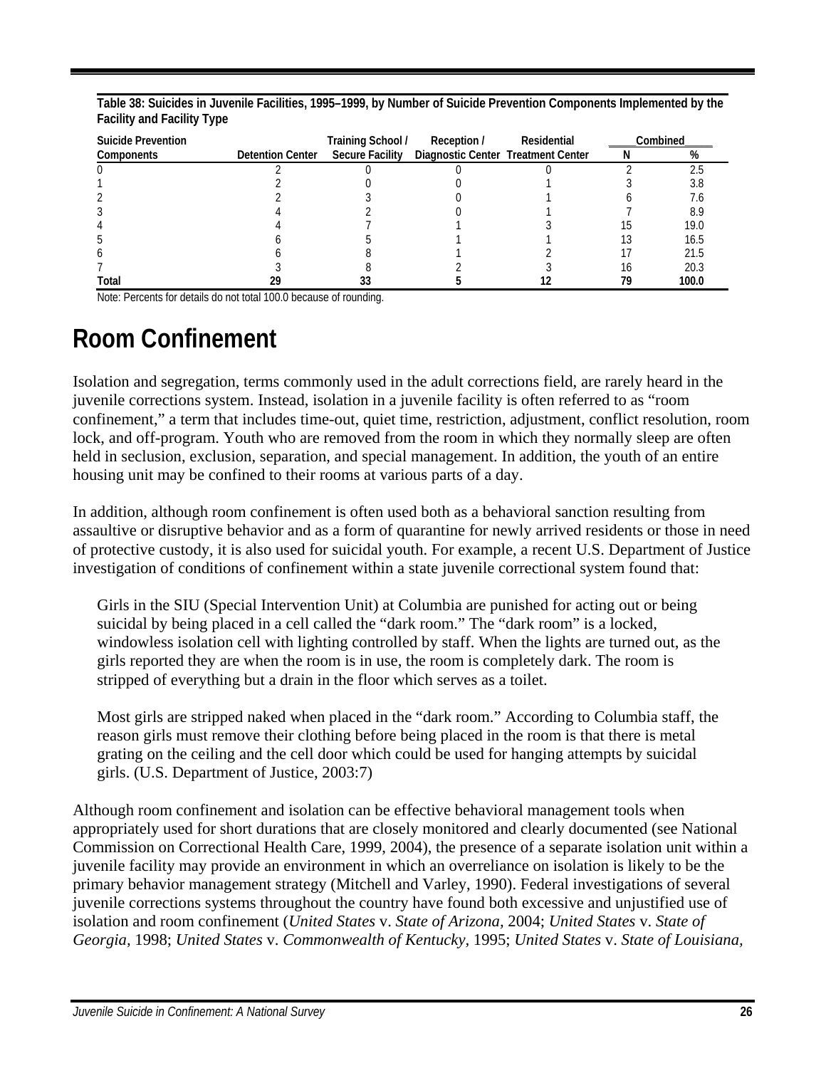**Table 38: Suicides in Juvenile Facilities, 1995–1999, by Number of Suicide Prevention Components Implemented by the Facility and Facility Type**

| Suicide Prevention Components | Detention Center | Training School / Secure Facility | Reception / Diagnostic Center | Residential Treatment Center | Combined N | Combined % |
|---|---|---|---|---|---|---|
| 0 | 2 | 0 | 0 | 0 | 2 | 2.5 |
| 1 | 2 | 0 | 0 | 1 | 3 | 3.8 |
| 2 | 2 | 3 | 0 | 1 | 6 | 7.6 |
| 3 | 4 | 2 | 0 | 1 | 7 | 8.9 |
| 4 | 4 | 7 | 1 | 3 | 15 | 19.0 |
| 5 | 6 | 5 | 1 | 1 | 13 | 16.5 |
| 6 | 6 | 8 | 1 | 2 | 17 | 21.5 |
| 7 | 3 | 8 | 2 | 3 | 16 | 20.3 |
| **Total** | **29** | **33** | **5** | **12** | **79** | **100.0** |

Note: Percents for details do not total 100.0 because of rounding.

# Room Confinement

Isolation and segregation, terms commonly used in the adult corrections field, are rarely heard in the juvenile corrections system. Instead, isolation in a juvenile facility is often referred to as "room confinement," a term that includes time-out, quiet time, restriction, adjustment, conflict resolution, room lock, and off-program. Youth who are removed from the room in which they normally sleep are often held in seclusion, exclusion, separation, and special management. In addition, the youth of an entire housing unit may be confined to their rooms at various parts of a day.

In addition, although room confinement is often used both as a behavioral sanction resulting from assaultive or disruptive behavior and as a form of quarantine for newly arrived residents or those in need of protective custody, it is also used for suicidal youth. For example, a recent U.S. Department of Justice investigation of conditions of confinement within a state juvenile correctional system found that:

> Girls in the SIU (Special Intervention Unit) at Columbia are punished for acting out or being suicidal by being placed in a cell called the "dark room." The "dark room" is a locked, windowless isolation cell with lighting controlled by staff. When the lights are turned out, as the girls reported they are when the room is in use, the room is completely dark. The room is stripped of everything but a drain in the floor which serves as a toilet.
>
> Most girls are stripped naked when placed in the "dark room." According to Columbia staff, the reason girls must remove their clothing before being placed in the room is that there is metal grating on the ceiling and the cell door which could be used for hanging attempts by suicidal girls. (U.S. Department of Justice, 2003:7)

Although room confinement and isolation can be effective behavioral management tools when appropriately used for short durations that are closely monitored and clearly documented (see National Commission on Correctional Health Care, 1999, 2004), the presence of a separate isolation unit within a juvenile facility may provide an environment in which an overreliance on isolation is likely to be the primary behavior management strategy (Mitchell and Varley, 1990). Federal investigations of several juvenile corrections systems throughout the country have found both excessive and unjustified use of isolation and room confinement (*United States* v. *State of Arizona*, 2004; *United States* v. *State of Georgia*, 1998; *United States* v. *Commonwealth of Kentucky*, 1995; *United States* v. *State of Louisiana*,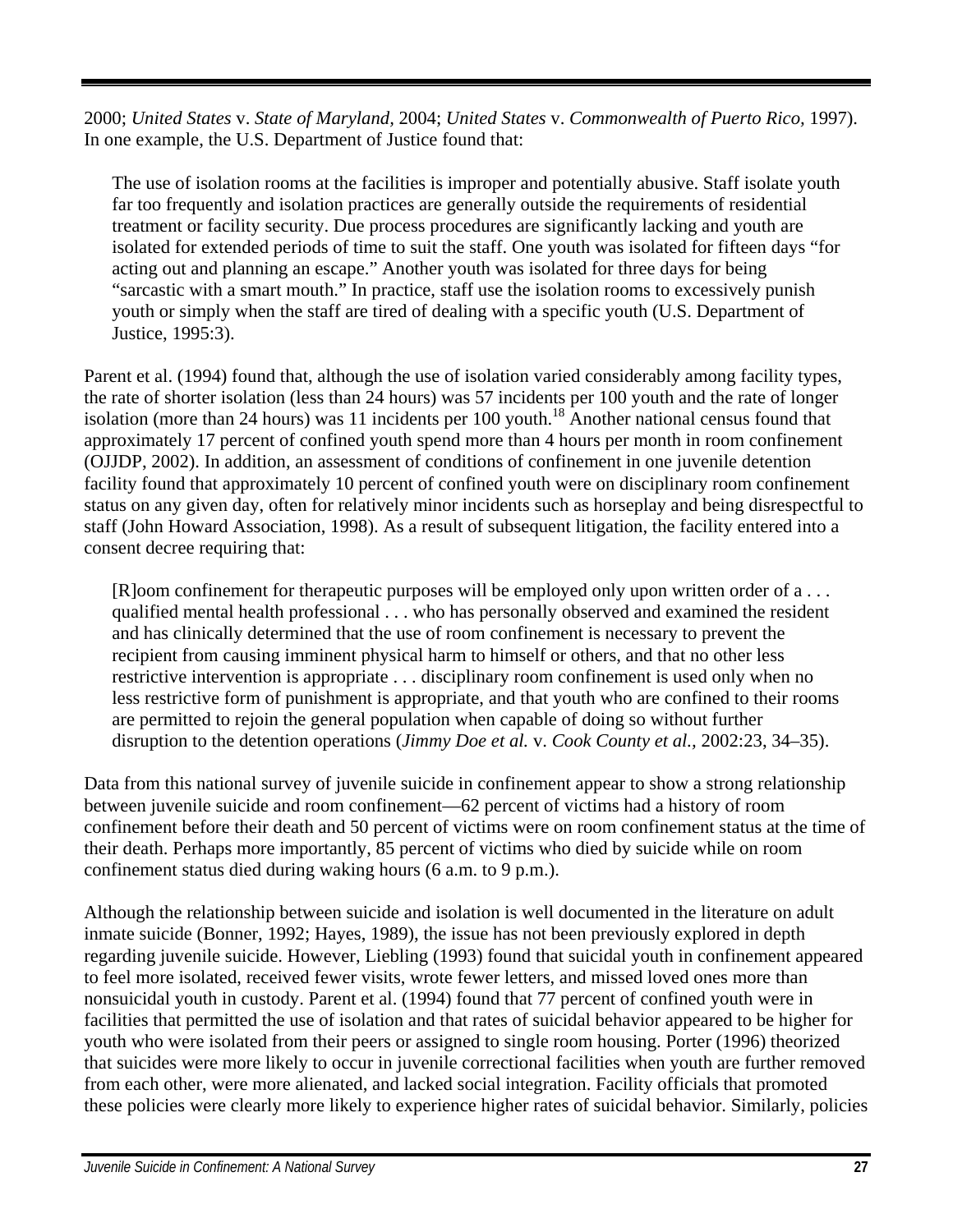2000; *United States* v. *State of Maryland*, 2004; *United States* v. *Commonwealth of Puerto Rico*, 1997). In one example, the U.S. Department of Justice found that:

> The use of isolation rooms at the facilities is improper and potentially abusive. Staff isolate youth far too frequently and isolation practices are generally outside the requirements of residential treatment or facility security. Due process procedures are significantly lacking and youth are isolated for extended periods of time to suit the staff. One youth was isolated for fifteen days "for acting out and planning an escape." Another youth was isolated for three days for being "sarcastic with a smart mouth." In practice, staff use the isolation rooms to excessively punish youth or simply when the staff are tired of dealing with a specific youth (U.S. Department of Justice, 1995:3).

Parent et al. (1994) found that, although the use of isolation varied considerably among facility types, the rate of shorter isolation (less than 24 hours) was 57 incidents per 100 youth and the rate of longer isolation (more than 24 hours) was 11 incidents per 100 youth.[18] Another national census found that approximately 17 percent of confined youth spend more than 4 hours per month in room confinement (OJJDP, 2002). In addition, an assessment of conditions of confinement in one juvenile detention facility found that approximately 10 percent of confined youth were on disciplinary room confinement status on any given day, often for relatively minor incidents such as horseplay and being disrespectful to staff (John Howard Association, 1998). As a result of subsequent litigation, the facility entered into a consent decree requiring that:

> [R]oom confinement for therapeutic purposes will be employed only upon written order of a . . . qualified mental health professional . . . who has personally observed and examined the resident and has clinically determined that the use of room confinement is necessary to prevent the recipient from causing imminent physical harm to himself or others, and that no other less restrictive intervention is appropriate . . . disciplinary room confinement is used only when no less restrictive form of punishment is appropriate, and that youth who are confined to their rooms are permitted to rejoin the general population when capable of doing so without further disruption to the detention operations (*Jimmy Doe et al.* v. *Cook County et al.*, 2002:23, 34–35).

Data from this national survey of juvenile suicide in confinement appear to show a strong relationship between juvenile suicide and room confinement—62 percent of victims had a history of room confinement before their death and 50 percent of victims were on room confinement status at the time of their death. Perhaps more importantly, 85 percent of victims who died by suicide while on room confinement status died during waking hours (6 a.m. to 9 p.m.).

Although the relationship between suicide and isolation is well documented in the literature on adult inmate suicide (Bonner, 1992; Hayes, 1989), the issue has not been previously explored in depth regarding juvenile suicide. However, Liebling (1993) found that suicidal youth in confinement appeared to feel more isolated, received fewer visits, wrote fewer letters, and missed loved ones more than nonsuicidal youth in custody. Parent et al. (1994) found that 77 percent of confined youth were in facilities that permitted the use of isolation and that rates of suicidal behavior appeared to be higher for youth who were isolated from their peers or assigned to single room housing. Porter (1996) theorized that suicides were more likely to occur in juvenile correctional facilities when youth are further removed from each other, were more alienated, and lacked social integration. Facility officials that promoted these policies were clearly more likely to experience higher rates of suicidal behavior. Similarly, policies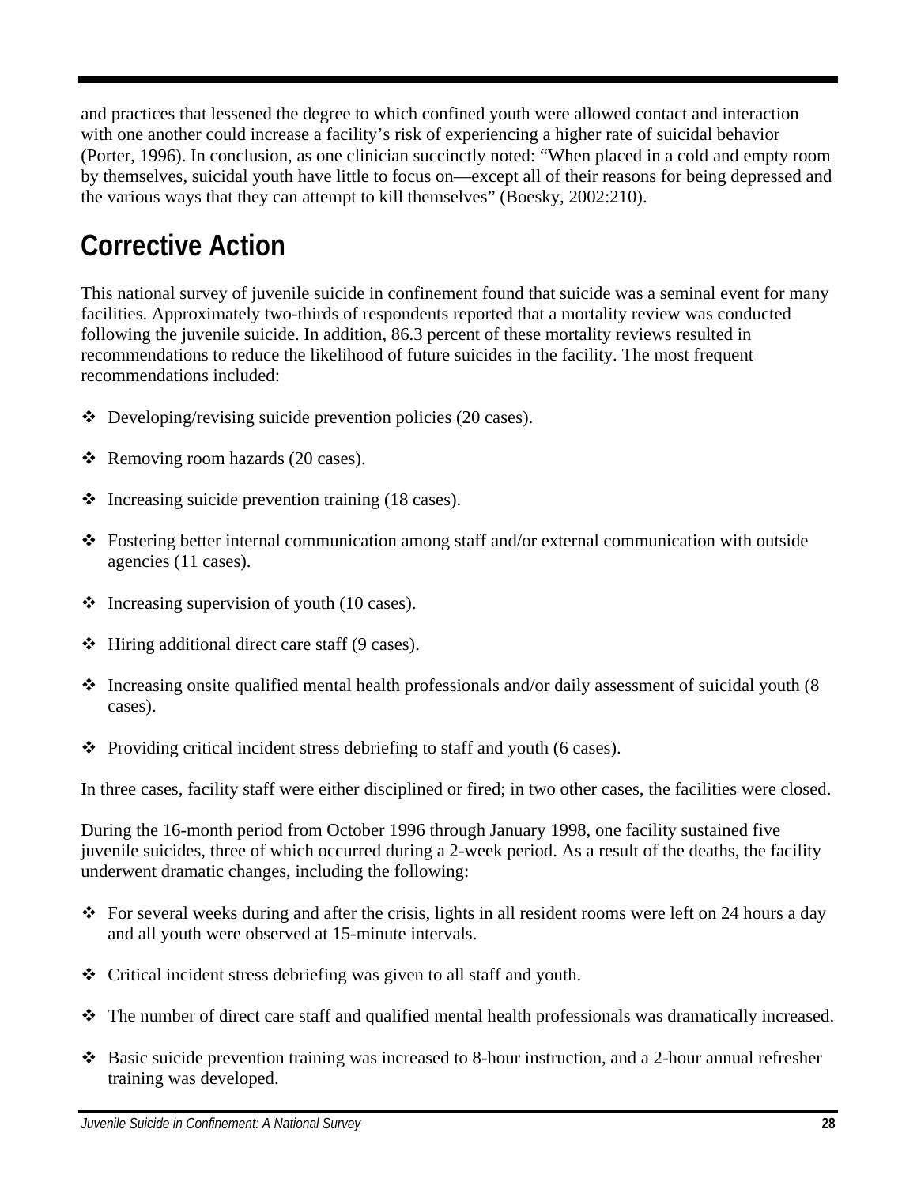and practices that lessened the degree to which confined youth were allowed contact and interaction with one another could increase a facility's risk of experiencing a higher rate of suicidal behavior (Porter, 1996). In conclusion, as one clinician succinctly noted: "When placed in a cold and empty room by themselves, suicidal youth have little to focus on—except all of their reasons for being depressed and the various ways that they can attempt to kill themselves" (Boesky, 2002:210).

## Corrective Action

This national survey of juvenile suicide in confinement found that suicide was a seminal event for many facilities. Approximately two-thirds of respondents reported that a mortality review was conducted following the juvenile suicide. In addition, 86.3 percent of these mortality reviews resulted in recommendations to reduce the likelihood of future suicides in the facility. The most frequent recommendations included:

- Developing/revising suicide prevention policies (20 cases).
- Removing room hazards (20 cases).
- Increasing suicide prevention training (18 cases).
- Fostering better internal communication among staff and/or external communication with outside agencies (11 cases).
- Increasing supervision of youth (10 cases).
- Hiring additional direct care staff (9 cases).
- Increasing onsite qualified mental health professionals and/or daily assessment of suicidal youth (8 cases).
- Providing critical incident stress debriefing to staff and youth (6 cases).

In three cases, facility staff were either disciplined or fired; in two other cases, the facilities were closed.

During the 16-month period from October 1996 through January 1998, one facility sustained five juvenile suicides, three of which occurred during a 2-week period. As a result of the deaths, the facility underwent dramatic changes, including the following:

- For several weeks during and after the crisis, lights in all resident rooms were left on 24 hours a day and all youth were observed at 15-minute intervals.
- Critical incident stress debriefing was given to all staff and youth.
- The number of direct care staff and qualified mental health professionals was dramatically increased.
- Basic suicide prevention training was increased to 8-hour instruction, and a 2-hour annual refresher training was developed.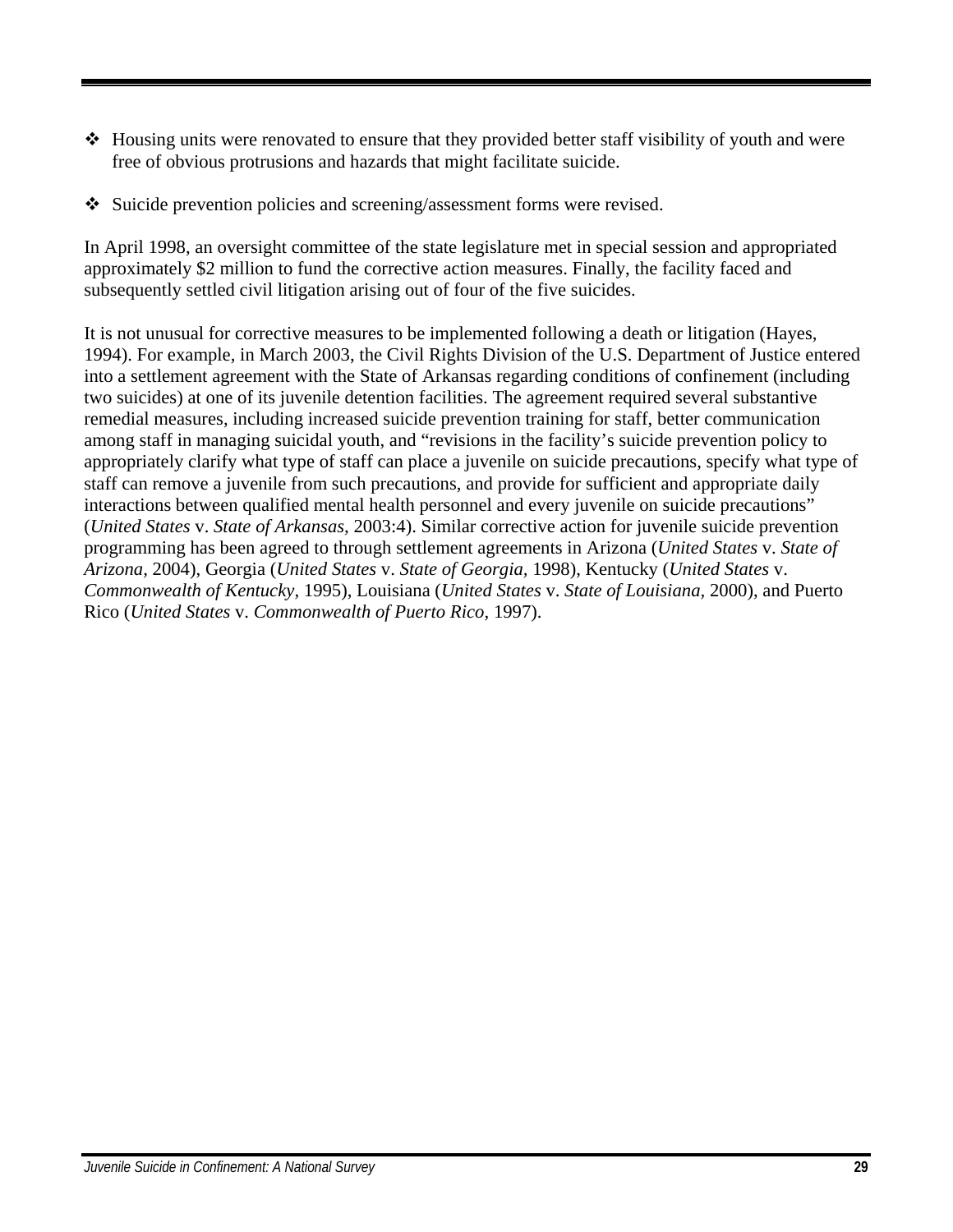- Housing units were renovated to ensure that they provided better staff visibility of youth and were free of obvious protrusions and hazards that might facilitate suicide.
- Suicide prevention policies and screening/assessment forms were revised.

In April 1998, an oversight committee of the state legislature met in special session and appropriated approximately $2 million to fund the corrective action measures. Finally, the facility faced and subsequently settled civil litigation arising out of four of the five suicides.

It is not unusual for corrective measures to be implemented following a death or litigation (Hayes, 1994). For example, in March 2003, the Civil Rights Division of the U.S. Department of Justice entered into a settlement agreement with the State of Arkansas regarding conditions of confinement (including two suicides) at one of its juvenile detention facilities. The agreement required several substantive remedial measures, including increased suicide prevention training for staff, better communication among staff in managing suicidal youth, and "revisions in the facility's suicide prevention policy to appropriately clarify what type of staff can place a juvenile on suicide precautions, specify what type of staff can remove a juvenile from such precautions, and provide for sufficient and appropriate daily interactions between qualified mental health personnel and every juvenile on suicide precautions" (*United States* v. *State of Arkansas,* 2003:4). Similar corrective action for juvenile suicide prevention programming has been agreed to through settlement agreements in Arizona (*United States* v. *State of Arizona,* 2004), Georgia (*United States* v. *State of Georgia,* 1998), Kentucky (*United States* v. *Commonwealth of Kentucky,* 1995), Louisiana (*United States* v. *State of Louisiana,* 2000), and Puerto Rico (*United States* v. *Commonwealth of Puerto Rico,* 1997).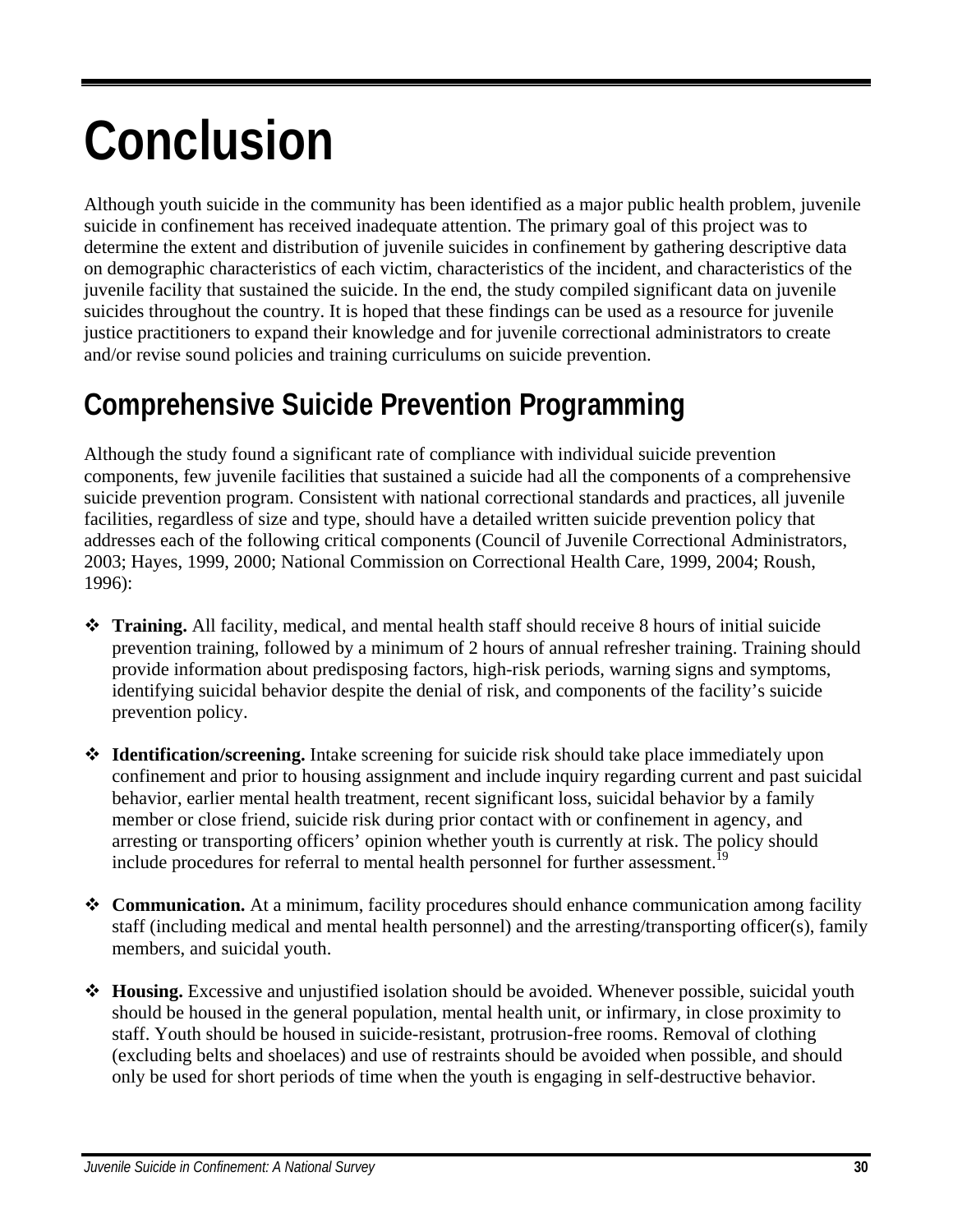# Conclusion

Although youth suicide in the community has been identified as a major public health problem, juvenile suicide in confinement has received inadequate attention. The primary goal of this project was to determine the extent and distribution of juvenile suicides in confinement by gathering descriptive data on demographic characteristics of each victim, characteristics of the incident, and characteristics of the juvenile facility that sustained the suicide. In the end, the study compiled significant data on juvenile suicides throughout the country. It is hoped that these findings can be used as a resource for juvenile justice practitioners to expand their knowledge and for juvenile correctional administrators to create and/or revise sound policies and training curriculums on suicide prevention.

## Comprehensive Suicide Prevention Programming

Although the study found a significant rate of compliance with individual suicide prevention components, few juvenile facilities that sustained a suicide had all the components of a comprehensive suicide prevention program. Consistent with national correctional standards and practices, all juvenile facilities, regardless of size and type, should have a detailed written suicide prevention policy that addresses each of the following critical components (Council of Juvenile Correctional Administrators, 2003; Hayes, 1999, 2000; National Commission on Correctional Health Care, 1999, 2004; Roush, 1996):

- **Training.** All facility, medical, and mental health staff should receive 8 hours of initial suicide prevention training, followed by a minimum of 2 hours of annual refresher training. Training should provide information about predisposing factors, high-risk periods, warning signs and symptoms, identifying suicidal behavior despite the denial of risk, and components of the facility's suicide prevention policy.

- **Identification/screening.** Intake screening for suicide risk should take place immediately upon confinement and prior to housing assignment and include inquiry regarding current and past suicidal behavior, earlier mental health treatment, recent significant loss, suicidal behavior by a family member or close friend, suicide risk during prior contact with or confinement in agency, and arresting or transporting officers' opinion whether youth is currently at risk. The policy should include procedures for referral to mental health personnel for further assessment.[19]

- **Communication.** At a minimum, facility procedures should enhance communication among facility staff (including medical and mental health personnel) and the arresting/transporting officer(s), family members, and suicidal youth.

- **Housing.** Excessive and unjustified isolation should be avoided. Whenever possible, suicidal youth should be housed in the general population, mental health unit, or infirmary, in close proximity to staff. Youth should be housed in suicide-resistant, protrusion-free rooms. Removal of clothing (excluding belts and shoelaces) and use of restraints should be avoided when possible, and should only be used for short periods of time when the youth is engaging in self-destructive behavior.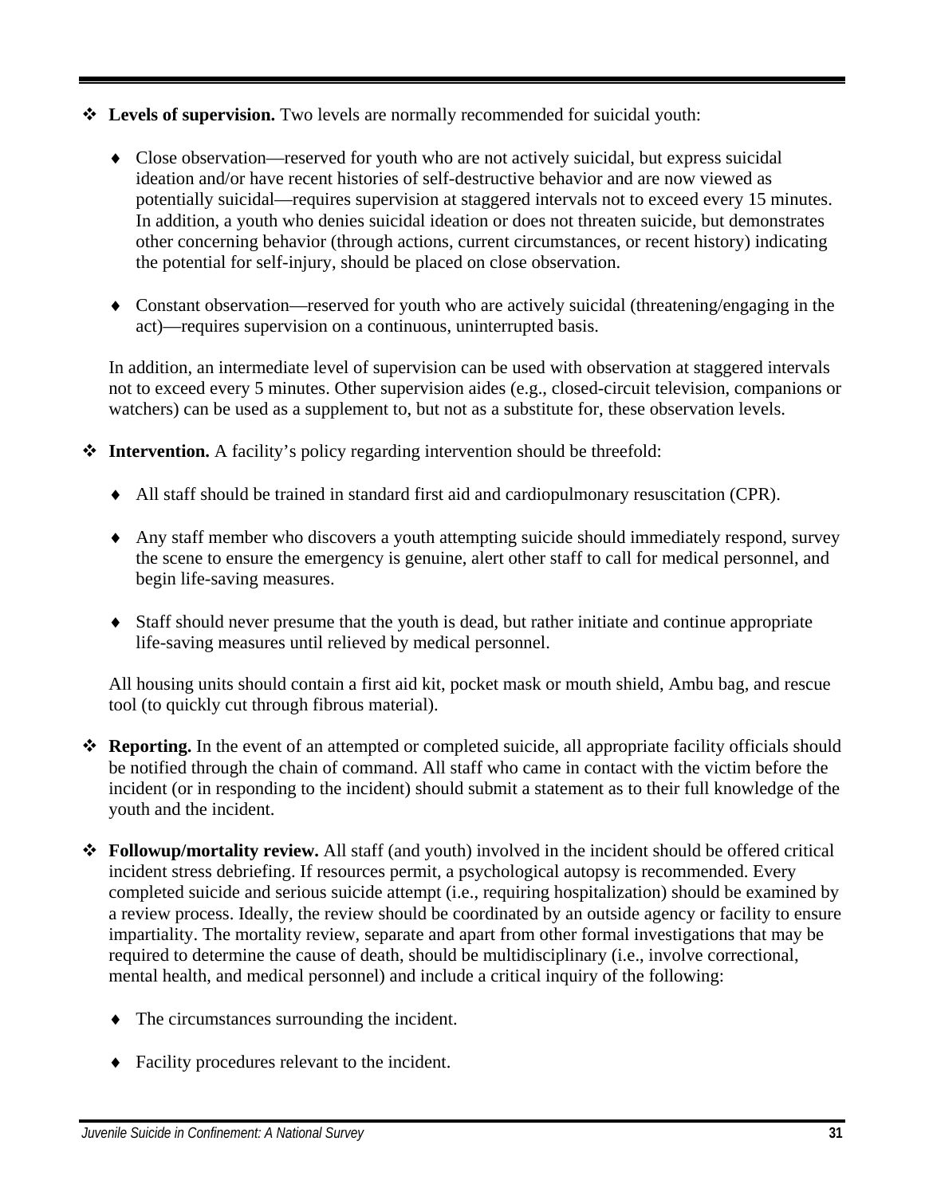- **Levels of supervision.** Two levels are normally recommended for suicidal youth:

  - Close observation—reserved for youth who are not actively suicidal, but express suicidal ideation and/or have recent histories of self-destructive behavior and are now viewed as potentially suicidal—requires supervision at staggered intervals not to exceed every 15 minutes. In addition, a youth who denies suicidal ideation or does not threaten suicide, but demonstrates other concerning behavior (through actions, current circumstances, or recent history) indicating the potential for self-injury, should be placed on close observation.

  - Constant observation—reserved for youth who are actively suicidal (threatening/engaging in the act)—requires supervision on a continuous, uninterrupted basis.

  In addition, an intermediate level of supervision can be used with observation at staggered intervals not to exceed every 5 minutes. Other supervision aides (e.g., closed-circuit television, companions or watchers) can be used as a supplement to, but not as a substitute for, these observation levels.

- **Intervention.** A facility's policy regarding intervention should be threefold:

  - All staff should be trained in standard first aid and cardiopulmonary resuscitation (CPR).

  - Any staff member who discovers a youth attempting suicide should immediately respond, survey the scene to ensure the emergency is genuine, alert other staff to call for medical personnel, and begin life-saving measures.

  - Staff should never presume that the youth is dead, but rather initiate and continue appropriate life-saving measures until relieved by medical personnel.

  All housing units should contain a first aid kit, pocket mask or mouth shield, Ambu bag, and rescue tool (to quickly cut through fibrous material).

- **Reporting.** In the event of an attempted or completed suicide, all appropriate facility officials should be notified through the chain of command. All staff who came in contact with the victim before the incident (or in responding to the incident) should submit a statement as to their full knowledge of the youth and the incident.

- **Followup/mortality review.** All staff (and youth) involved in the incident should be offered critical incident stress debriefing. If resources permit, a psychological autopsy is recommended. Every completed suicide and serious suicide attempt (i.e., requiring hospitalization) should be examined by a review process. Ideally, the review should be coordinated by an outside agency or facility to ensure impartiality. The mortality review, separate and apart from other formal investigations that may be required to determine the cause of death, should be multidisciplinary (i.e., involve correctional, mental health, and medical personnel) and include a critical inquiry of the following:

  - The circumstances surrounding the incident.

  - Facility procedures relevant to the incident.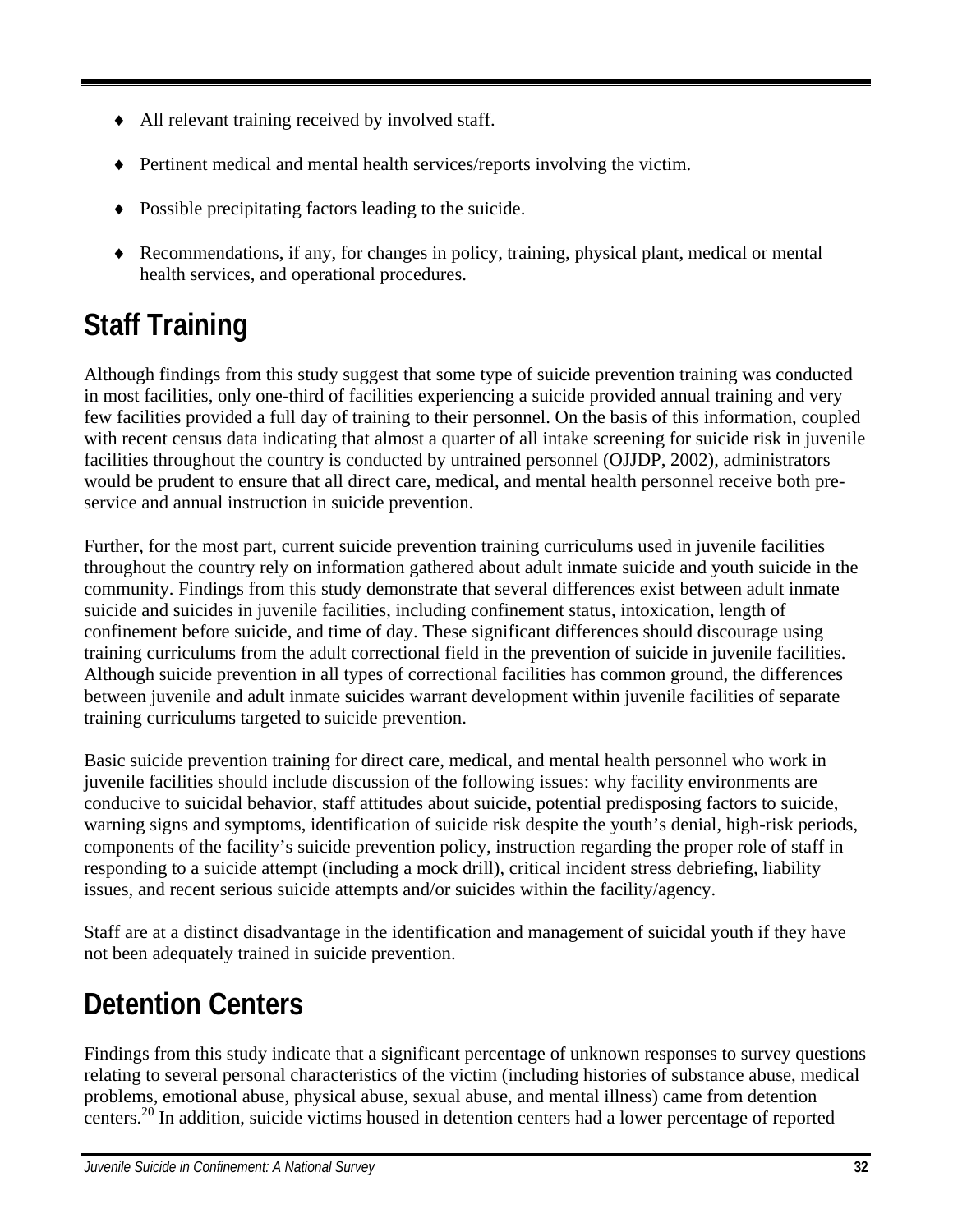- All relevant training received by involved staff.
- Pertinent medical and mental health services/reports involving the victim.
- Possible precipitating factors leading to the suicide.
- Recommendations, if any, for changes in policy, training, physical plant, medical or mental health services, and operational procedures.

## Staff Training

Although findings from this study suggest that some type of suicide prevention training was conducted in most facilities, only one-third of facilities experiencing a suicide provided annual training and very few facilities provided a full day of training to their personnel. On the basis of this information, coupled with recent census data indicating that almost a quarter of all intake screening for suicide risk in juvenile facilities throughout the country is conducted by untrained personnel (OJJDP, 2002), administrators would be prudent to ensure that all direct care, medical, and mental health personnel receive both pre-service and annual instruction in suicide prevention.

Further, for the most part, current suicide prevention training curriculums used in juvenile facilities throughout the country rely on information gathered about adult inmate suicide and youth suicide in the community. Findings from this study demonstrate that several differences exist between adult inmate suicide and suicides in juvenile facilities, including confinement status, intoxication, length of confinement before suicide, and time of day. These significant differences should discourage using training curriculums from the adult correctional field in the prevention of suicide in juvenile facilities. Although suicide prevention in all types of correctional facilities has common ground, the differences between juvenile and adult inmate suicides warrant development within juvenile facilities of separate training curriculums targeted to suicide prevention.

Basic suicide prevention training for direct care, medical, and mental health personnel who work in juvenile facilities should include discussion of the following issues: why facility environments are conducive to suicidal behavior, staff attitudes about suicide, potential predisposing factors to suicide, warning signs and symptoms, identification of suicide risk despite the youth's denial, high-risk periods, components of the facility's suicide prevention policy, instruction regarding the proper role of staff in responding to a suicide attempt (including a mock drill), critical incident stress debriefing, liability issues, and recent serious suicide attempts and/or suicides within the facility/agency.

Staff are at a distinct disadvantage in the identification and management of suicidal youth if they have not been adequately trained in suicide prevention.

## Detention Centers

Findings from this study indicate that a significant percentage of unknown responses to survey questions relating to several personal characteristics of the victim (including histories of substance abuse, medical problems, emotional abuse, physical abuse, sexual abuse, and mental illness) came from detention centers.[20] In addition, suicide victims housed in detention centers had a lower percentage of reported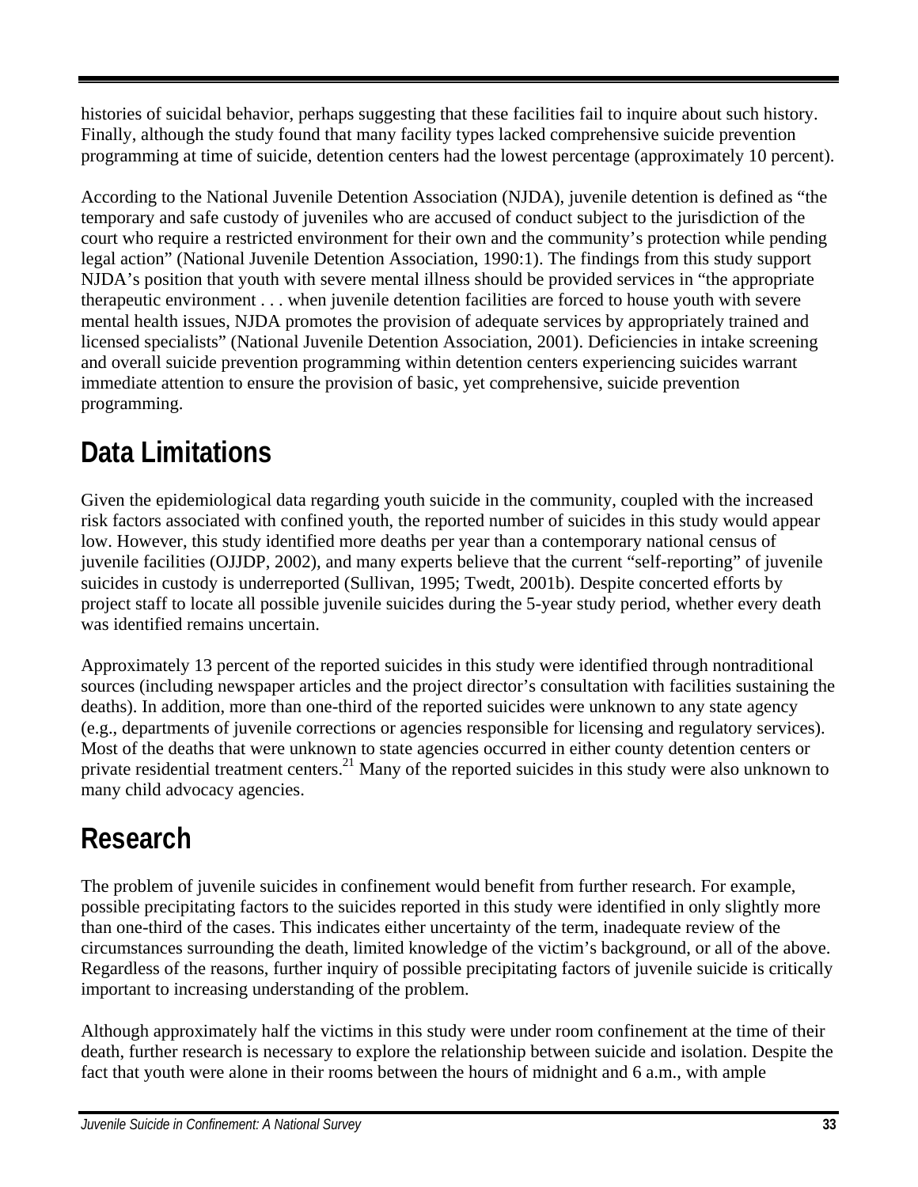histories of suicidal behavior, perhaps suggesting that these facilities fail to inquire about such history. Finally, although the study found that many facility types lacked comprehensive suicide prevention programming at time of suicide, detention centers had the lowest percentage (approximately 10 percent).

According to the National Juvenile Detention Association (NJDA), juvenile detention is defined as "the temporary and safe custody of juveniles who are accused of conduct subject to the jurisdiction of the court who require a restricted environment for their own and the community's protection while pending legal action" (National Juvenile Detention Association, 1990:1). The findings from this study support NJDA's position that youth with severe mental illness should be provided services in "the appropriate therapeutic environment . . . when juvenile detention facilities are forced to house youth with severe mental health issues, NJDA promotes the provision of adequate services by appropriately trained and licensed specialists" (National Juvenile Detention Association, 2001). Deficiencies in intake screening and overall suicide prevention programming within detention centers experiencing suicides warrant immediate attention to ensure the provision of basic, yet comprehensive, suicide prevention programming.

## Data Limitations

Given the epidemiological data regarding youth suicide in the community, coupled with the increased risk factors associated with confined youth, the reported number of suicides in this study would appear low. However, this study identified more deaths per year than a contemporary national census of juvenile facilities (OJJDP, 2002), and many experts believe that the current "self-reporting" of juvenile suicides in custody is underreported (Sullivan, 1995; Twedt, 2001b). Despite concerted efforts by project staff to locate all possible juvenile suicides during the 5-year study period, whether every death was identified remains uncertain.

Approximately 13 percent of the reported suicides in this study were identified through nontraditional sources (including newspaper articles and the project director's consultation with facilities sustaining the deaths). In addition, more than one-third of the reported suicides were unknown to any state agency (e.g., departments of juvenile corrections or agencies responsible for licensing and regulatory services). Most of the deaths that were unknown to state agencies occurred in either county detention centers or private residential treatment centers.[21] Many of the reported suicides in this study were also unknown to many child advocacy agencies.

## Research

The problem of juvenile suicides in confinement would benefit from further research. For example, possible precipitating factors to the suicides reported in this study were identified in only slightly more than one-third of the cases. This indicates either uncertainty of the term, inadequate review of the circumstances surrounding the death, limited knowledge of the victim's background, or all of the above. Regardless of the reasons, further inquiry of possible precipitating factors of juvenile suicide is critically important to increasing understanding of the problem.

Although approximately half the victims in this study were under room confinement at the time of their death, further research is necessary to explore the relationship between suicide and isolation. Despite the fact that youth were alone in their rooms between the hours of midnight and 6 a.m., with ample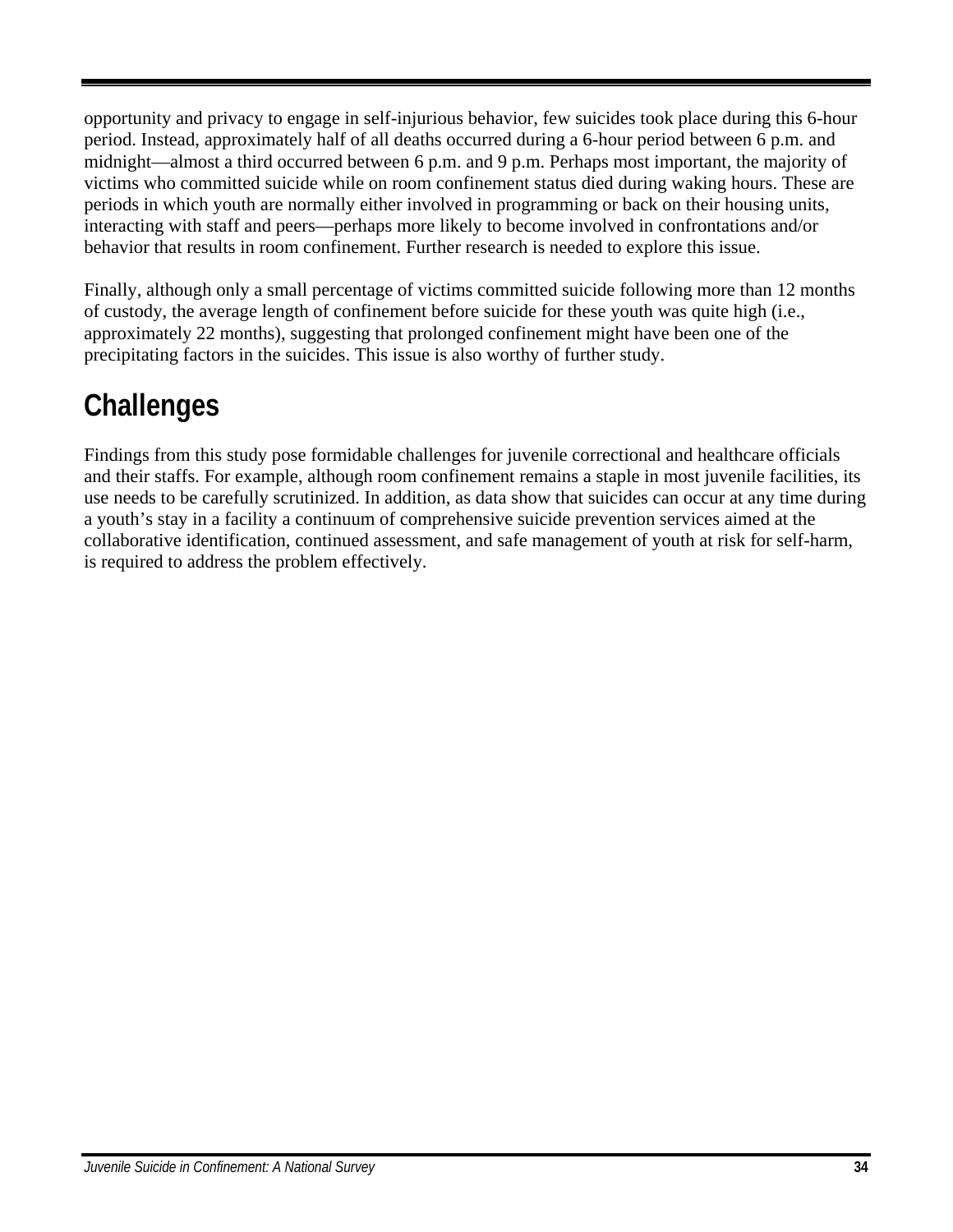opportunity and privacy to engage in self-injurious behavior, few suicides took place during this 6-hour period. Instead, approximately half of all deaths occurred during a 6-hour period between 6 p.m. and midnight—almost a third occurred between 6 p.m. and 9 p.m. Perhaps most important, the majority of victims who committed suicide while on room confinement status died during waking hours. These are periods in which youth are normally either involved in programming or back on their housing units, interacting with staff and peers—perhaps more likely to become involved in confrontations and/or behavior that results in room confinement. Further research is needed to explore this issue.

Finally, although only a small percentage of victims committed suicide following more than 12 months of custody, the average length of confinement before suicide for these youth was quite high (i.e., approximately 22 months), suggesting that prolonged confinement might have been one of the precipitating factors in the suicides. This issue is also worthy of further study.

## Challenges

Findings from this study pose formidable challenges for juvenile correctional and healthcare officials and their staffs. For example, although room confinement remains a staple in most juvenile facilities, its use needs to be carefully scrutinized. In addition, as data show that suicides can occur at any time during a youth's stay in a facility a continuum of comprehensive suicide prevention services aimed at the collaborative identification, continued assessment, and safe management of youth at risk for self-harm, is required to address the problem effectively.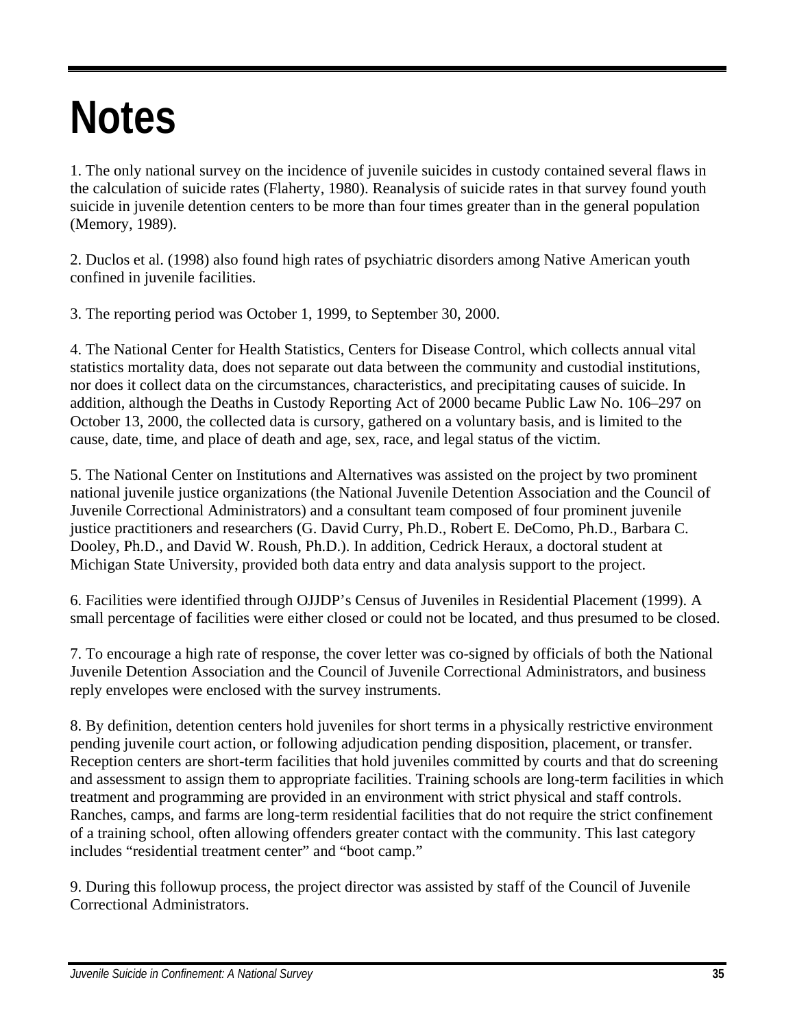# Notes

1. The only national survey on the incidence of juvenile suicides in custody contained several flaws in the calculation of suicide rates (Flaherty, 1980). Reanalysis of suicide rates in that survey found youth suicide in juvenile detention centers to be more than four times greater than in the general population (Memory, 1989).

2. Duclos et al. (1998) also found high rates of psychiatric disorders among Native American youth confined in juvenile facilities.

3. The reporting period was October 1, 1999, to September 30, 2000.

4. The National Center for Health Statistics, Centers for Disease Control, which collects annual vital statistics mortality data, does not separate out data between the community and custodial institutions, nor does it collect data on the circumstances, characteristics, and precipitating causes of suicide. In addition, although the Deaths in Custody Reporting Act of 2000 became Public Law No. 106–297 on October 13, 2000, the collected data is cursory, gathered on a voluntary basis, and is limited to the cause, date, time, and place of death and age, sex, race, and legal status of the victim.

5. The National Center on Institutions and Alternatives was assisted on the project by two prominent national juvenile justice organizations (the National Juvenile Detention Association and the Council of Juvenile Correctional Administrators) and a consultant team composed of four prominent juvenile justice practitioners and researchers (G. David Curry, Ph.D., Robert E. DeComo, Ph.D., Barbara C. Dooley, Ph.D., and David W. Roush, Ph.D.). In addition, Cedrick Heraux, a doctoral student at Michigan State University, provided both data entry and data analysis support to the project.

6. Facilities were identified through OJJDP's Census of Juveniles in Residential Placement (1999). A small percentage of facilities were either closed or could not be located, and thus presumed to be closed.

7. To encourage a high rate of response, the cover letter was co-signed by officials of both the National Juvenile Detention Association and the Council of Juvenile Correctional Administrators, and business reply envelopes were enclosed with the survey instruments.

8. By definition, detention centers hold juveniles for short terms in a physically restrictive environment pending juvenile court action, or following adjudication pending disposition, placement, or transfer. Reception centers are short-term facilities that hold juveniles committed by courts and that do screening and assessment to assign them to appropriate facilities. Training schools are long-term facilities in which treatment and programming are provided in an environment with strict physical and staff controls. Ranches, camps, and farms are long-term residential facilities that do not require the strict confinement of a training school, often allowing offenders greater contact with the community. This last category includes "residential treatment center" and "boot camp."

9. During this followup process, the project director was assisted by staff of the Council of Juvenile Correctional Administrators.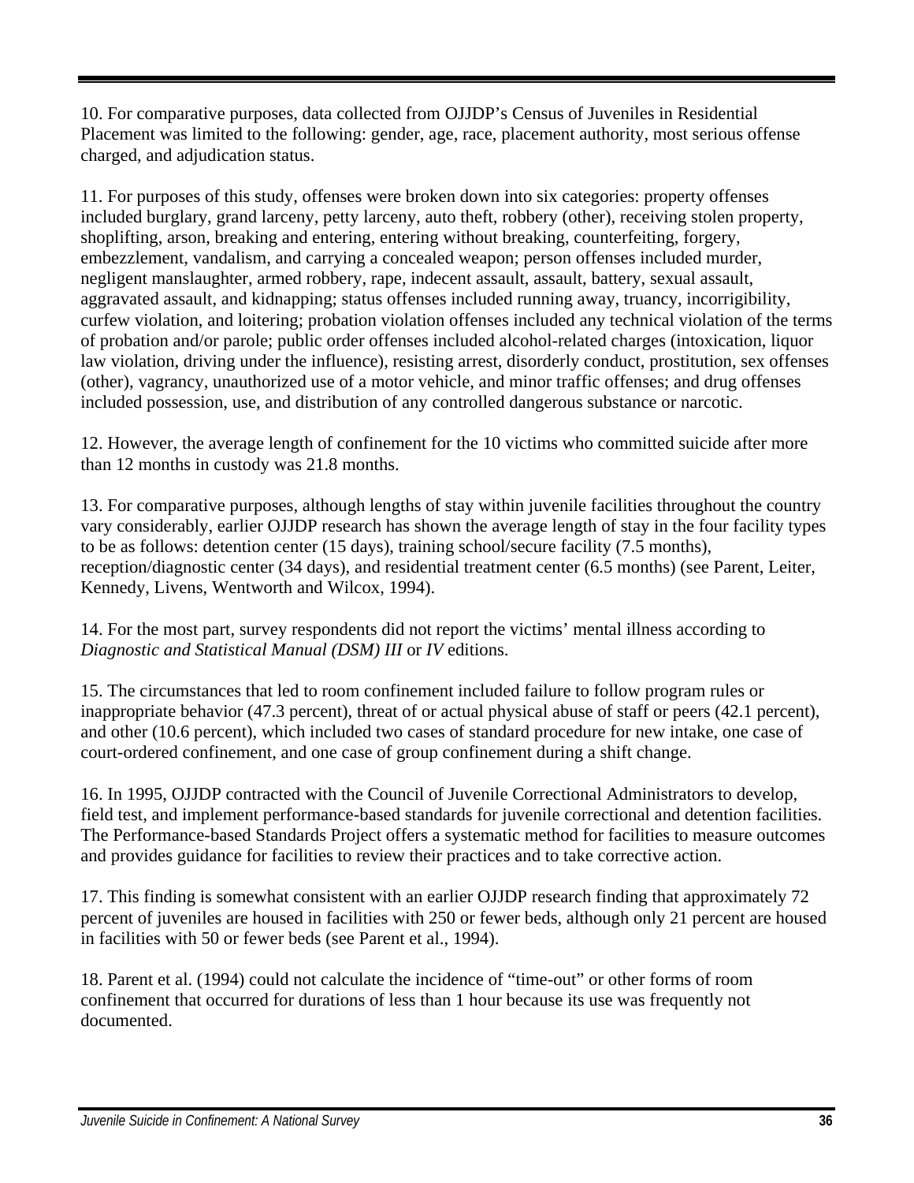10. For comparative purposes, data collected from OJJDP's Census of Juveniles in Residential Placement was limited to the following: gender, age, race, placement authority, most serious offense charged, and adjudication status.

11. For purposes of this study, offenses were broken down into six categories: property offenses included burglary, grand larceny, petty larceny, auto theft, robbery (other), receiving stolen property, shoplifting, arson, breaking and entering, entering without breaking, counterfeiting, forgery, embezzlement, vandalism, and carrying a concealed weapon; person offenses included murder, negligent manslaughter, armed robbery, rape, indecent assault, assault, battery, sexual assault, aggravated assault, and kidnapping; status offenses included running away, truancy, incorrigibility, curfew violation, and loitering; probation violation offenses included any technical violation of the terms of probation and/or parole; public order offenses included alcohol-related charges (intoxication, liquor law violation, driving under the influence), resisting arrest, disorderly conduct, prostitution, sex offenses (other), vagrancy, unauthorized use of a motor vehicle, and minor traffic offenses; and drug offenses included possession, use, and distribution of any controlled dangerous substance or narcotic.

12. However, the average length of confinement for the 10 victims who committed suicide after more than 12 months in custody was 21.8 months.

13. For comparative purposes, although lengths of stay within juvenile facilities throughout the country vary considerably, earlier OJJDP research has shown the average length of stay in the four facility types to be as follows: detention center (15 days), training school/secure facility (7.5 months), reception/diagnostic center (34 days), and residential treatment center (6.5 months) (see Parent, Leiter, Kennedy, Livens, Wentworth and Wilcox, 1994).

14. For the most part, survey respondents did not report the victims' mental illness according to *Diagnostic and Statistical Manual (DSM) III* or *IV* editions.

15. The circumstances that led to room confinement included failure to follow program rules or inappropriate behavior (47.3 percent), threat of or actual physical abuse of staff or peers (42.1 percent), and other (10.6 percent), which included two cases of standard procedure for new intake, one case of court-ordered confinement, and one case of group confinement during a shift change.

16. In 1995, OJJDP contracted with the Council of Juvenile Correctional Administrators to develop, field test, and implement performance-based standards for juvenile correctional and detention facilities. The Performance-based Standards Project offers a systematic method for facilities to measure outcomes and provides guidance for facilities to review their practices and to take corrective action.

17. This finding is somewhat consistent with an earlier OJJDP research finding that approximately 72 percent of juveniles are housed in facilities with 250 or fewer beds, although only 21 percent are housed in facilities with 50 or fewer beds (see Parent et al., 1994).

18. Parent et al. (1994) could not calculate the incidence of "time-out" or other forms of room confinement that occurred for durations of less than 1 hour because its use was frequently not documented.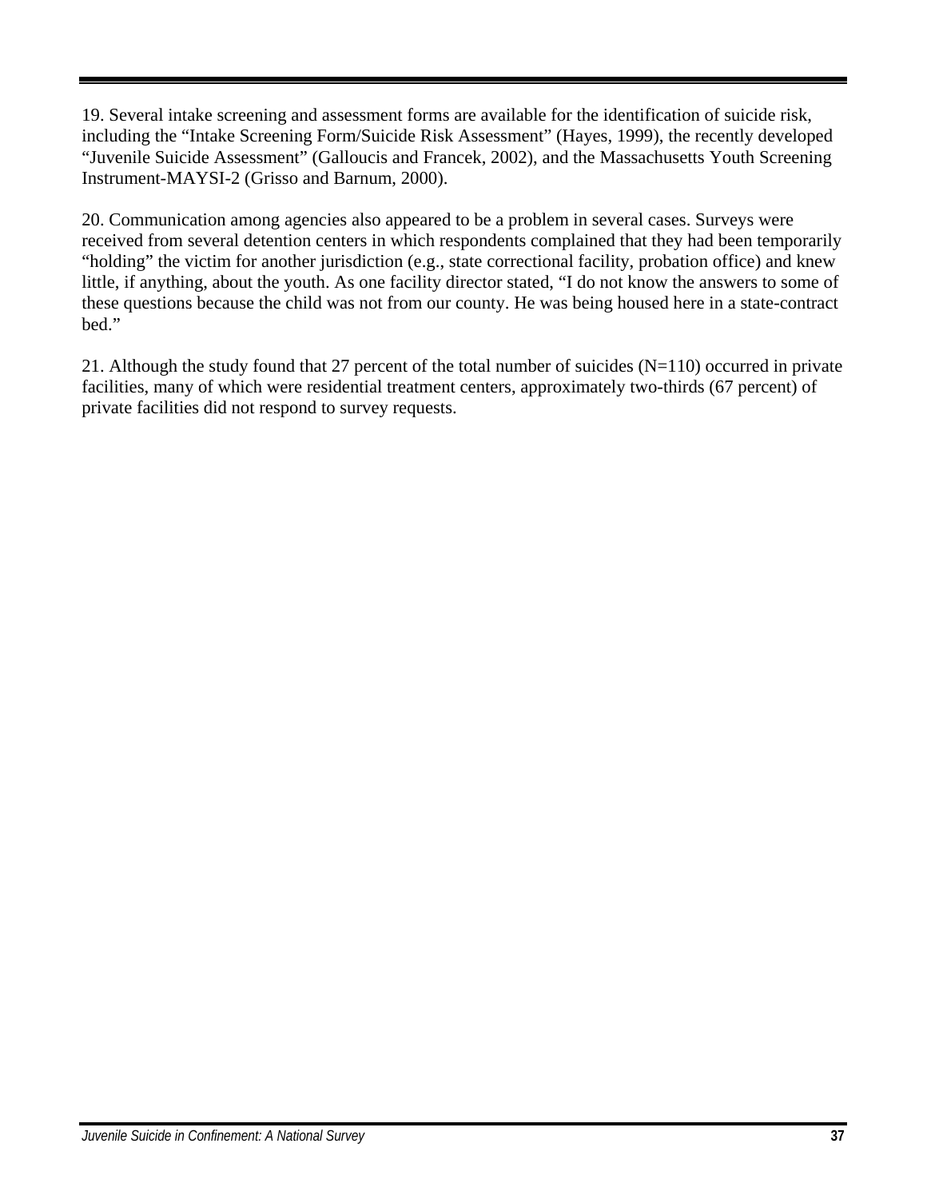19. Several intake screening and assessment forms are available for the identification of suicide risk, including the "Intake Screening Form/Suicide Risk Assessment" (Hayes, 1999), the recently developed "Juvenile Suicide Assessment" (Galloucis and Francek, 2002), and the Massachusetts Youth Screening Instrument-MAYSI-2 (Grisso and Barnum, 2000).

20. Communication among agencies also appeared to be a problem in several cases. Surveys were received from several detention centers in which respondents complained that they had been temporarily "holding" the victim for another jurisdiction (e.g., state correctional facility, probation office) and knew little, if anything, about the youth. As one facility director stated, "I do not know the answers to some of these questions because the child was not from our county. He was being housed here in a state-contract bed."

21. Although the study found that 27 percent of the total number of suicides (N=110) occurred in private facilities, many of which were residential treatment centers, approximately two-thirds (67 percent) of private facilities did not respond to survey requests.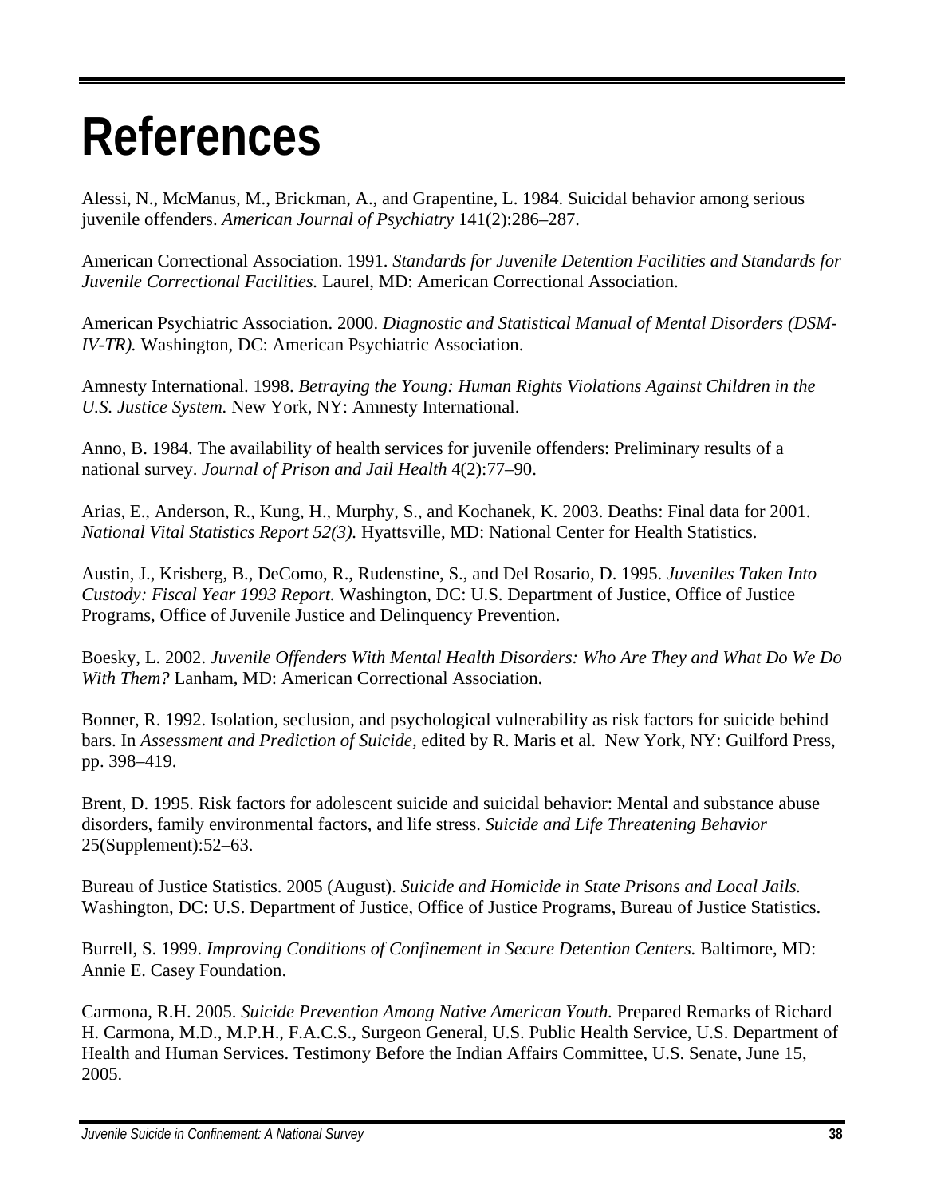# References

Alessi, N., McManus, M., Brickman, A., and Grapentine, L. 1984. Suicidal behavior among serious juvenile offenders. *American Journal of Psychiatry* 141(2):286–287.

American Correctional Association. 1991. *Standards for Juvenile Detention Facilities and Standards for Juvenile Correctional Facilities.* Laurel, MD: American Correctional Association.

American Psychiatric Association. 2000. *Diagnostic and Statistical Manual of Mental Disorders (DSM-IV-TR).* Washington, DC: American Psychiatric Association.

Amnesty International. 1998. *Betraying the Young: Human Rights Violations Against Children in the U.S. Justice System.* New York, NY: Amnesty International.

Anno, B. 1984. The availability of health services for juvenile offenders: Preliminary results of a national survey. *Journal of Prison and Jail Health* 4(2):77–90.

Arias, E., Anderson, R., Kung, H., Murphy, S., and Kochanek, K. 2003. Deaths: Final data for 2001. *National Vital Statistics Report 52(3).* Hyattsville, MD: National Center for Health Statistics.

Austin, J., Krisberg, B., DeComo, R., Rudenstine, S., and Del Rosario, D. 1995. *Juveniles Taken Into Custody: Fiscal Year 1993 Report*. Washington, DC: U.S. Department of Justice, Office of Justice Programs, Office of Juvenile Justice and Delinquency Prevention.

Boesky, L. 2002. *Juvenile Offenders With Mental Health Disorders: Who Are They and What Do We Do With Them?* Lanham, MD: American Correctional Association.

Bonner, R. 1992. Isolation, seclusion, and psychological vulnerability as risk factors for suicide behind bars. In *Assessment and Prediction of Suicide,* edited by R. Maris et al. New York, NY: Guilford Press, pp. 398–419.

Brent, D. 1995. Risk factors for adolescent suicide and suicidal behavior: Mental and substance abuse disorders, family environmental factors, and life stress. *Suicide and Life Threatening Behavior* 25(Supplement):52–63.

Bureau of Justice Statistics. 2005 (August). *Suicide and Homicide in State Prisons and Local Jails.* Washington, DC: U.S. Department of Justice, Office of Justice Programs, Bureau of Justice Statistics.

Burrell, S. 1999. *Improving Conditions of Confinement in Secure Detention Centers.* Baltimore, MD: Annie E. Casey Foundation.

Carmona, R.H. 2005. *Suicide Prevention Among Native American Youth.* Prepared Remarks of Richard H. Carmona, M.D., M.P.H., F.A.C.S., Surgeon General, U.S. Public Health Service, U.S. Department of Health and Human Services. Testimony Before the Indian Affairs Committee, U.S. Senate, June 15, 2005.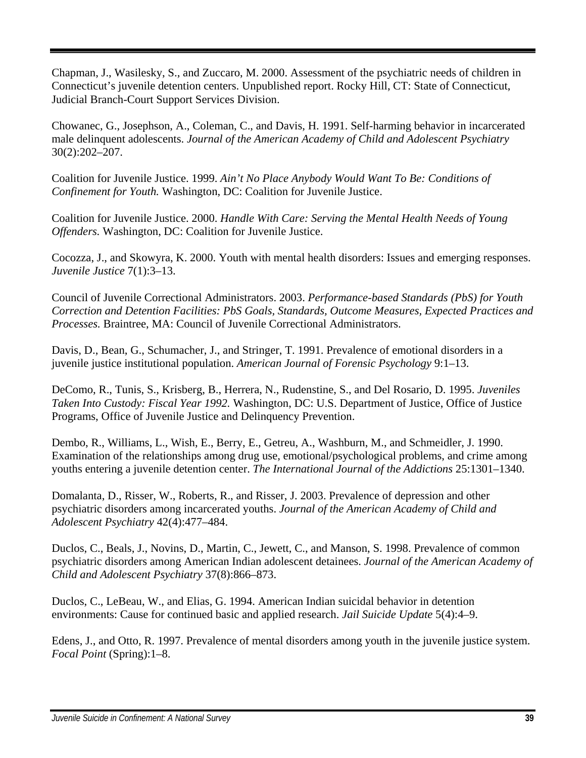Chapman, J., Wasilesky, S., and Zuccaro, M. 2000. Assessment of the psychiatric needs of children in Connecticut's juvenile detention centers. Unpublished report. Rocky Hill, CT: State of Connecticut, Judicial Branch-Court Support Services Division.

Chowanec, G., Josephson, A., Coleman, C., and Davis, H. 1991. Self-harming behavior in incarcerated male delinquent adolescents. *Journal of the American Academy of Child and Adolescent Psychiatry* 30(2):202–207.

Coalition for Juvenile Justice. 1999. *Ain't No Place Anybody Would Want To Be: Conditions of Confinement for Youth.* Washington, DC: Coalition for Juvenile Justice.

Coalition for Juvenile Justice. 2000. *Handle With Care: Serving the Mental Health Needs of Young Offenders.* Washington, DC: Coalition for Juvenile Justice.

Cocozza, J., and Skowyra, K. 2000. Youth with mental health disorders: Issues and emerging responses. *Juvenile Justice* 7(1):3–13.

Council of Juvenile Correctional Administrators. 2003. *Performance-based Standards (PbS) for Youth Correction and Detention Facilities: PbS Goals, Standards, Outcome Measures, Expected Practices and Processes.* Braintree, MA: Council of Juvenile Correctional Administrators.

Davis, D., Bean, G., Schumacher, J., and Stringer, T. 1991. Prevalence of emotional disorders in a juvenile justice institutional population. *American Journal of Forensic Psychology* 9:1–13.

DeComo, R., Tunis, S., Krisberg, B., Herrera, N., Rudenstine, S., and Del Rosario, D. 1995. *Juveniles Taken Into Custody: Fiscal Year 1992.* Washington, DC: U.S. Department of Justice, Office of Justice Programs, Office of Juvenile Justice and Delinquency Prevention.

Dembo, R., Williams, L., Wish, E., Berry, E., Getreu, A., Washburn, M., and Schmeidler, J. 1990. Examination of the relationships among drug use, emotional/psychological problems, and crime among youths entering a juvenile detention center. *The International Journal of the Addictions* 25:1301–1340.

Domalanta, D., Risser, W., Roberts, R., and Risser, J. 2003. Prevalence of depression and other psychiatric disorders among incarcerated youths. *Journal of the American Academy of Child and Adolescent Psychiatry* 42(4):477–484.

Duclos, C., Beals, J., Novins, D., Martin, C., Jewett, C., and Manson, S. 1998. Prevalence of common psychiatric disorders among American Indian adolescent detainees. *Journal of the American Academy of Child and Adolescent Psychiatry* 37(8):866–873.

Duclos, C., LeBeau, W., and Elias, G. 1994. American Indian suicidal behavior in detention environments: Cause for continued basic and applied research. *Jail Suicide Update* 5(4):4–9.

Edens, J., and Otto, R. 1997. Prevalence of mental disorders among youth in the juvenile justice system. *Focal Point* (Spring):1–8.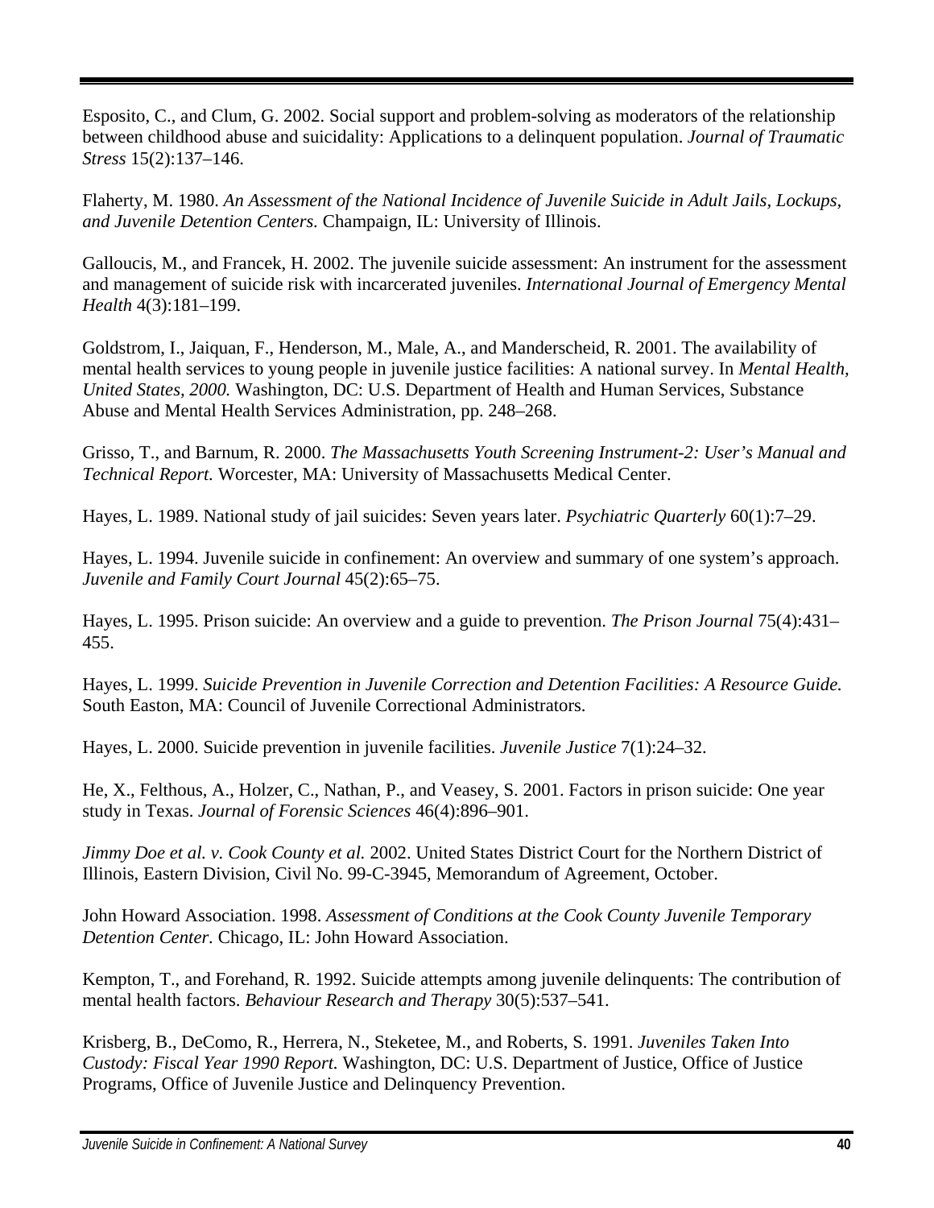Esposito, C., and Clum, G. 2002. Social support and problem-solving as moderators of the relationship between childhood abuse and suicidality: Applications to a delinquent population. *Journal of Traumatic Stress* 15(2):137–146.

Flaherty, M. 1980. *An Assessment of the National Incidence of Juvenile Suicide in Adult Jails, Lockups, and Juvenile Detention Centers.* Champaign, IL: University of Illinois.

Galloucis, M., and Francek, H. 2002. The juvenile suicide assessment: An instrument for the assessment and management of suicide risk with incarcerated juveniles. *International Journal of Emergency Mental Health* 4(3):181–199.

Goldstrom, I., Jaiquan, F., Henderson, M., Male, A., and Manderscheid, R. 2001. The availability of mental health services to young people in juvenile justice facilities: A national survey. In *Mental Health, United States, 2000.* Washington, DC: U.S. Department of Health and Human Services, Substance Abuse and Mental Health Services Administration, pp. 248–268.

Grisso, T., and Barnum, R. 2000. *The Massachusetts Youth Screening Instrument-2: User's Manual and Technical Report.* Worcester, MA: University of Massachusetts Medical Center.

Hayes, L. 1989. National study of jail suicides: Seven years later. *Psychiatric Quarterly* 60(1):7–29.

Hayes, L. 1994. Juvenile suicide in confinement: An overview and summary of one system's approach. *Juvenile and Family Court Journal* 45(2):65–75.

Hayes, L. 1995. Prison suicide: An overview and a guide to prevention. *The Prison Journal* 75(4):431–455.

Hayes, L. 1999. *Suicide Prevention in Juvenile Correction and Detention Facilities: A Resource Guide.* South Easton, MA: Council of Juvenile Correctional Administrators.

Hayes, L. 2000. Suicide prevention in juvenile facilities. *Juvenile Justice* 7(1):24–32.

He, X., Felthous, A., Holzer, C., Nathan, P., and Veasey, S. 2001. Factors in prison suicide: One year study in Texas. *Journal of Forensic Sciences* 46(4):896–901.

*Jimmy Doe et al. v. Cook County et al.* 2002. United States District Court for the Northern District of Illinois, Eastern Division, Civil No. 99-C-3945, Memorandum of Agreement, October.

John Howard Association. 1998. *Assessment of Conditions at the Cook County Juvenile Temporary Detention Center.* Chicago, IL: John Howard Association.

Kempton, T., and Forehand, R. 1992. Suicide attempts among juvenile delinquents: The contribution of mental health factors. *Behaviour Research and Therapy* 30(5):537–541.

Krisberg, B., DeComo, R., Herrera, N., Steketee, M., and Roberts, S. 1991. *Juveniles Taken Into Custody: Fiscal Year 1990 Report.* Washington, DC: U.S. Department of Justice, Office of Justice Programs, Office of Juvenile Justice and Delinquency Prevention.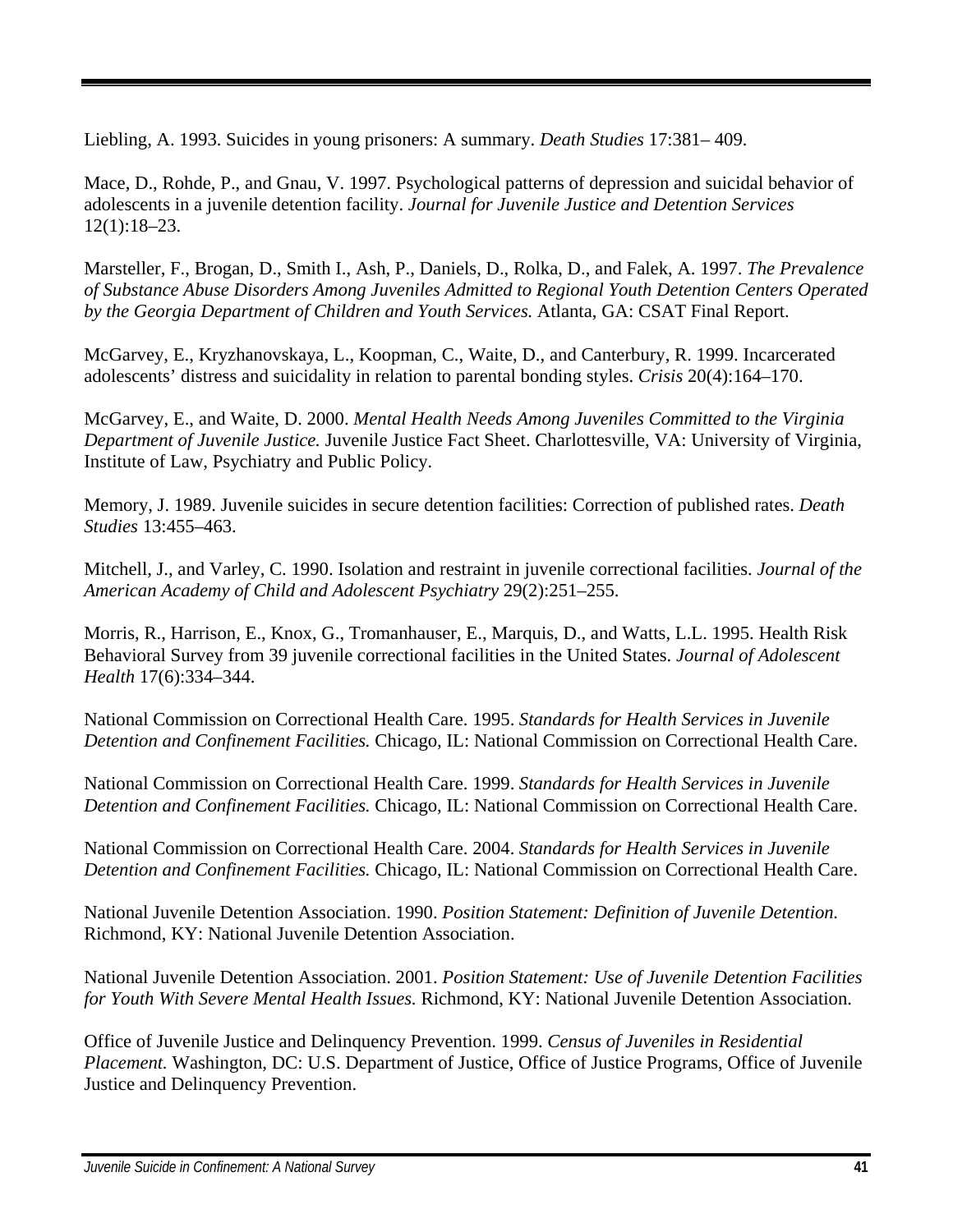Liebling, A. 1993. Suicides in young prisoners: A summary. *Death Studies* 17:381– 409.

Mace, D., Rohde, P., and Gnau, V. 1997. Psychological patterns of depression and suicidal behavior of adolescents in a juvenile detention facility. *Journal for Juvenile Justice and Detention Services* 12(1):18–23.

Marsteller, F., Brogan, D., Smith I., Ash, P., Daniels, D., Rolka, D., and Falek, A. 1997. *The Prevalence of Substance Abuse Disorders Among Juveniles Admitted to Regional Youth Detention Centers Operated by the Georgia Department of Children and Youth Services.* Atlanta, GA: CSAT Final Report.

McGarvey, E., Kryzhanovskaya, L., Koopman, C., Waite, D., and Canterbury, R. 1999. Incarcerated adolescents' distress and suicidality in relation to parental bonding styles. *Crisis* 20(4):164–170.

McGarvey, E., and Waite, D. 2000. *Mental Health Needs Among Juveniles Committed to the Virginia Department of Juvenile Justice.* Juvenile Justice Fact Sheet. Charlottesville, VA: University of Virginia, Institute of Law, Psychiatry and Public Policy.

Memory, J. 1989. Juvenile suicides in secure detention facilities: Correction of published rates. *Death Studies* 13:455–463.

Mitchell, J., and Varley, C. 1990. Isolation and restraint in juvenile correctional facilities. *Journal of the American Academy of Child and Adolescent Psychiatry* 29(2):251–255.

Morris, R., Harrison, E., Knox, G., Tromanhauser, E., Marquis, D., and Watts, L.L. 1995. Health Risk Behavioral Survey from 39 juvenile correctional facilities in the United States. *Journal of Adolescent Health* 17(6):334–344.

National Commission on Correctional Health Care. 1995. *Standards for Health Services in Juvenile Detention and Confinement Facilities.* Chicago, IL: National Commission on Correctional Health Care.

National Commission on Correctional Health Care. 1999. *Standards for Health Services in Juvenile Detention and Confinement Facilities.* Chicago, IL: National Commission on Correctional Health Care.

National Commission on Correctional Health Care. 2004. *Standards for Health Services in Juvenile Detention and Confinement Facilities.* Chicago, IL: National Commission on Correctional Health Care.

National Juvenile Detention Association. 1990. *Position Statement: Definition of Juvenile Detention.* Richmond, KY: National Juvenile Detention Association.

National Juvenile Detention Association. 2001. *Position Statement: Use of Juvenile Detention Facilities for Youth With Severe Mental Health Issues.* Richmond, KY: National Juvenile Detention Association.

Office of Juvenile Justice and Delinquency Prevention. 1999. *Census of Juveniles in Residential Placement.* Washington, DC: U.S. Department of Justice, Office of Justice Programs, Office of Juvenile Justice and Delinquency Prevention.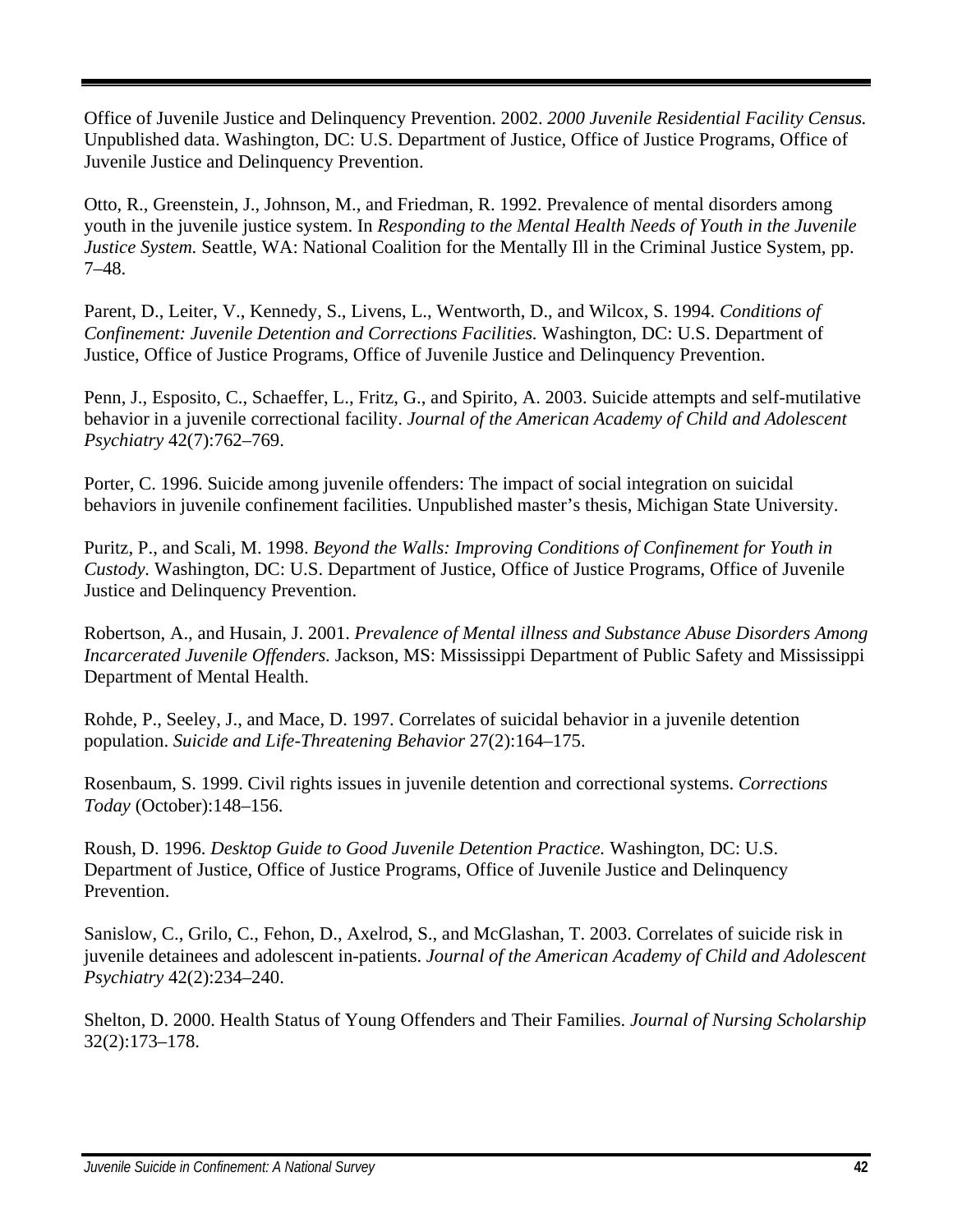Office of Juvenile Justice and Delinquency Prevention. 2002. *2000 Juvenile Residential Facility Census.* Unpublished data. Washington, DC: U.S. Department of Justice, Office of Justice Programs, Office of Juvenile Justice and Delinquency Prevention.

Otto, R., Greenstein, J., Johnson, M., and Friedman, R. 1992. Prevalence of mental disorders among youth in the juvenile justice system. In *Responding to the Mental Health Needs of Youth in the Juvenile Justice System.* Seattle, WA: National Coalition for the Mentally Ill in the Criminal Justice System, pp. 7–48.

Parent, D., Leiter, V., Kennedy, S., Livens, L., Wentworth, D., and Wilcox, S. 1994. *Conditions of Confinement: Juvenile Detention and Corrections Facilities.* Washington, DC: U.S. Department of Justice, Office of Justice Programs, Office of Juvenile Justice and Delinquency Prevention.

Penn, J., Esposito, C., Schaeffer, L., Fritz, G., and Spirito, A. 2003. Suicide attempts and self-mutilative behavior in a juvenile correctional facility. *Journal of the American Academy of Child and Adolescent Psychiatry* 42(7):762–769.

Porter, C. 1996. Suicide among juvenile offenders: The impact of social integration on suicidal behaviors in juvenile confinement facilities. Unpublished master's thesis, Michigan State University.

Puritz, P., and Scali, M. 1998. *Beyond the Walls: Improving Conditions of Confinement for Youth in Custody*. Washington, DC: U.S. Department of Justice, Office of Justice Programs, Office of Juvenile Justice and Delinquency Prevention.

Robertson, A., and Husain, J. 2001. *Prevalence of Mental illness and Substance Abuse Disorders Among Incarcerated Juvenile Offenders.* Jackson, MS: Mississippi Department of Public Safety and Mississippi Department of Mental Health.

Rohde, P., Seeley, J., and Mace, D. 1997. Correlates of suicidal behavior in a juvenile detention population. *Suicide and Life-Threatening Behavior* 27(2):164–175.

Rosenbaum, S. 1999. Civil rights issues in juvenile detention and correctional systems. *Corrections Today* (October):148–156.

Roush, D. 1996. *Desktop Guide to Good Juvenile Detention Practice.* Washington, DC: U.S. Department of Justice, Office of Justice Programs, Office of Juvenile Justice and Delinquency Prevention.

Sanislow, C., Grilo, C., Fehon, D., Axelrod, S., and McGlashan, T. 2003. Correlates of suicide risk in juvenile detainees and adolescent in-patients. *Journal of the American Academy of Child and Adolescent Psychiatry* 42(2):234–240.

Shelton, D. 2000. Health Status of Young Offenders and Their Families. *Journal of Nursing Scholarship* 32(2):173–178.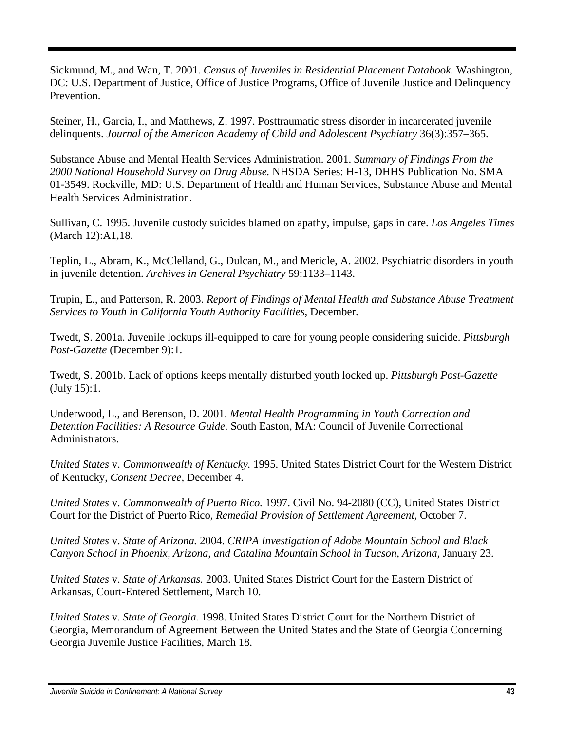Sickmund, M., and Wan, T. 2001. *Census of Juveniles in Residential Placement Databook.* Washington, DC: U.S. Department of Justice, Office of Justice Programs, Office of Juvenile Justice and Delinquency Prevention.

Steiner, H., Garcia, I., and Matthews, Z. 1997. Posttraumatic stress disorder in incarcerated juvenile delinquents. *Journal of the American Academy of Child and Adolescent Psychiatry* 36(3):357–365.

Substance Abuse and Mental Health Services Administration. 2001. *Summary of Findings From the 2000 National Household Survey on Drug Abuse.* NHSDA Series: H-13, DHHS Publication No. SMA 01-3549. Rockville, MD: U.S. Department of Health and Human Services, Substance Abuse and Mental Health Services Administration.

Sullivan, C. 1995. Juvenile custody suicides blamed on apathy, impulse, gaps in care. *Los Angeles Times* (March 12):A1,18.

Teplin, L., Abram, K., McClelland, G., Dulcan, M., and Mericle, A. 2002. Psychiatric disorders in youth in juvenile detention. *Archives in General Psychiatry* 59:1133–1143.

Trupin, E., and Patterson, R. 2003. *Report of Findings of Mental Health and Substance Abuse Treatment Services to Youth in California Youth Authority Facilities*, December.

Twedt, S. 2001a. Juvenile lockups ill-equipped to care for young people considering suicide. *Pittsburgh Post-Gazette* (December 9):1.

Twedt, S. 2001b. Lack of options keeps mentally disturbed youth locked up. *Pittsburgh Post-Gazette* (July 15):1.

Underwood, L., and Berenson, D. 2001. *Mental Health Programming in Youth Correction and Detention Facilities: A Resource Guide.* South Easton, MA: Council of Juvenile Correctional Administrators.

*United States* v. *Commonwealth of Kentucky.* 1995. United States District Court for the Western District of Kentucky, *Consent Decree,* December 4.

*United States* v. *Commonwealth of Puerto Rico.* 1997. Civil No. 94-2080 (CC), United States District Court for the District of Puerto Rico, *Remedial Provision of Settlement Agreement*, October 7.

*United States* v. *State of Arizona.* 2004. *CRIPA Investigation of Adobe Mountain School and Black Canyon School in Phoenix, Arizona, and Catalina Mountain School in Tucson, Arizona*, January 23.

*United States* v. *State of Arkansas.* 2003. United States District Court for the Eastern District of Arkansas, Court-Entered Settlement, March 10.

*United States* v. *State of Georgia.* 1998. United States District Court for the Northern District of Georgia, Memorandum of Agreement Between the United States and the State of Georgia Concerning Georgia Juvenile Justice Facilities, March 18.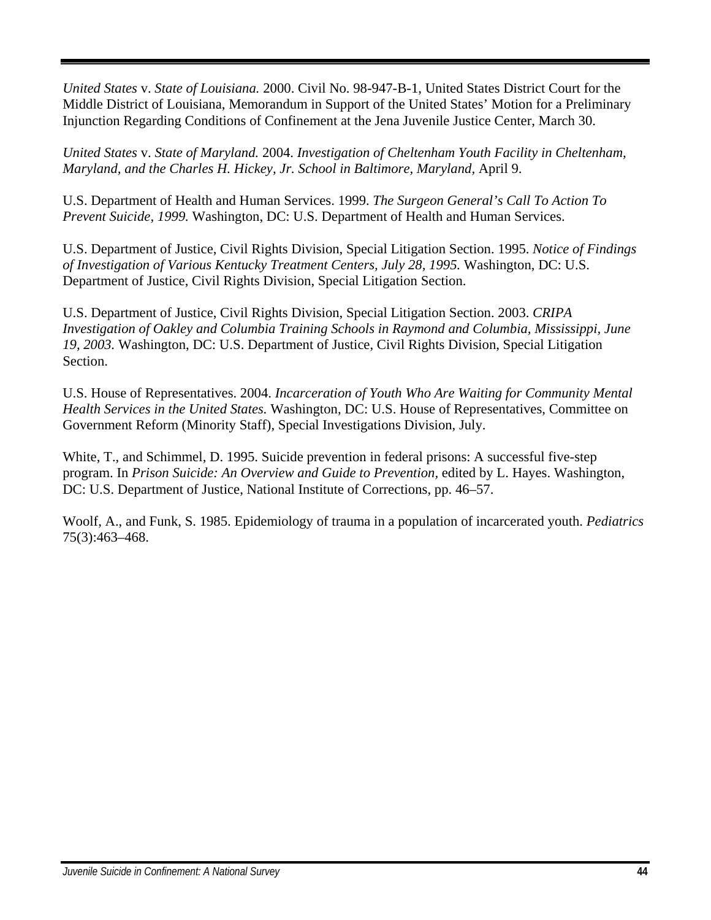*United States* v. *State of Louisiana.* 2000. Civil No. 98-947-B-1, United States District Court for the Middle District of Louisiana, Memorandum in Support of the United States' Motion for a Preliminary Injunction Regarding Conditions of Confinement at the Jena Juvenile Justice Center, March 30.

*United States* v. *State of Maryland.* 2004. *Investigation of Cheltenham Youth Facility in Cheltenham, Maryland, and the Charles H. Hickey, Jr. School in Baltimore, Maryland,* April 9.

U.S. Department of Health and Human Services. 1999. *The Surgeon General's Call To Action To Prevent Suicide, 1999.* Washington, DC: U.S. Department of Health and Human Services.

U.S. Department of Justice, Civil Rights Division, Special Litigation Section. 1995. *Notice of Findings of Investigation of Various Kentucky Treatment Centers, July 28, 1995.* Washington, DC: U.S. Department of Justice, Civil Rights Division, Special Litigation Section.

U.S. Department of Justice, Civil Rights Division, Special Litigation Section. 2003. *CRIPA Investigation of Oakley and Columbia Training Schools in Raymond and Columbia, Mississippi, June 19, 2003.* Washington, DC: U.S. Department of Justice, Civil Rights Division, Special Litigation Section.

U.S. House of Representatives. 2004. *Incarceration of Youth Who Are Waiting for Community Mental Health Services in the United States.* Washington, DC: U.S. House of Representatives, Committee on Government Reform (Minority Staff), Special Investigations Division, July.

White, T., and Schimmel, D. 1995. Suicide prevention in federal prisons: A successful five-step program. In *Prison Suicide: An Overview and Guide to Prevention,* edited by L. Hayes. Washington, DC: U.S. Department of Justice, National Institute of Corrections, pp. 46–57.

Woolf, A., and Funk, S. 1985. Epidemiology of trauma in a population of incarcerated youth. *Pediatrics* 75(3):463–468.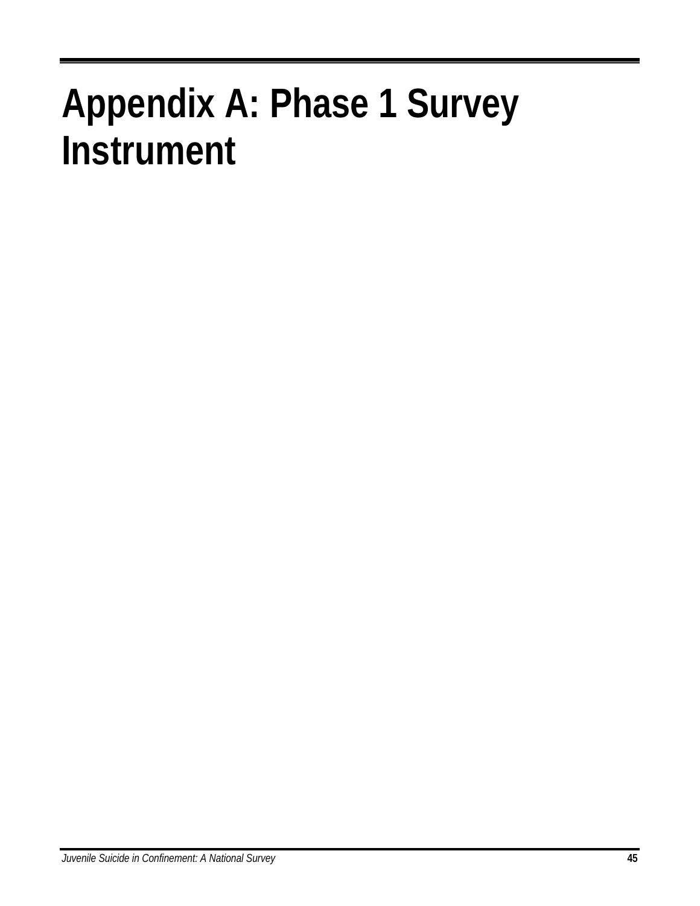# Appendix A: Phase 1 Survey Instrument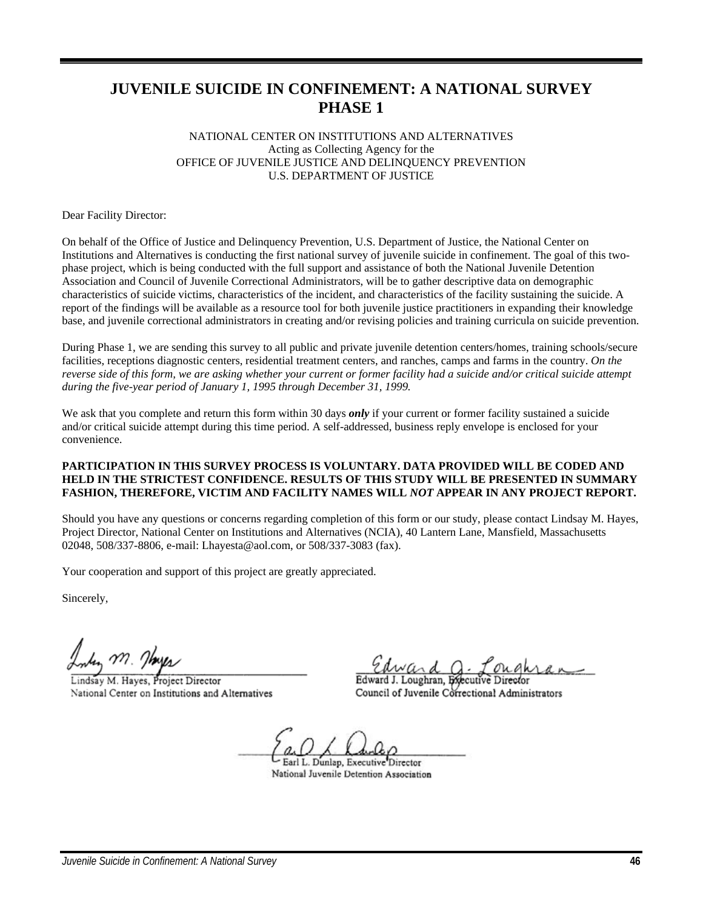# JUVENILE SUICIDE IN CONFINEMENT: A NATIONAL SURVEY PHASE 1

NATIONAL CENTER ON INSTITUTIONS AND ALTERNATIVES
Acting as Collecting Agency for the
OFFICE OF JUVENILE JUSTICE AND DELINQUENCY PREVENTION
U.S. DEPARTMENT OF JUSTICE

Dear Facility Director:

On behalf of the Office of Justice and Delinquency Prevention, U.S. Department of Justice, the National Center on Institutions and Alternatives is conducting the first national survey of juvenile suicide in confinement. The goal of this two-phase project, which is being conducted with the full support and assistance of both the National Juvenile Detention Association and Council of Juvenile Correctional Administrators, will be to gather descriptive data on demographic characteristics of suicide victims, characteristics of the incident, and characteristics of the facility sustaining the suicide. A report of the findings will be available as a resource tool for both juvenile justice practitioners in expanding their knowledge base, and juvenile correctional administrators in creating and/or revising policies and training curricula on suicide prevention.

During Phase 1, we are sending this survey to all public and private juvenile detention centers/homes, training schools/secure facilities, receptions diagnostic centers, residential treatment centers, and ranches, camps and farms in the country. *On the reverse side of this form, we are asking whether your current or former facility had a suicide and/or critical suicide attempt during the five-year period of January 1, 1995 through December 31, 1999.*

We ask that you complete and return this form within 30 days ***only*** if your current or former facility sustained a suicide and/or critical suicide attempt during this time period. A self-addressed, business reply envelope is enclosed for your convenience.

**PARTICIPATION IN THIS SURVEY PROCESS IS VOLUNTARY. DATA PROVIDED WILL BE CODED AND HELD IN THE STRICTEST CONFIDENCE. RESULTS OF THIS STUDY WILL BE PRESENTED IN SUMMARY FASHION, THEREFORE, VICTIM AND FACILITY NAMES WILL *NOT* APPEAR IN ANY PROJECT REPORT.**

Should you have any questions or concerns regarding completion of this form or our study, please contact Lindsay M. Hayes, Project Director, National Center on Institutions and Alternatives (NCIA), 40 Lantern Lane, Mansfield, Massachusetts 02048, 508/337-8806, e-mail: Lhayesta@aol.com, or 508/337-3083 (fax).

Your cooperation and support of this project are greatly appreciated.

Sincerely,

Lindsay M. Hayes, Project Director
National Center on Institutions and Alternatives

Edward J. Loughran, Executive Director
Council of Juvenile Correctional Administrators

Earl L. Dunlap, Executive Director
National Juvenile Detention Association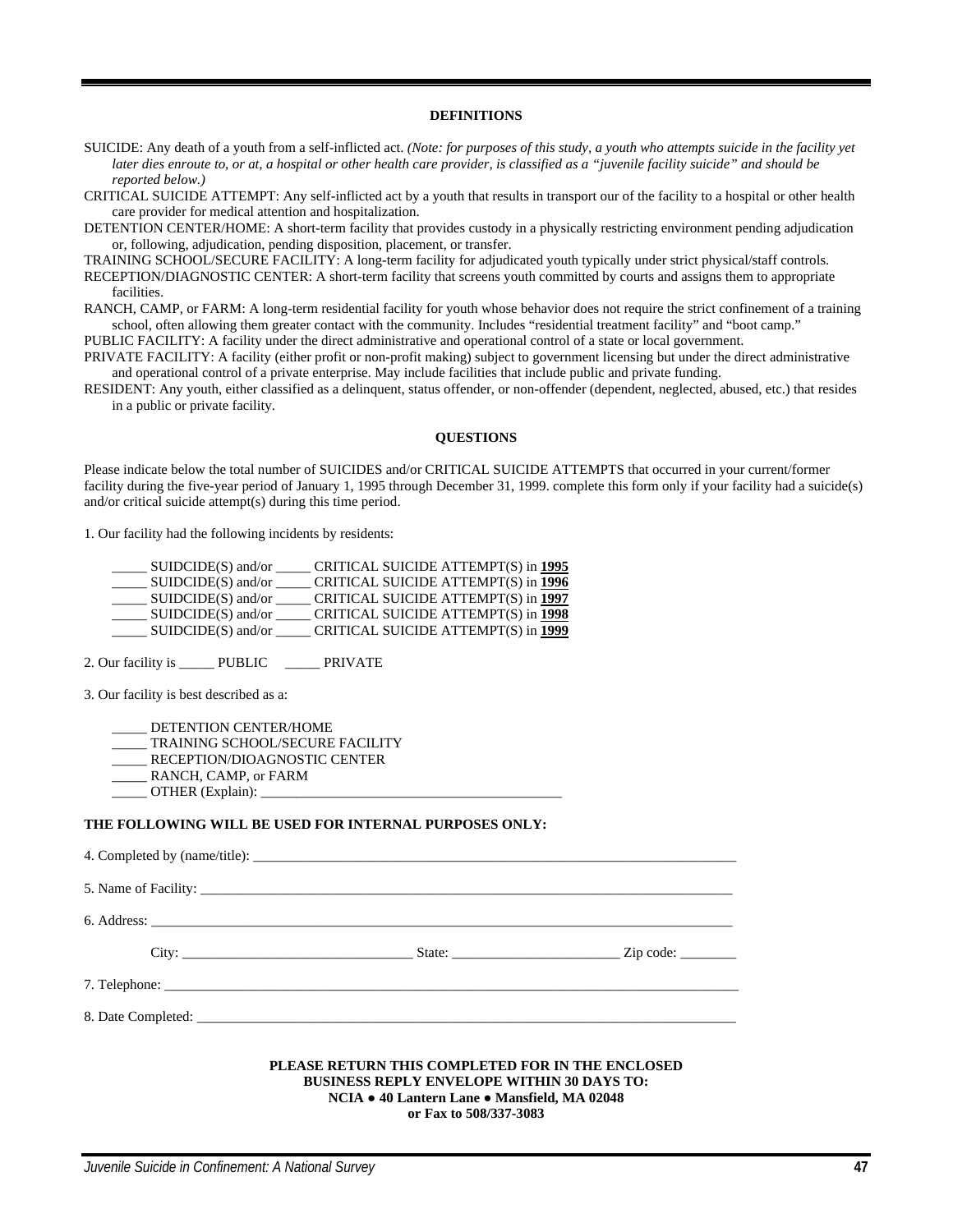## DEFINITIONS

SUICIDE: Any death of a youth from a self-inflicted act. *(Note: for purposes of this study, a youth who attempts suicide in the facility yet later dies enroute to, or at, a hospital or other health care provider, is classified as a "juvenile facility suicide" and should be reported below.)*

CRITICAL SUICIDE ATTEMPT: Any self-inflicted act by a youth that results in transport our of the facility to a hospital or other health care provider for medical attention and hospitalization.

DETENTION CENTER/HOME: A short-term facility that provides custody in a physically restricting environment pending adjudication or, following, adjudication, pending disposition, placement, or transfer.

TRAINING SCHOOL/SECURE FACILITY: A long-term facility for adjudicated youth typically under strict physical/staff controls.

RECEPTION/DIAGNOSTIC CENTER: A short-term facility that screens youth committed by courts and assigns them to appropriate facilities.

RANCH, CAMP, or FARM: A long-term residential facility for youth whose behavior does not require the strict confinement of a training school, often allowing them greater contact with the community. Includes "residential treatment facility" and "boot camp."

PUBLIC FACILITY: A facility under the direct administrative and operational control of a state or local government.

PRIVATE FACILITY: A facility (either profit or non-profit making) subject to government licensing but under the direct administrative and operational control of a private enterprise. May include facilities that include public and private funding.

RESIDENT: Any youth, either classified as a delinquent, status offender, or non-offender (dependent, neglected, abused, etc.) that resides in a public or private facility.

## QUESTIONS

Please indicate below the total number of SUICIDES and/or CRITICAL SUICIDE ATTEMPTS that occurred in your current/former facility during the five-year period of January 1, 1995 through December 31, 1999. complete this form only if your facility had a suicide(s) and/or critical suicide attempt(s) during this time period.

1. Our facility had the following incidents by residents:

_____ SUIDCIDE(S) and/or _____ CRITICAL SUICIDE ATTEMPT(S) in **1995**
_____ SUIDCIDE(S) and/or _____ CRITICAL SUICIDE ATTEMPT(S) in **1996**
_____ SUIDCIDE(S) and/or _____ CRITICAL SUICIDE ATTEMPT(S) in **1997**
_____ SUIDCIDE(S) and/or _____ CRITICAL SUICIDE ATTEMPT(S) in **1998**
_____ SUIDCIDE(S) and/or _____ CRITICAL SUICIDE ATTEMPT(S) in **1999**

2. Our facility is _____ PUBLIC _____ PRIVATE

3. Our facility is best described as a:

_____ DETENTION CENTER/HOME
_____ TRAINING SCHOOL/SECURE FACILITY
_____ RECEPTION/DIOAGNOSTIC CENTER
_____ RANCH, CAMP, or FARM
_____ OTHER (Explain): ___________________________________________

**THE FOLLOWING WILL BE USED FOR INTERNAL PURPOSES ONLY:**

4. Completed by (name/title): ________________________________________________________________________

5. Name of Facility: ________________________________________________________________________

6. Address: ________________________________________________________________________

City: _________________________________ State: ________________________ Zip code: ________

7. Telephone: ________________________________________________________________________

8. Date Completed: ________________________________________________________________________

**PLEASE RETURN THIS COMPLETED FOR IN THE ENCLOSED BUSINESS REPLY ENVELOPE WITHIN 30 DAYS TO:**
**NCIA ● 40 Lantern Lane ● Mansfield, MA 02048**
**or Fax to 508/337-3083**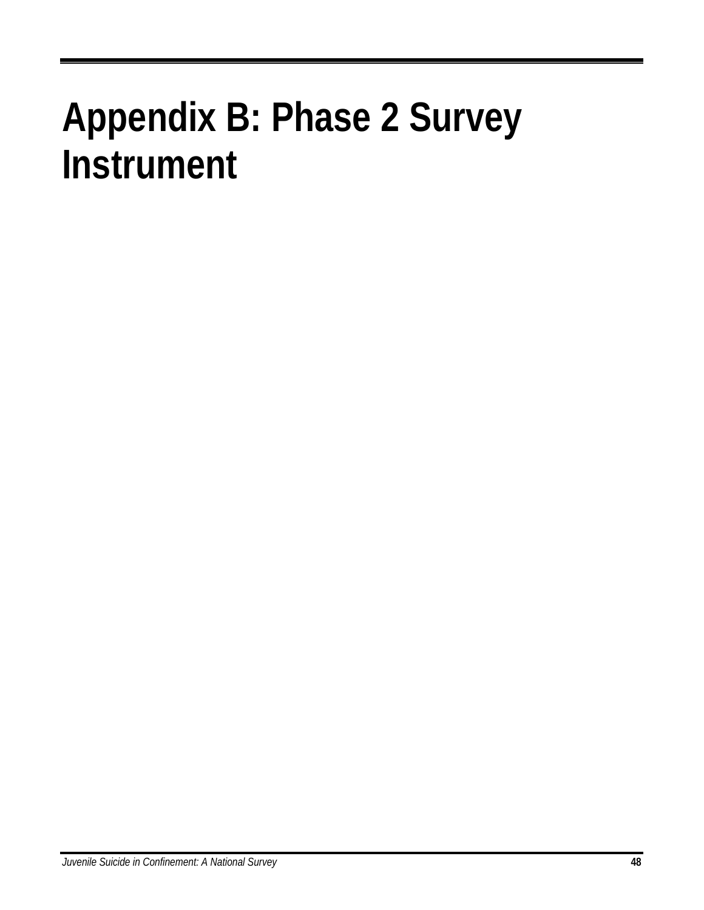# Appendix B: Phase 2 Survey Instrument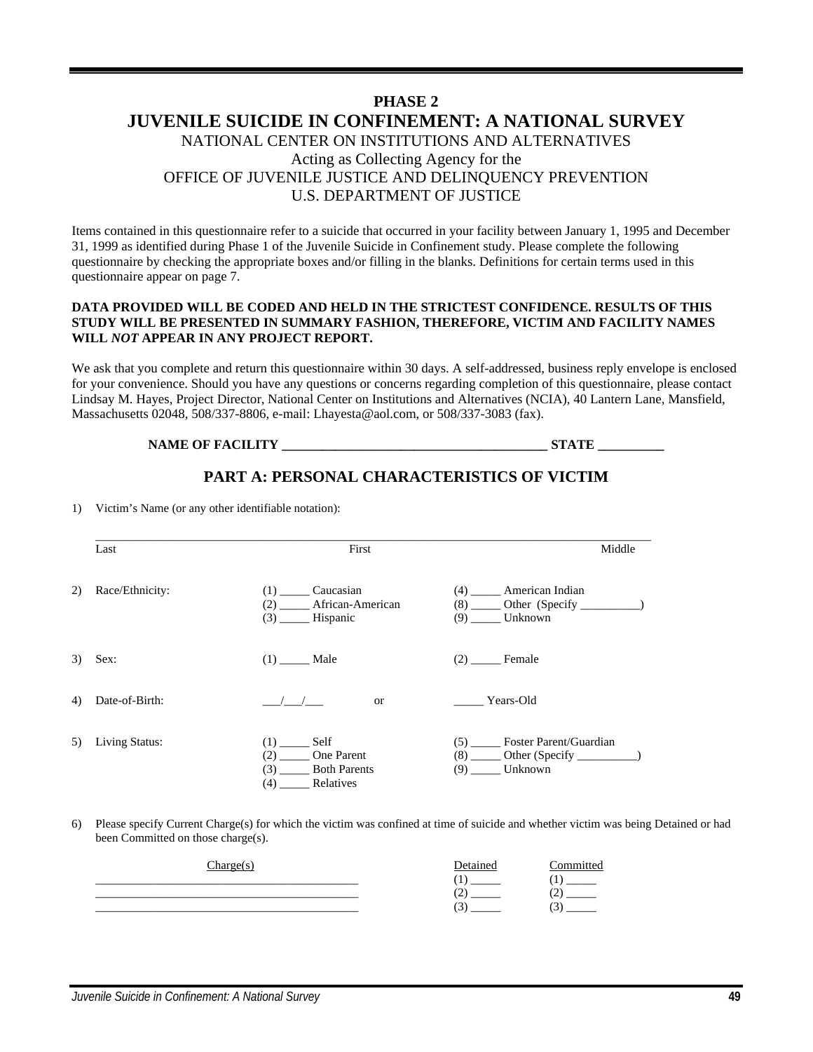# PHASE 2
# JUVENILE SUICIDE IN CONFINEMENT: A NATIONAL SURVEY

NATIONAL CENTER ON INSTITUTIONS AND ALTERNATIVES
Acting as Collecting Agency for the
OFFICE OF JUVENILE JUSTICE AND DELINQUENCY PREVENTION
U.S. DEPARTMENT OF JUSTICE

Items contained in this questionnaire refer to a suicide that occurred in your facility between January 1, 1995 and December 31, 1999 as identified during Phase 1 of the Juvenile Suicide in Confinement study. Please complete the following questionnaire by checking the appropriate boxes and/or filling in the blanks. Definitions for certain terms used in this questionnaire appear on page 7.

**DATA PROVIDED WILL BE CODED AND HELD IN THE STRICTEST CONFIDENCE. RESULTS OF THIS STUDY WILL BE PRESENTED IN SUMMARY FASHION, THEREFORE, VICTIM AND FACILITY NAMES WILL *NOT* APPEAR IN ANY PROJECT REPORT.**

We ask that you complete and return this questionnaire within 30 days. A self-addressed, business reply envelope is enclosed for your convenience. Should you have any questions or concerns regarding completion of this questionnaire, please contact Lindsay M. Hayes, Project Director, National Center on Institutions and Alternatives (NCIA), 40 Lantern Lane, Mansfield, Massachusetts 02048, 508/337-8806, e-mail: Lhayesta@aol.com, or 508/337-3083 (fax).

**NAME OF FACILITY _______________________________________ STATE __________**

## PART A: PERSONAL CHARACTERISTICS OF VICTIM

1) Victim's Name (or any other identifiable notation):

_____________________________________________________________________________

Last First Middle

2) Race/Ethnicity:
   - (1) _____ Caucasian
   - (2) _____ African-American
   - (3) _____ Hispanic
   - (4) _____ American Indian
   - (8) _____ Other (Specify __________)
   - (9) _____ Unknown

3) Sex:
   - (1) _____ Male
   - (2) _____ Female

4) Date-of-Birth: ___/___/___ or _____ Years-Old

5) Living Status:
   - (1) _____ Self
   - (2) _____ One Parent
   - (3) _____ Both Parents
   - (4) _____ Relatives
   - (5) _____ Foster Parent/Guardian
   - (8) _____ Other (Specify __________)
   - (9) _____ Unknown

6) Please specify Current Charge(s) for which the victim was confined at time of suicide and whether victim was being Detained or had been Committed on those charge(s).

| Charge(s) | Detained | Committed |
|---|---|---|
| ___________________________________________ | (1) _____ | (1) _____ |
| ___________________________________________ | (2) _____ | (2) _____ |
| ___________________________________________ | (3) _____ | (3) _____ |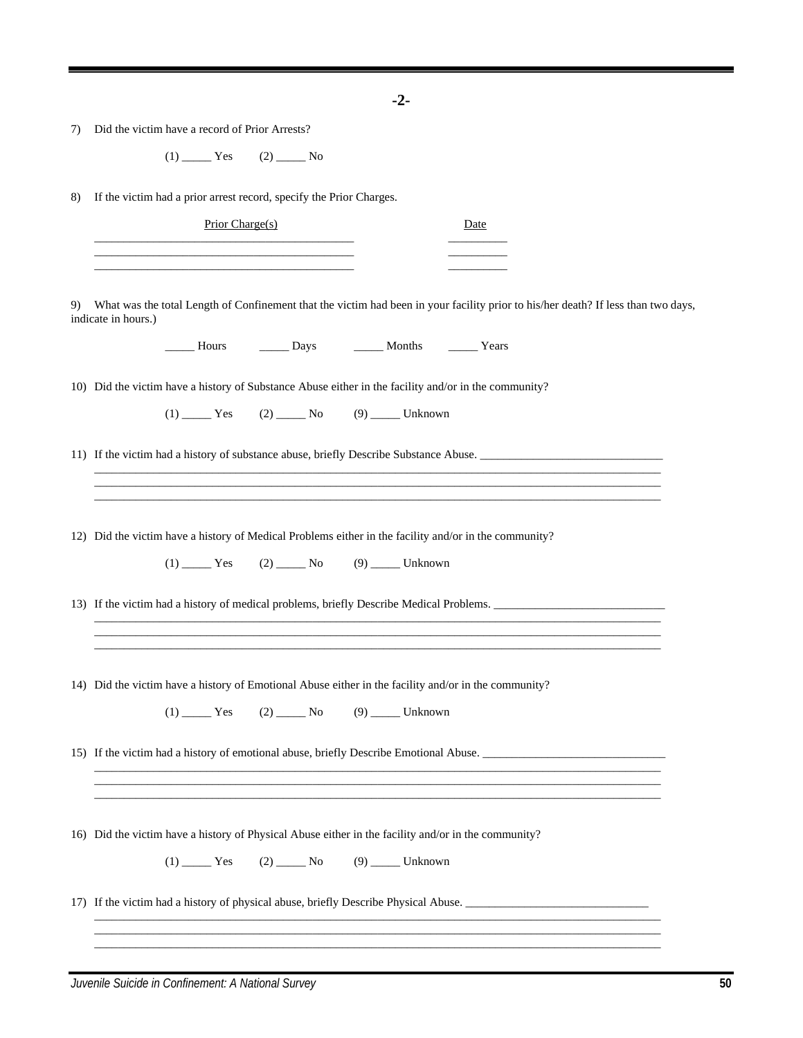**-2-**

7) Did the victim have a record of Prior Arrests?

(1) _____ Yes (2) _____ No

8) If the victim had a prior arrest record, specify the Prior Charges.

| Prior Charge(s) | Date |
|---|---|
| ____________________________________________ | __________ |
| ____________________________________________ | __________ |
| ____________________________________________ | __________ |

9) What was the total Length of Confinement that the victim had been in your facility prior to his/her death? If less than two days, indicate in hours.)

_____ Hours _____ Days _____ Months _____ Years

10) Did the victim have a history of Substance Abuse either in the facility and/or in the community?

(1) _____ Yes (2) _____ No (9) _____ Unknown

11) If the victim had a history of substance abuse, briefly Describe Substance Abuse. ______________________________

_______________________________________________________________________________________________

_______________________________________________________________________________________________

_______________________________________________________________________________________________

12) Did the victim have a history of Medical Problems either in the facility and/or in the community?

(1) _____ Yes (2) _____ No (9) _____ Unknown

13) If the victim had a history of medical problems, briefly Describe Medical Problems. _____________________________

_______________________________________________________________________________________________

_______________________________________________________________________________________________

_______________________________________________________________________________________________

14) Did the victim have a history of Emotional Abuse either in the facility and/or in the community?

(1) _____ Yes (2) _____ No (9) _____ Unknown

15) If the victim had a history of emotional abuse, briefly Describe Emotional Abuse. _______________________________

_______________________________________________________________________________________________

_______________________________________________________________________________________________

_______________________________________________________________________________________________

16) Did the victim have a history of Physical Abuse either in the facility and/or in the community?

(1) _____ Yes (2) _____ No (9) _____ Unknown

17) If the victim had a history of physical abuse, briefly Describe Physical Abuse. _______________________________

_______________________________________________________________________________________________

_______________________________________________________________________________________________

_______________________________________________________________________________________________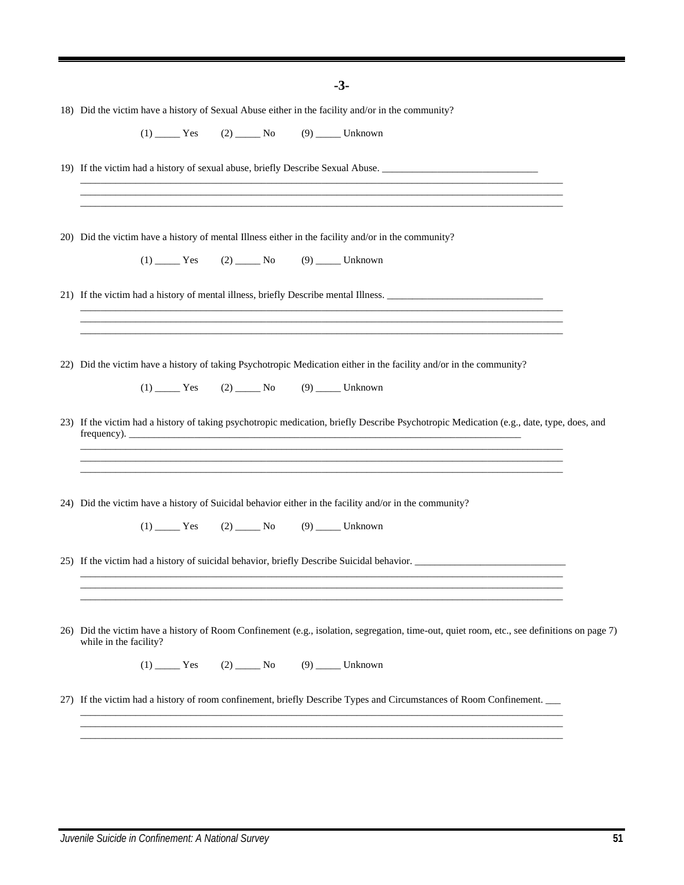-3-

18) Did the victim have a history of Sexual Abuse either in the facility and/or in the community?

(1) _____ Yes (2) _____ No (9) _____ Unknown

19) If the victim had a history of sexual abuse, briefly Describe Sexual Abuse. _______________________________
____________________________________________________________________________________________
____________________________________________________________________________________________
____________________________________________________________________________________________

20) Did the victim have a history of mental Illness either in the facility and/or in the community?

(1) _____ Yes (2) _____ No (9) _____ Unknown

21) If the victim had a history of mental illness, briefly Describe mental Illness. _______________________________
____________________________________________________________________________________________
____________________________________________________________________________________________
____________________________________________________________________________________________

22) Did the victim have a history of taking Psychotropic Medication either in the facility and/or in the community?

(1) _____ Yes (2) _____ No (9) _____ Unknown

23) If the victim had a history of taking psychotropic medication, briefly Describe Psychotropic Medication (e.g., date, type, does, and frequency). ________________________________________________________________________________
____________________________________________________________________________________________
____________________________________________________________________________________________
____________________________________________________________________________________________

24) Did the victim have a history of Suicidal behavior either in the facility and/or in the community?

(1) _____ Yes (2) _____ No (9) _____ Unknown

25) If the victim had a history of suicidal behavior, briefly Describe Suicidal behavior. ______________________________
____________________________________________________________________________________________
____________________________________________________________________________________________
____________________________________________________________________________________________

26) Did the victim have a history of Room Confinement (e.g., isolation, segregation, time-out, quiet room, etc., see definitions on page 7) while in the facility?

(1) _____ Yes (2) _____ No (9) _____ Unknown

27) If the victim had a history of room confinement, briefly Describe Types and Circumstances of Room Confinement. ___
____________________________________________________________________________________________
____________________________________________________________________________________________
____________________________________________________________________________________________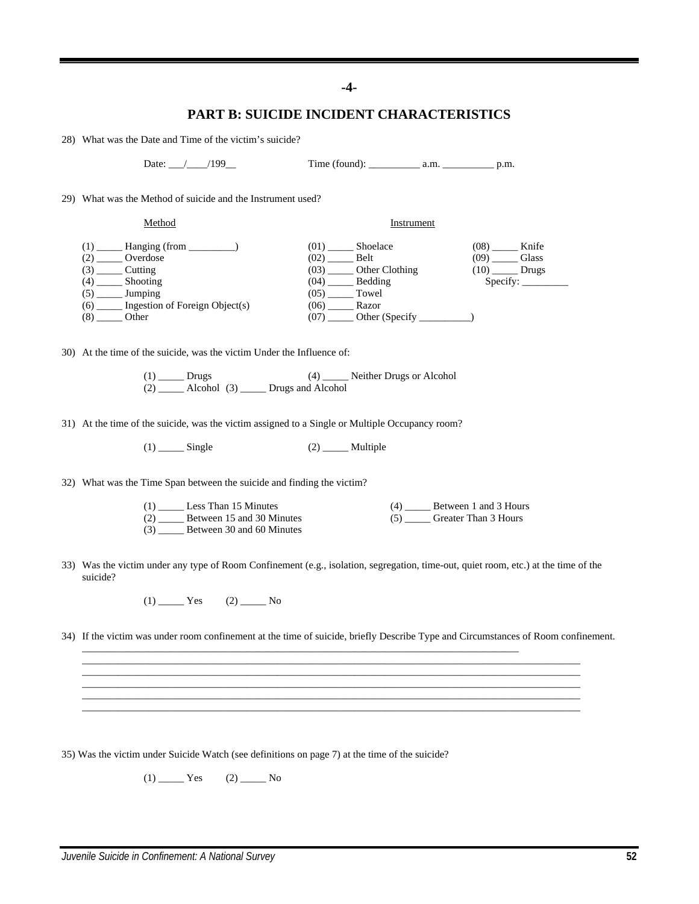-4-

## PART B: SUICIDE INCIDENT CHARACTERISTICS

28) What was the Date and Time of the victim's suicide?

Date: ___/____/199__ Time (found): __________ a.m. __________ p.m.

29) What was the Method of suicide and the Instrument used?

| Method | Instrument | |
|---|---|---|
| (1) _____ Hanging (from _________) | (01) _____ Shoelace | (08) _____ Knife |
| (2) _____ Overdose | (02) _____ Belt | (09) _____ Glass |
| (3) _____ Cutting | (03) _____ Other Clothing | (10) _____ Drugs |
| (4) _____ Shooting | (04) _____ Bedding | Specify: _________ |
| (5) _____ Jumping | (05) _____ Towel | |
| (6) _____ Ingestion of Foreign Object(s) | (06) _____ Razor | |
| (8) _____ Other | (07) _____ Other (Specify __________) | |

30) At the time of the suicide, was the victim Under the Influence of:

(1) _____ Drugs (4) _____ Neither Drugs or Alcohol
(2) _____ Alcohol (3) _____ Drugs and Alcohol

31) At the time of the suicide, was the victim assigned to a Single or Multiple Occupancy room?

(1) _____ Single (2) _____ Multiple

32) What was the Time Span between the suicide and finding the victim?

(1) _____ Less Than 15 Minutes
(2) _____ Between 15 and 30 Minutes
(3) _____ Between 30 and 60 Minutes
(4) _____ Between 1 and 3 Hours
(5) _____ Greater Than 3 Hours

33) Was the victim under any type of Room Confinement (e.g., isolation, segregation, time-out, quiet room, etc.) at the time of the suicide?

(1) _____ Yes (2) _____ No

34) If the victim was under room confinement at the time of suicide, briefly Describe Type and Circumstances of Room confinement.
_____________________________________________________________________________________
_____________________________________________________________________________________
_____________________________________________________________________________________
_____________________________________________________________________________________
_____________________________________________________________________________________
_____________________________________________________________________________________

35) Was the victim under Suicide Watch (see definitions on page 7) at the time of the suicide?

(1) _____ Yes (2) _____ No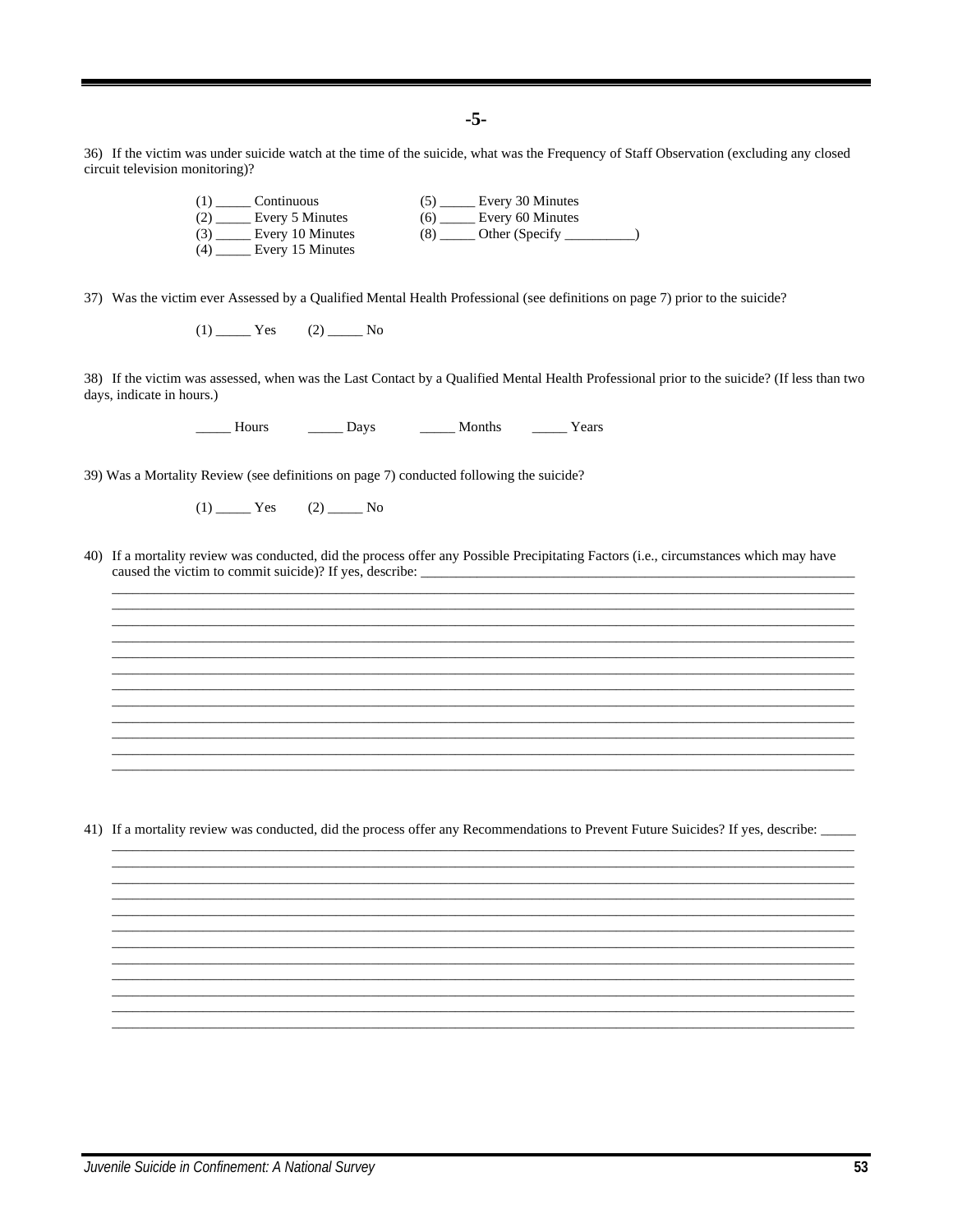**-5-**

36) If the victim was under suicide watch at the time of the suicide, what was the Frequency of Staff Observation (excluding any closed circuit television monitoring)?

(1) _____ Continuous
(2) _____ Every 5 Minutes
(3) _____ Every 10 Minutes
(4) _____ Every 15 Minutes
(5) _____ Every 30 Minutes
(6) _____ Every 60 Minutes
(8) _____ Other (Specify __________)

37) Was the victim ever Assessed by a Qualified Mental Health Professional (see definitions on page 7) prior to the suicide?

(1) _____ Yes (2) _____ No

38) If the victim was assessed, when was the Last Contact by a Qualified Mental Health Professional prior to the suicide? (If less than two days, indicate in hours.)

_____ Hours _____ Days _____ Months _____ Years

39) Was a Mortality Review (see definitions on page 7) conducted following the suicide?

(1) _____ Yes (2) _____ No

40) If a mortality review was conducted, did the process offer any Possible Precipitating Factors (i.e., circumstances which may have caused the victim to commit suicide)? If yes, describe: ____________________________________________________________________

_______________________________________________________________________________________________

_______________________________________________________________________________________________

_______________________________________________________________________________________________

_______________________________________________________________________________________________

_______________________________________________________________________________________________

_______________________________________________________________________________________________

_______________________________________________________________________________________________

_______________________________________________________________________________________________

_______________________________________________________________________________________________

_______________________________________________________________________________________________

_______________________________________________________________________________________________

_______________________________________________________________________________________________

41) If a mortality review was conducted, did the process offer any Recommendations to Prevent Future Suicides? If yes, describe: _____

_______________________________________________________________________________________________

_______________________________________________________________________________________________

_______________________________________________________________________________________________

_______________________________________________________________________________________________

_______________________________________________________________________________________________

_______________________________________________________________________________________________

_______________________________________________________________________________________________

_______________________________________________________________________________________________

_______________________________________________________________________________________________

_______________________________________________________________________________________________

_______________________________________________________________________________________________

_______________________________________________________________________________________________

_______________________________________________________________________________________________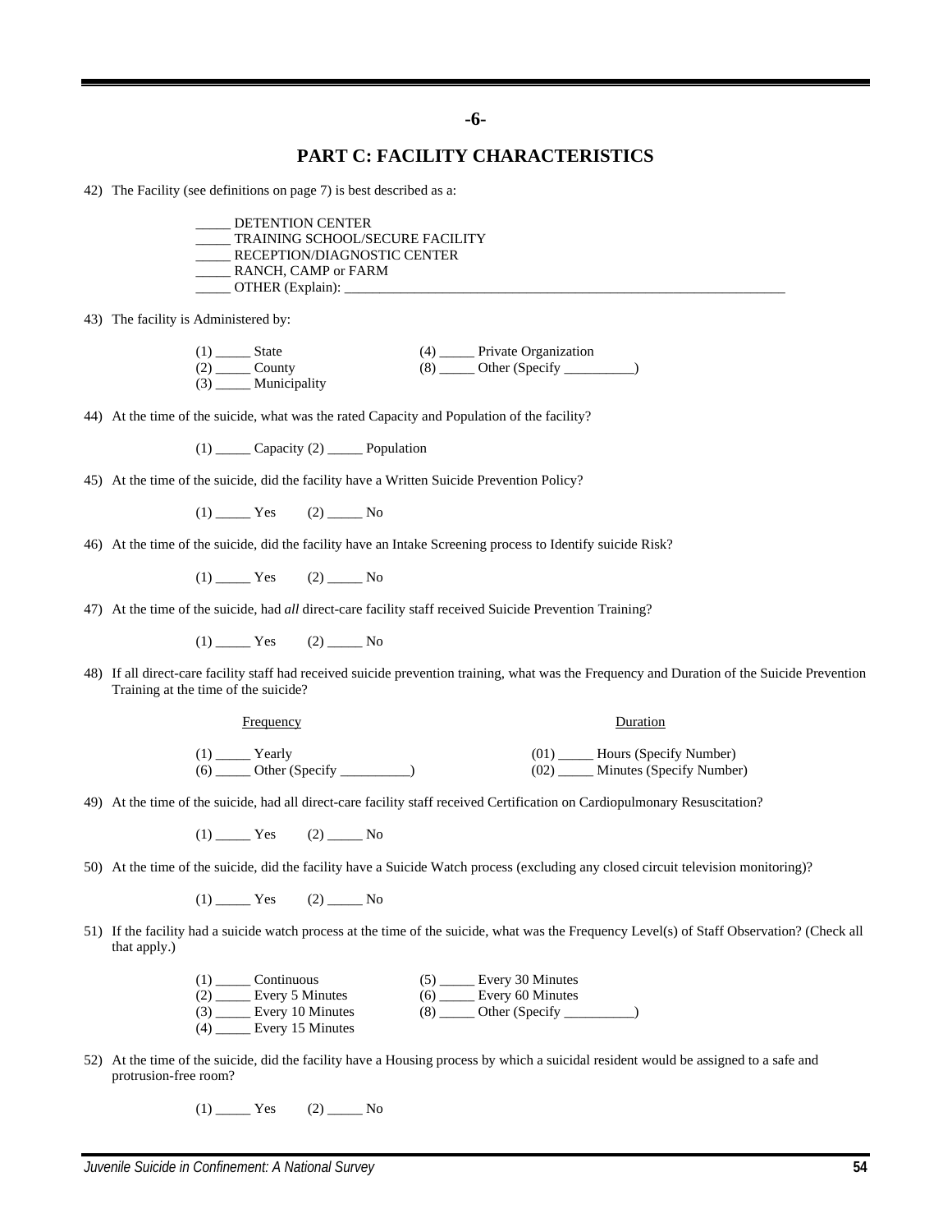-6-

## PART C: FACILITY CHARACTERISTICS

42) The Facility (see definitions on page 7) is best described as a:

_____ DETENTION CENTER
_____ TRAINING SCHOOL/SECURE FACILITY
_____ RECEPTION/DIAGNOSTIC CENTER
_____ RANCH, CAMP or FARM
_____ OTHER (Explain): _______________________________________________________________

43) The facility is Administered by:

(1) _____ State
(2) _____ County
(3) _____ Municipality
(4) _____ Private Organization
(8) _____ Other (Specify __________)

44) At the time of the suicide, what was the rated Capacity and Population of the facility?

(1) _____ Capacity (2) _____ Population

45) At the time of the suicide, did the facility have a Written Suicide Prevention Policy?

(1) _____ Yes (2) _____ No

46) At the time of the suicide, did the facility have an Intake Screening process to Identify suicide Risk?

(1) _____ Yes (2) _____ No

47) At the time of the suicide, had *all* direct-care facility staff received Suicide Prevention Training?

(1) _____ Yes (2) _____ No

48) If all direct-care facility staff had received suicide prevention training, what was the Frequency and Duration of the Suicide Prevention Training at the time of the suicide?

Frequency

(1) _____ Yearly
(6) _____ Other (Specify __________)

Duration

(01) _____ Hours (Specify Number)
(02) _____ Minutes (Specify Number)

49) At the time of the suicide, had all direct-care facility staff received Certification on Cardiopulmonary Resuscitation?

(1) _____ Yes (2) _____ No

50) At the time of the suicide, did the facility have a Suicide Watch process (excluding any closed circuit television monitoring)?

(1) _____ Yes (2) _____ No

51) If the facility had a suicide watch process at the time of the suicide, what was the Frequency Level(s) of Staff Observation? (Check all that apply.)

(1) _____ Continuous
(2) _____ Every 5 Minutes
(3) _____ Every 10 Minutes
(4) _____ Every 15 Minutes
(5) _____ Every 30 Minutes
(6) _____ Every 60 Minutes
(8) _____ Other (Specify __________)

52) At the time of the suicide, did the facility have a Housing process by which a suicidal resident would be assigned to a safe and protrusion-free room?

(1) _____ Yes (2) _____ No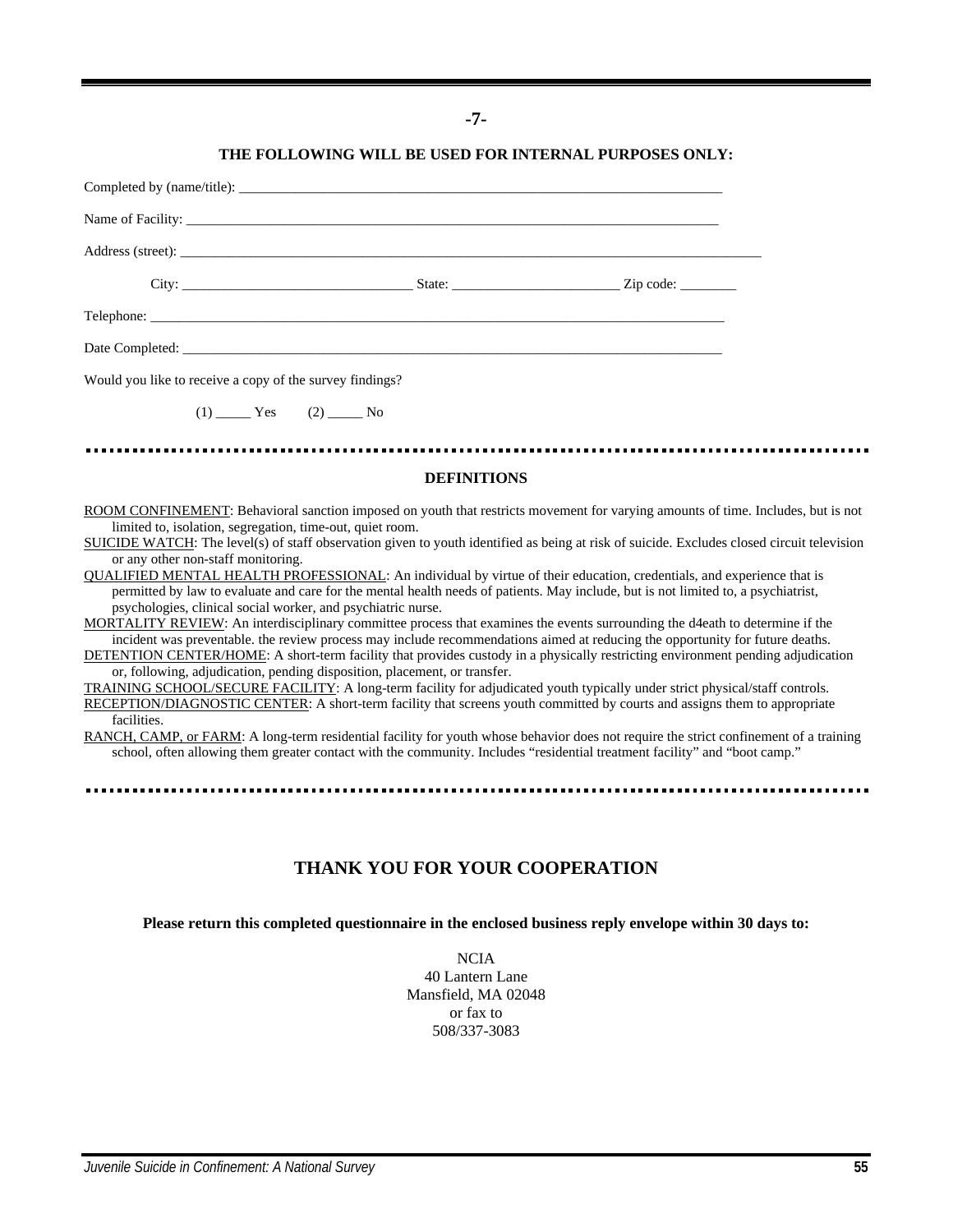-7-

**THE FOLLOWING WILL BE USED FOR INTERNAL PURPOSES ONLY:**

Completed by (name/title): ___________________________________________________________________

Name of Facility: ________________________________________________________________________

Address (street): ___________________________________________________________________________

City: ______________________________ State: _____________________ Zip code: ________

Telephone: __________________________________________________________________________

Date Completed: _____________________________________________________________________

Would you like to receive a copy of the survey findings?

(1) _____ Yes (2) _____ No

---

**DEFINITIONS**

ROOM CONFINEMENT: Behavioral sanction imposed on youth that restricts movement for varying amounts of time. Includes, but is not limited to, isolation, segregation, time-out, quiet room.

SUICIDE WATCH: The level(s) of staff observation given to youth identified as being at risk of suicide. Excludes closed circuit television or any other non-staff monitoring.

QUALIFIED MENTAL HEALTH PROFESSIONAL: An individual by virtue of their education, credentials, and experience that is permitted by law to evaluate and care for the mental health needs of patients. May include, but is not limited to, a psychiatrist, psychologies, clinical social worker, and psychiatric nurse.

MORTALITY REVIEW: An interdisciplinary committee process that examines the events surrounding the d4eath to determine if the incident was preventable. the review process may include recommendations aimed at reducing the opportunity for future deaths.

DETENTION CENTER/HOME: A short-term facility that provides custody in a physically restricting environment pending adjudication or, following, adjudication, pending disposition, placement, or transfer.

TRAINING SCHOOL/SECURE FACILITY: A long-term facility for adjudicated youth typically under strict physical/staff controls.

RECEPTION/DIAGNOSTIC CENTER: A short-term facility that screens youth committed by courts and assigns them to appropriate facilities.

RANCH, CAMP, or FARM: A long-term residential facility for youth whose behavior does not require the strict confinement of a training school, often allowing them greater contact with the community. Includes "residential treatment facility" and "boot camp."

---

## THANK YOU FOR YOUR COOPERATION

**Please return this completed questionnaire in the enclosed business reply envelope within 30 days to:**

NCIA
40 Lantern Lane
Mansfield, MA 02048
or fax to
508/337-3083